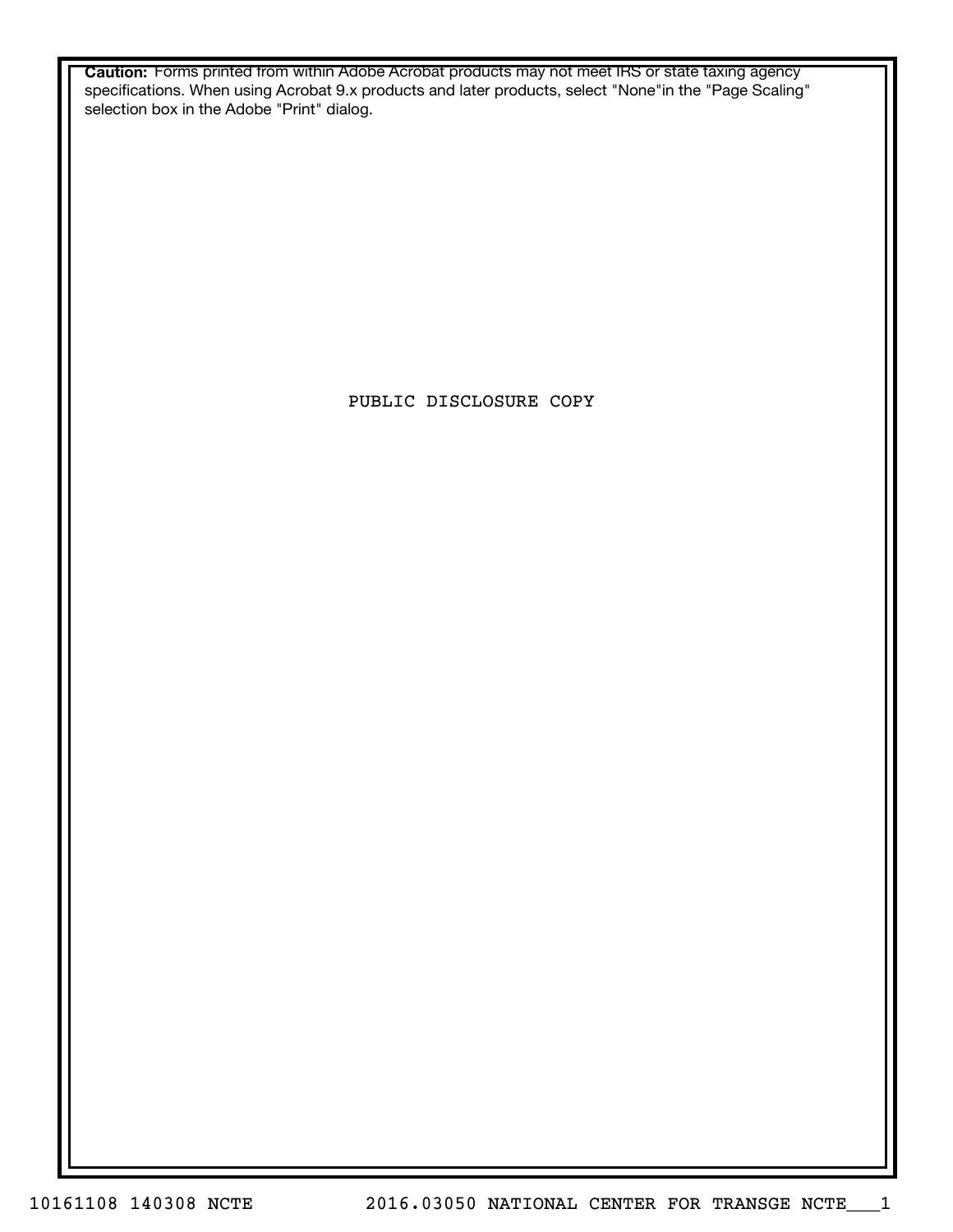**Caution:** Forms printed from within Adobe Acrobat products may not meet IRS or state taxing agency specifications. When using Acrobat 9.x products and later products, select "None"in the "Page Scaling" selection box in the Adobe "Print" dialog.

PUBLIC DISCLOSURE COPY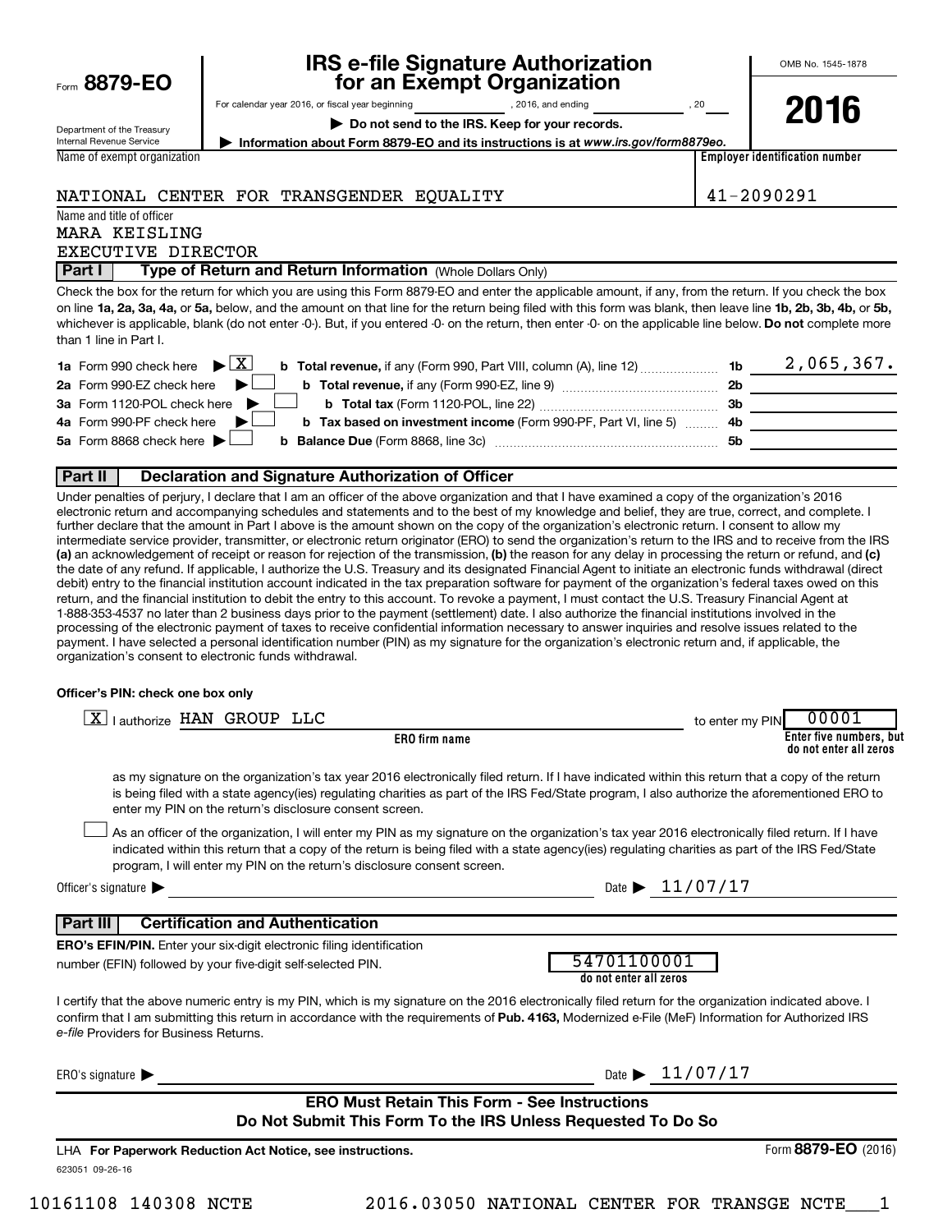Form **8879-EO**

Department of the Treasury
Internal Revenue Service

# IRS e-file Signature Authorization for an Exempt Organization

For calendar year 2016, or fiscal year beginning ____________, 2016, and ending ____________, 20___

▶ **Do not send to the IRS. Keep for your records.**

▶ **Information about Form 8879-EO and its instructions is at** ***www.irs.gov/form8879eo.***

OMB No. 1545-1878

**2016**

| Name of exempt organization | Employer identification number |
|---|---|
| NATIONAL CENTER FOR TRANSGENDER EQUALITY | 41-2090291 |

Name and title of officer
MARA KEISLING
EXECUTIVE DIRECTOR

## Part I — Type of Return and Return Information (Whole Dollars Only)

Check the box for the return for which you are using this Form 8879-EO and enter the applicable amount, if any, from the return. If you check the box on line **1a, 2a, 3a, 4a,** or **5a,** below, and the amount on that line for the return being filed with this form was blank, then leave line **1b, 2b, 3b, 4b,** or **5b,** whichever is applicable, blank (do not enter -0-). But, if you entered -0- on the return, then enter -0- on the applicable line below. **Do not** complete more than 1 line in Part I.

| | | | |
|---|---|---|---|
| **1a** Form 990 check here ▶ [X] | **b Total revenue,** if any (Form 990, Part VIII, column (A), line 12) | **1b** | 2,065,367. |
| **2a** Form 990-EZ check here ▶ [ ] | **b Total revenue,** if any (Form 990-EZ, line 9) | **2b** | |
| **3a** Form 1120-POL check here ▶ [ ] | **b Total tax** (Form 1120-POL, line 22) | **3b** | |
| **4a** Form 990-PF check here ▶ [ ] | **b Tax based on investment income** (Form 990-PF, Part VI, line 5) | **4b** | |
| **5a** Form 8868 check here ▶ [ ] | **b Balance Due** (Form 8868, line 3c) | **5b** | |

## Part II — Declaration and Signature Authorization of Officer

Under penalties of perjury, I declare that I am an officer of the above organization and that I have examined a copy of the organization's 2016 electronic return and accompanying schedules and statements and to the best of my knowledge and belief, they are true, correct, and complete. I further declare that the amount in Part I above is the amount shown on the copy of the organization's electronic return. I consent to allow my intermediate service provider, transmitter, or electronic return originator (ERO) to send the organization's return to the IRS and to receive from the IRS **(a)** an acknowledgement of receipt or reason for rejection of the transmission, **(b)** the reason for any delay in processing the return or refund, and **(c)** the date of any refund. If applicable, I authorize the U.S. Treasury and its designated Financial Agent to initiate an electronic funds withdrawal (direct debit) entry to the financial institution account indicated in the tax preparation software for payment of the organization's federal taxes owed on this return, and the financial institution to debit the entry to this account. To revoke a payment, I must contact the U.S. Treasury Financial Agent at 1-888-353-4537 no later than 2 business days prior to the payment (settlement) date. I also authorize the financial institutions involved in the processing of the electronic payment of taxes to receive confidential information necessary to answer inquiries and resolve issues related to the payment. I have selected a personal identification number (PIN) as my signature for the organization's electronic return and, if applicable, the organization's consent to electronic funds withdrawal.

**Officer's PIN: check one box only**

[X] I authorize HAN GROUP LLC (**ERO firm name**) to enter my PIN 00001 (**Enter five numbers, but do not enter all zeros**)

as my signature on the organization's tax year 2016 electronically filed return. If I have indicated within this return that a copy of the return is being filed with a state agency(ies) regulating charities as part of the IRS Fed/State program, I also authorize the aforementioned ERO to enter my PIN on the return's disclosure consent screen.

[ ] As an officer of the organization, I will enter my PIN as my signature on the organization's tax year 2016 electronically filed return. If I have indicated within this return that a copy of the return is being filed with a state agency(ies) regulating charities as part of the IRS Fed/State program, I will enter my PIN on the return's disclosure consent screen.

Officer's signature ▶ ____________________ Date ▶ 11/07/17

## Part III — Certification and Authentication

**ERO's EFIN/PIN.** Enter your six-digit electronic filing identification number (EFIN) followed by your five-digit self-selected PIN.

54701100001
**do not enter all zeros**

I certify that the above numeric entry is my PIN, which is my signature on the 2016 electronically filed return for the organization indicated above. I confirm that I am submitting this return in accordance with the requirements of **Pub. 4163,** Modernized e-File (MeF) Information for Authorized IRS *e-file* Providers for Business Returns.

ERO's signature ▶ ____________________ Date ▶ 11/07/17

**ERO Must Retain This Form - See Instructions**
**Do Not Submit This Form To the IRS Unless Requested To Do So**

LHA **For Paperwork Reduction Act Notice, see instructions.** Form **8879-EO** (2016)

623051 09-26-16

10161108 140308 NCTE 2016.03050 NATIONAL CENTER FOR TRANSGE NCTE___1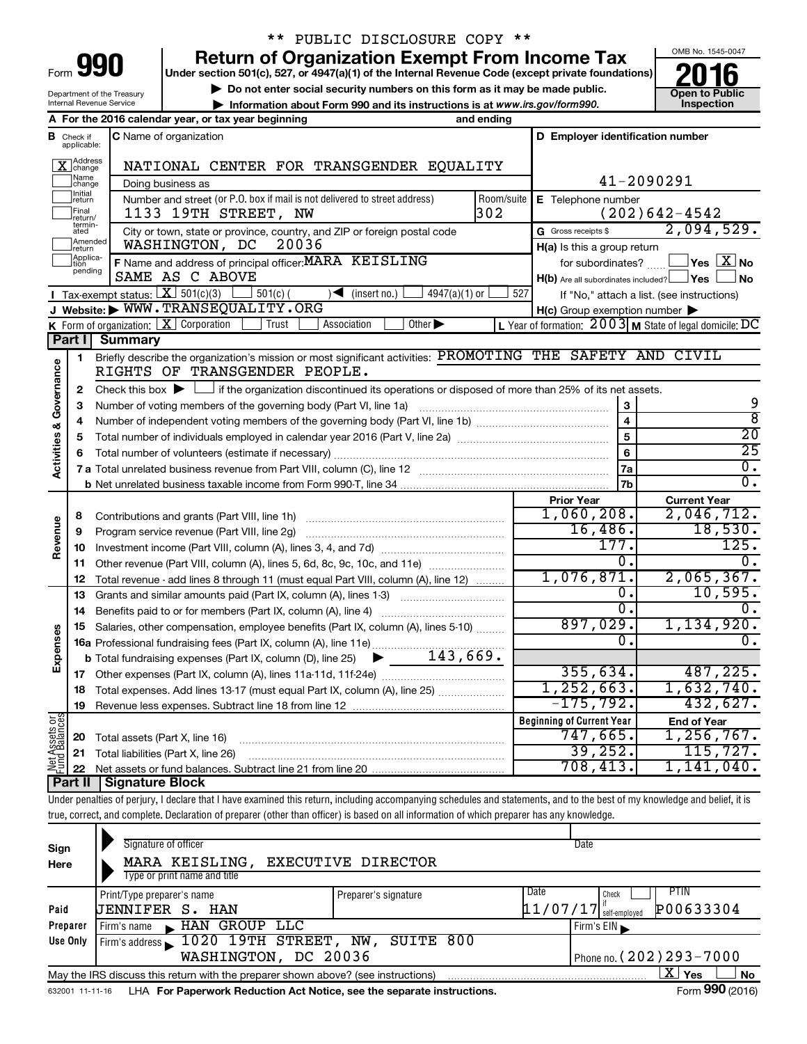\*\* PUBLIC DISCLOSURE COPY \*\*

# Form 990 — Return of Organization Exempt From Income Tax (2016)

Under section 501(c), 527, or 4947(a)(1) of the Internal Revenue Code (except private foundations)

▶ Do not enter social security numbers on this form as it may be made public.

▶ Information about Form 990 and its instructions is at www.irs.gov/form990.

Department of the Treasury, Internal Revenue Service

OMB No. 1545-0047 — Open to Public Inspection

**A** For the 2016 calendar year, or tax year beginning ___ and ending ___

**B** Check if applicable: [X] Address change; [ ] Name change; [ ] Initial return; [ ] Final return/terminated; [ ] Amended return; [ ] Application pending

**C** Name of organization: NATIONAL CENTER FOR TRANSGENDER EQUALITY

Doing business as

Number and street (or P.O. box if mail is not delivered to street address): 1133 19TH STREET, NW — Room/suite: 302

City or town, state or province, country, and ZIP or foreign postal code: WASHINGTON, DC 20036

**D** Employer identification number: 41-2090291

**E** Telephone number: (202)642-4542

**G** Gross receipts $ 2,094,529.

**F** Name and address of principal officer: MARA KEISLING, SAME AS C ABOVE

**H(a)** Is this a group return for subordinates? [ ] Yes [X] No

**H(b)** Are all subordinates included? [ ] Yes [ ] No — If "No," attach a list. (see instructions)

**H(c)** Group exemption number ▶

**I** Tax-exempt status: [X] 501(c)(3) [ ] 501(c) ( ) ◀ (insert no.) [ ] 4947(a)(1) or [ ] 527

**J** Website: ▶ WWW.TRANSEQUALITY.ORG

**K** Form of organization: [X] Corporation [ ] Trust [ ] Association [ ] Other ▶

**L** Year of formation: 2003 **M** State of legal domicile: DC

## Part I Summary

**Activities & Governance**

1. Briefly describe the organization's mission or most significant activities: PROMOTING THE SAFETY AND CIVIL RIGHTS OF TRANSGENDER PEOPLE.
2. Check this box ▶ [ ] if the organization discontinued its operations or disposed of more than 25% of its net assets.

| Line | Description | | Value |
|---|---|---|---|
| 3 | Number of voting members of the governing body (Part VI, line 1a) | 3 | 9 |
| 4 | Number of independent voting members of the governing body (Part VI, line 1b) | 4 | 8 |
| 5 | Total number of individuals employed in calendar year 2016 (Part V, line 2a) | 5 | 20 |
| 6 | Total number of volunteers (estimate if necessary) | 6 | 25 |
| 7a | Total unrelated business revenue from Part VIII, column (C), line 12 | 7a | 0. |
| 7b | Net unrelated business taxable income from Form 990-T, line 34 | 7b | 0. |

| Line | Description | Prior Year | Current Year |
|---|---|---|---|
| **Revenue** | | | |
| 8 | Contributions and grants (Part VIII, line 1h) | 1,060,208. | 2,046,712. |
| 9 | Program service revenue (Part VIII, line 2g) | 16,486. | 18,530. |
| 10 | Investment income (Part VIII, column (A), lines 3, 4, and 7d) | 177. | 125. |
| 11 | Other revenue (Part VIII, column (A), lines 5, 6d, 8c, 9c, 10c, and 11e) | 0. | 0. |
| 12 | Total revenue - add lines 8 through 11 (must equal Part VIII, column (A), line 12) | 1,076,871. | 2,065,367. |
| **Expenses** | | | |
| 13 | Grants and similar amounts paid (Part IX, column (A), lines 1-3) | 0. | 10,595. |
| 14 | Benefits paid to or for members (Part IX, column (A), line 4) | 0. | 0. |
| 15 | Salaries, other compensation, employee benefits (Part IX, column (A), lines 5-10) | 897,029. | 1,134,920. |
| 16a | Professional fundraising fees (Part IX, column (A), line 11e) | 0. | 0. |
| b | Total fundraising expenses (Part IX, column (D), line 25) ▶ 143,669. | | |
| 17 | Other expenses (Part IX, column (A), lines 11a-11d, 11f-24e) | 355,634. | 487,225. |
| 18 | Total expenses. Add lines 13-17 (must equal Part IX, column (A), line 25) | 1,252,663. | 1,632,740. |
| 19 | Revenue less expenses. Subtract line 18 from line 12 | -175,792. | 432,627. |

| Line | Net Assets or Fund Balances | Beginning of Current Year | End of Year |
|---|---|---|---|
| 20 | Total assets (Part X, line 16) | 747,665. | 1,256,767. |
| 21 | Total liabilities (Part X, line 26) | 39,252. | 115,727. |
| 22 | Net assets or fund balances. Subtract line 21 from line 20 | 708,413. | 1,141,040. |

## Part II Signature Block

Under penalties of perjury, I declare that I have examined this return, including accompanying schedules and statements, and to the best of my knowledge and belief, it is true, correct, and complete. Declaration of preparer (other than officer) is based on all information of which preparer has any knowledge.

**Sign Here**

Signature of officer — Date

MARA KEISLING, EXECUTIVE DIRECTOR

Type or print name and title

**Paid Preparer Use Only**

| Print/Type preparer's name | Preparer's signature | Date | Check if self-employed | PTIN |
|---|---|---|---|---|
| JENNIFER S. HAN | | 11/07/17 | [ ] | P00633304 |

Firm's name ▶ HAN GROUP LLC — Firm's EIN ▶

Firm's address ▶ 1020 19TH STREET, NW, SUITE 800, WASHINGTON, DC 20036 — Phone no. (202)293-7000

May the IRS discuss this return with the preparer shown above? (see instructions) [X] Yes [ ] No

632001 11-11-16 LHA For Paperwork Reduction Act Notice, see the separate instructions. Form 990 (2016)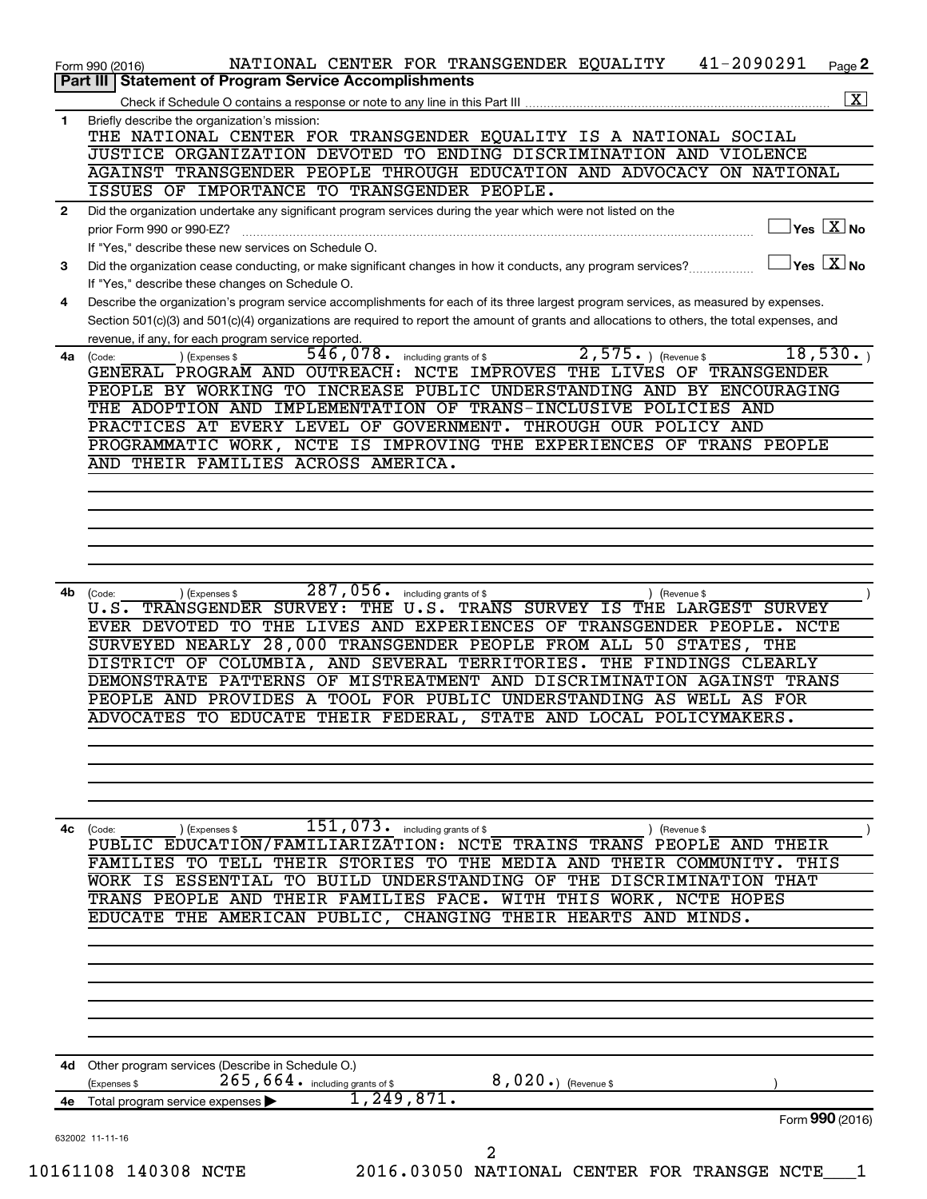Form 990 (2016) NATIONAL CENTER FOR TRANSGENDER EQUALITY 41-2090291 Page **2**

## Part III Statement of Program Service Accomplishments

Check if Schedule O contains a response or note to any line in this Part III [X]

**1** Briefly describe the organization's mission:

THE NATIONAL CENTER FOR TRANSGENDER EQUALITY IS A NATIONAL SOCIAL JUSTICE ORGANIZATION DEVOTED TO ENDING DISCRIMINATION AND VIOLENCE AGAINST TRANSGENDER PEOPLE THROUGH EDUCATION AND ADVOCACY ON NATIONAL ISSUES OF IMPORTANCE TO TRANSGENDER PEOPLE.

**2** Did the organization undertake any significant program services during the year which were not listed on the prior Form 990 or 990-EZ? [ ] Yes [X] No

If "Yes," describe these new services on Schedule O.

**3** Did the organization cease conducting, or make significant changes in how it conducts, any program services? [ ] Yes [X] No

If "Yes," describe these changes on Schedule O.

**4** Describe the organization's program service accomplishments for each of its three largest program services, as measured by expenses. Section 501(c)(3) and 501(c)(4) organizations are required to report the amount of grants and allocations to others, the total expenses, and revenue, if any, for each program service reported.

**4a** (Code: ) (Expenses $ 546,078. including grants of $ 2,575.) (Revenue $ 18,530.)

GENERAL PROGRAM AND OUTREACH: NCTE IMPROVES THE LIVES OF TRANSGENDER PEOPLE BY WORKING TO INCREASE PUBLIC UNDERSTANDING AND BY ENCOURAGING THE ADOPTION AND IMPLEMENTATION OF TRANS-INCLUSIVE POLICIES AND PRACTICES AT EVERY LEVEL OF GOVERNMENT. THROUGH OUR POLICY AND PROGRAMMATIC WORK, NCTE IS IMPROVING THE EXPERIENCES OF TRANS PEOPLE AND THEIR FAMILIES ACROSS AMERICA.

**4b** (Code: ) (Expenses $ 287,056. including grants of $ ) (Revenue $ )

U.S. TRANSGENDER SURVEY: THE U.S. TRANS SURVEY IS THE LARGEST SURVEY EVER DEVOTED TO THE LIVES AND EXPERIENCES OF TRANSGENDER PEOPLE. NCTE SURVEYED NEARLY 28,000 TRANSGENDER PEOPLE FROM ALL 50 STATES, THE DISTRICT OF COLUMBIA, AND SEVERAL TERRITORIES. THE FINDINGS CLEARLY DEMONSTRATE PATTERNS OF MISTREATMENT AND DISCRIMINATION AGAINST TRANS PEOPLE AND PROVIDES A TOOL FOR PUBLIC UNDERSTANDING AS WELL AS FOR ADVOCATES TO EDUCATE THEIR FEDERAL, STATE AND LOCAL POLICYMAKERS.

**4c** (Code: ) (Expenses $ 151,073. including grants of $ ) (Revenue $ )

PUBLIC EDUCATION/FAMILIARIZATION: NCTE TRAINS TRANS PEOPLE AND THEIR FAMILIES TO TELL THEIR STORIES TO THE MEDIA AND THEIR COMMUNITY. THIS WORK IS ESSENTIAL TO BUILD UNDERSTANDING OF THE DISCRIMINATION THAT TRANS PEOPLE AND THEIR FAMILIES FACE. WITH THIS WORK, NCTE HOPES EDUCATE THE AMERICAN PUBLIC, CHANGING THEIR HEARTS AND MINDS.

**4d** Other program services (Describe in Schedule O.)

(Expenses $ 265,664. including grants of $ 8,020.) (Revenue $ )

**4e** Total program service expenses ▶ 1,249,871.

Form **990** (2016)

632002 11-11-16

10161108 140308 NCTE 2016.03050 NATIONAL CENTER FOR TRANSGE NCTE___1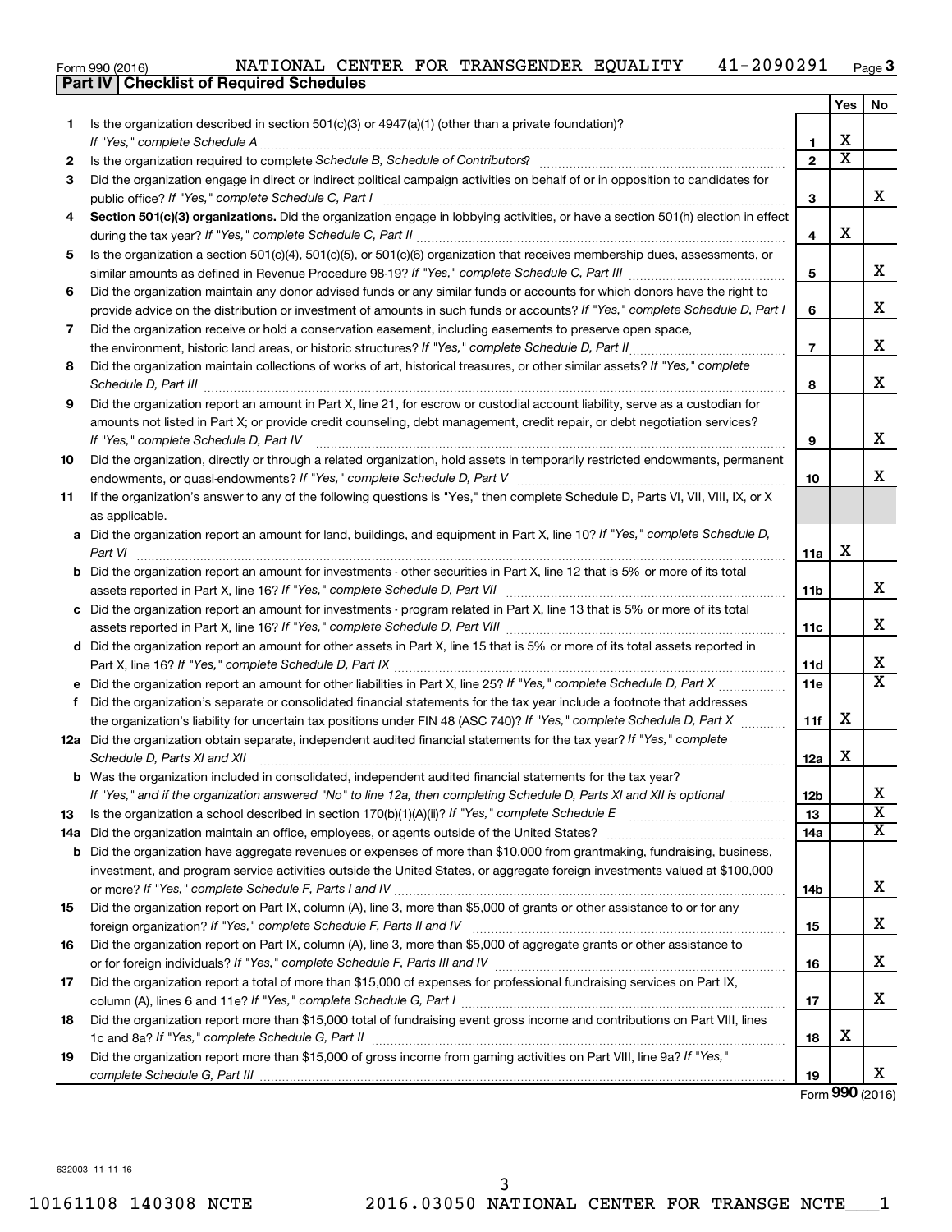Form 990 (2016) NATIONAL CENTER FOR TRANSGENDER EQUALITY 41-2090291 Page 3

## Part IV Checklist of Required Schedules

| | | | Yes | No |
|---|---|---|---|---|
| 1 | Is the organization described in section 501(c)(3) or 4947(a)(1) (other than a private foundation)? *If "Yes," complete Schedule A* | 1 | X | |
| 2 | Is the organization required to complete *Schedule B, Schedule of Contributors*? | 2 | X | |
| 3 | Did the organization engage in direct or indirect political campaign activities on behalf of or in opposition to candidates for public office? *If "Yes," complete Schedule C, Part I* | 3 | | X |
| 4 | **Section 501(c)(3) organizations.** Did the organization engage in lobbying activities, or have a section 501(h) election in effect during the tax year? *If "Yes," complete Schedule C, Part II* | 4 | X | |
| 5 | Is the organization a section 501(c)(4), 501(c)(5), or 501(c)(6) organization that receives membership dues, assessments, or similar amounts as defined in Revenue Procedure 98-19? *If "Yes," complete Schedule C, Part III* | 5 | | X |
| 6 | Did the organization maintain any donor advised funds or any similar funds or accounts for which donors have the right to provide advice on the distribution or investment of amounts in such funds or accounts? *If "Yes," complete Schedule D, Part I* | 6 | | X |
| 7 | Did the organization receive or hold a conservation easement, including easements to preserve open space, the environment, historic land areas, or historic structures? *If "Yes," complete Schedule D, Part II* | 7 | | X |
| 8 | Did the organization maintain collections of works of art, historical treasures, or other similar assets? *If "Yes," complete Schedule D, Part III* | 8 | | X |
| 9 | Did the organization report an amount in Part X, line 21, for escrow or custodial account liability, serve as a custodian for amounts not listed in Part X; or provide credit counseling, debt management, credit repair, or debt negotiation services? *If "Yes," complete Schedule D, Part IV* | 9 | | X |
| 10 | Did the organization, directly or through a related organization, hold assets in temporarily restricted endowments, permanent endowments, or quasi-endowments? *If "Yes," complete Schedule D, Part V* | 10 | | X |
| 11 | If the organization's answer to any of the following questions is "Yes," then complete Schedule D, Parts VI, VII, VIII, IX, or X as applicable. | | | |
| a | Did the organization report an amount for land, buildings, and equipment in Part X, line 10? *If "Yes," complete Schedule D, Part VI* | 11a | X | |
| b | Did the organization report an amount for investments - other securities in Part X, line 12 that is 5% or more of its total assets reported in Part X, line 16? *If "Yes," complete Schedule D, Part VII* | 11b | | X |
| c | Did the organization report an amount for investments - program related in Part X, line 13 that is 5% or more of its total assets reported in Part X, line 16? *If "Yes," complete Schedule D, Part VIII* | 11c | | X |
| d | Did the organization report an amount for other assets in Part X, line 15 that is 5% or more of its total assets reported in Part X, line 16? *If "Yes," complete Schedule D, Part IX* | 11d | | X |
| e | Did the organization report an amount for other liabilities in Part X, line 25? *If "Yes," complete Schedule D, Part X* | 11e | | X |
| f | Did the organization's separate or consolidated financial statements for the tax year include a footnote that addresses the organization's liability for uncertain tax positions under FIN 48 (ASC 740)? *If "Yes," complete Schedule D, Part X* | 11f | X | |
| 12a | Did the organization obtain separate, independent audited financial statements for the tax year? *If "Yes," complete Schedule D, Parts XI and XII* | 12a | X | |
| b | Was the organization included in consolidated, independent audited financial statements for the tax year? *If "Yes," and if the organization answered "No" to line 12a, then completing Schedule D, Parts XI and XII is optional* | 12b | | X |
| 13 | Is the organization a school described in section 170(b)(1)(A)(ii)? *If "Yes," complete Schedule E* | 13 | | X |
| 14a | Did the organization maintain an office, employees, or agents outside of the United States? | 14a | | X |
| b | Did the organization have aggregate revenues or expenses of more than $10,000 from grantmaking, fundraising, business, investment, and program service activities outside the United States, or aggregate foreign investments valued at $100,000 or more? *If "Yes," complete Schedule F, Parts I and IV* | 14b | | X |
| 15 | Did the organization report on Part IX, column (A), line 3, more than $5,000 of grants or other assistance to or for any foreign organization? *If "Yes," complete Schedule F, Parts II and IV* | 15 | | X |
| 16 | Did the organization report on Part IX, column (A), line 3, more than $5,000 of aggregate grants or other assistance to or for foreign individuals? *If "Yes," complete Schedule F, Parts III and IV* | 16 | | X |
| 17 | Did the organization report a total of more than $15,000 of expenses for professional fundraising services on Part IX, column (A), lines 6 and 11e? *If "Yes," complete Schedule G, Part I* | 17 | | X |
| 18 | Did the organization report more than $15,000 total of fundraising event gross income and contributions on Part VIII, lines 1c and 8a? *If "Yes," complete Schedule G, Part II* | 18 | X | |
| 19 | Did the organization report more than $15,000 of gross income from gaming activities on Part VIII, line 9a? *If "Yes," complete Schedule G, Part III* | 19 | | X |

Form **990** (2016)

632003 11-11-16

10161108 140308 NCTE 2016.03050 NATIONAL CENTER FOR TRANSGE NCTE___1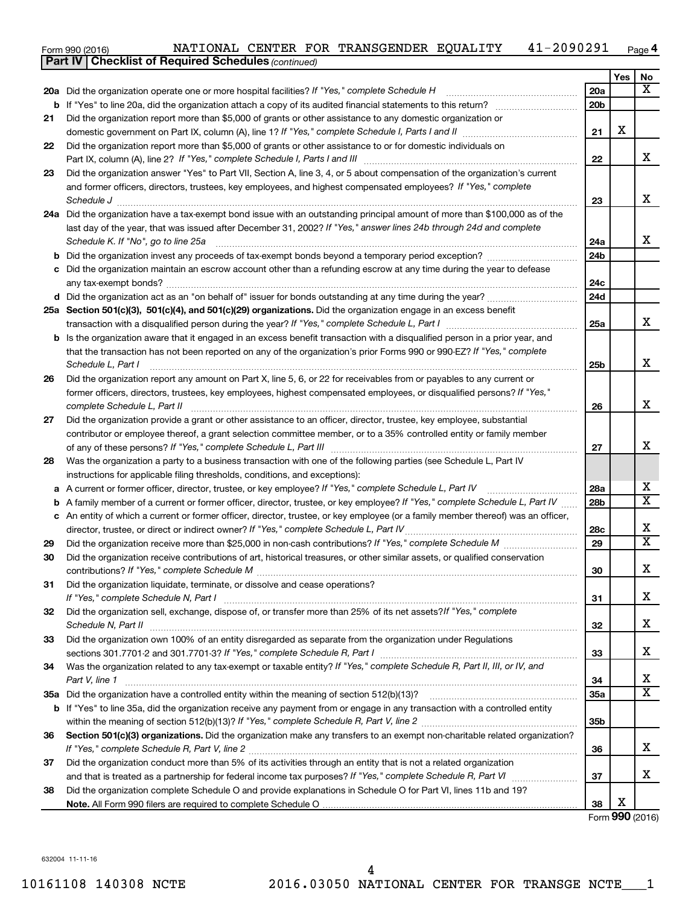Form 990 (2016) NATIONAL CENTER FOR TRANSGENDER EQUALITY 41-2090291 Page 4

**Part IV Checklist of Required Schedules** *(continued)*

| | | | Yes | No |
|---|---|---|---|---|
| 20a | Did the organization operate one or more hospital facilities? *If "Yes," complete Schedule H* | 20a | | X |
| b | If "Yes" to line 20a, did the organization attach a copy of its audited financial statements to this return? | 20b | | |
| 21 | Did the organization report more than $5,000 of grants or other assistance to any domestic organization or domestic government on Part IX, column (A), line 1? *If "Yes," complete Schedule I, Parts I and II* | 21 | X | |
| 22 | Did the organization report more than $5,000 of grants or other assistance to or for domestic individuals on Part IX, column (A), line 2? *If "Yes," complete Schedule I, Parts I and III* | 22 | | X |
| 23 | Did the organization answer "Yes" to Part VII, Section A, line 3, 4, or 5 about compensation of the organization's current and former officers, directors, trustees, key employees, and highest compensated employees? *If "Yes," complete Schedule J* | 23 | | X |
| 24a | Did the organization have a tax-exempt bond issue with an outstanding principal amount of more than $100,000 as of the last day of the year, that was issued after December 31, 2002? *If "Yes," answer lines 24b through 24d and complete Schedule K. If "No", go to line 25a* | 24a | | X |
| b | Did the organization invest any proceeds of tax-exempt bonds beyond a temporary period exception? | 24b | | |
| c | Did the organization maintain an escrow account other than a refunding escrow at any time during the year to defease any tax-exempt bonds? | 24c | | |
| d | Did the organization act as an "on behalf of" issuer for bonds outstanding at any time during the year? | 24d | | |
| 25a | **Section 501(c)(3), 501(c)(4), and 501(c)(29) organizations.** Did the organization engage in an excess benefit transaction with a disqualified person during the year? *If "Yes," complete Schedule L, Part I* | 25a | | X |
| b | Is the organization aware that it engaged in an excess benefit transaction with a disqualified person in a prior year, and that the transaction has not been reported on any of the organization's prior Forms 990 or 990-EZ? *If "Yes," complete Schedule L, Part I* | 25b | | X |
| 26 | Did the organization report any amount on Part X, line 5, 6, or 22 for receivables from or payables to any current or former officers, directors, trustees, key employees, highest compensated employees, or disqualified persons? *If "Yes," complete Schedule L, Part II* | 26 | | X |
| 27 | Did the organization provide a grant or other assistance to an officer, director, trustee, key employee, substantial contributor or employee thereof, a grant selection committee member, or to a 35% controlled entity or family member of any of these persons? *If "Yes," complete Schedule L, Part III* | 27 | | X |
| 28 | Was the organization a party to a business transaction with one of the following parties (see Schedule L, Part IV instructions for applicable filing thresholds, conditions, and exceptions): | | | |
| a | A current or former officer, director, trustee, or key employee? *If "Yes," complete Schedule L, Part IV* | 28a | | X |
| b | A family member of a current or former officer, director, trustee, or key employee? *If "Yes," complete Schedule L, Part IV* | 28b | | X |
| c | An entity of which a current or former officer, director, trustee, or key employee (or a family member thereof) was an officer, director, trustee, or direct or indirect owner? *If "Yes," complete Schedule L, Part IV* | 28c | | X |
| 29 | Did the organization receive more than $25,000 in non-cash contributions? *If "Yes," complete Schedule M* | 29 | | X |
| 30 | Did the organization receive contributions of art, historical treasures, or other similar assets, or qualified conservation contributions? *If "Yes," complete Schedule M* | 30 | | X |
| 31 | Did the organization liquidate, terminate, or dissolve and cease operations? *If "Yes," complete Schedule N, Part I* | 31 | | X |
| 32 | Did the organization sell, exchange, dispose of, or transfer more than 25% of its net assets? *If "Yes," complete Schedule N, Part II* | 32 | | X |
| 33 | Did the organization own 100% of an entity disregarded as separate from the organization under Regulations sections 301.7701-2 and 301.7701-3? *If "Yes," complete Schedule R, Part I* | 33 | | X |
| 34 | Was the organization related to any tax-exempt or taxable entity? *If "Yes," complete Schedule R, Part II, III, or IV, and Part V, line 1* | 34 | | X |
| 35a | Did the organization have a controlled entity within the meaning of section 512(b)(13)? | 35a | | X |
| b | If "Yes" to line 35a, did the organization receive any payment from or engage in any transaction with a controlled entity within the meaning of section 512(b)(13)? *If "Yes," complete Schedule R, Part V, line 2* | 35b | | |
| 36 | **Section 501(c)(3) organizations.** Did the organization make any transfers to an exempt non-charitable related organization? *If "Yes," complete Schedule R, Part V, line 2* | 36 | | X |
| 37 | Did the organization conduct more than 5% of its activities through an entity that is not a related organization and that is treated as a partnership for federal income tax purposes? *If "Yes," complete Schedule R, Part VI* | 37 | | X |
| 38 | Did the organization complete Schedule O and provide explanations in Schedule O for Part VI, lines 11b and 19? **Note.** All Form 990 filers are required to complete Schedule O | 38 | X | |

Form **990** (2016)

632004 11-11-16

10161108 140308 NCTE 2016.03050 NATIONAL CENTER FOR TRANSGE NCTE___1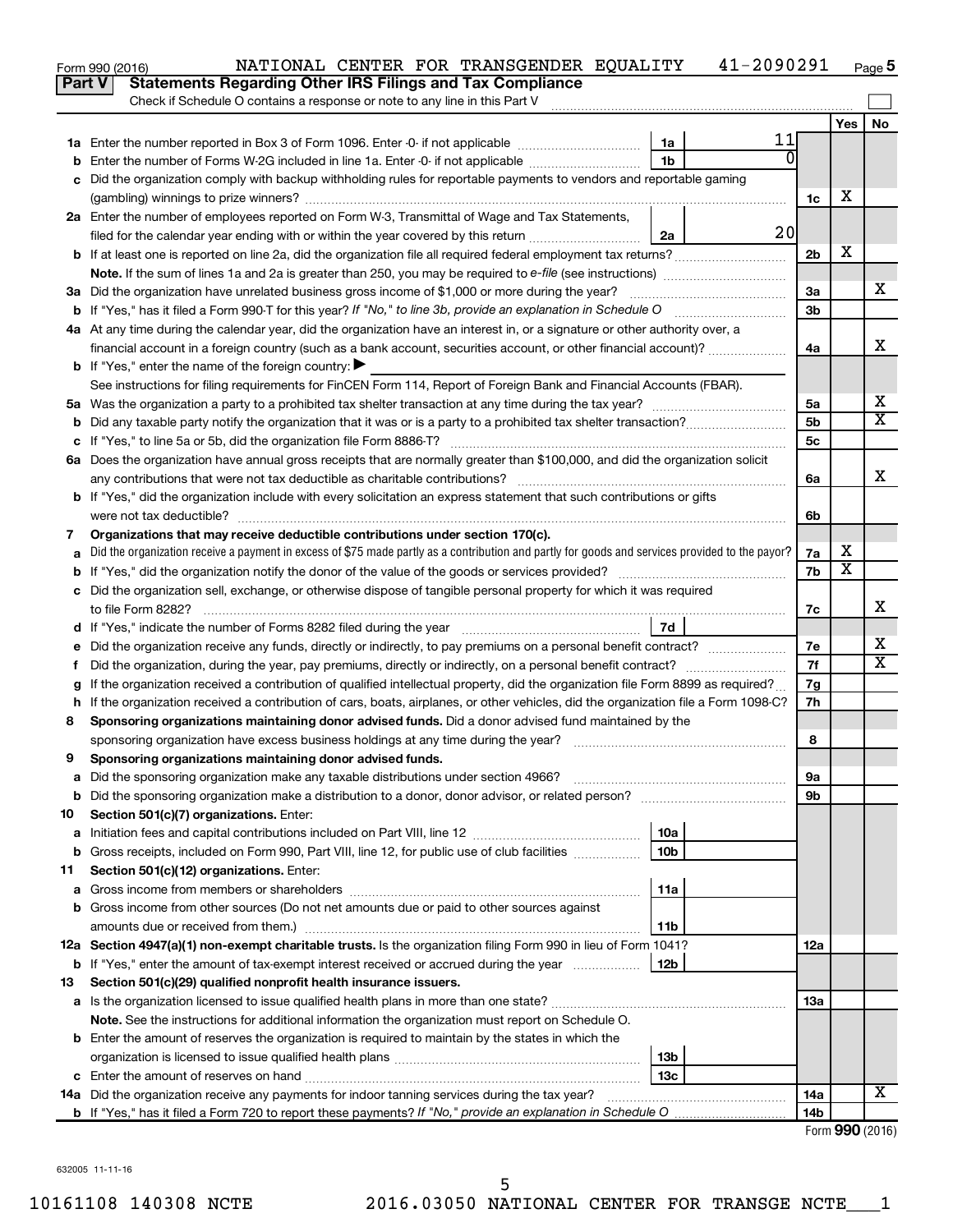Form 990 (2016) NATIONAL CENTER FOR TRANSGENDER EQUALITY 41-2090291 Page 5

## Part V Statements Regarding Other IRS Filings and Tax Compliance

Check if Schedule O contains a response or note to any line in this Part V

| | | | | | Yes | No |
|---|---|---|---|---|---|---|
| **1a** | Enter the number reported in Box 3 of Form 1096. Enter -0- if not applicable | 1a | 11 | | | |
| **b** | Enter the number of Forms W-2G included in line 1a. Enter -0- if not applicable | 1b | 0 | | | |
| **c** | Did the organization comply with backup withholding rules for reportable payments to vendors and reportable gaming (gambling) winnings to prize winners? | | | 1c | X | |
| **2a** | Enter the number of employees reported on Form W-3, Transmittal of Wage and Tax Statements, filed for the calendar year ending with or within the year covered by this return | 2a | 20 | | | |
| **b** | If at least one is reported on line 2a, did the organization file all required federal employment tax returns? | | | 2b | X | |
| | **Note.** If the sum of lines 1a and 2a is greater than 250, you may be required to *e-file* (see instructions) | | | | | |
| **3a** | Did the organization have unrelated business gross income of $1,000 or more during the year? | | | 3a | | X |
| **b** | If "Yes," has it filed a Form 990-T for this year? *If "No," to line 3b, provide an explanation in Schedule O* | | | 3b | | |
| **4a** | At any time during the calendar year, did the organization have an interest in, or a signature or other authority over, a financial account in a foreign country (such as a bank account, securities account, or other financial account)? | | | 4a | | X |
| **b** | If "Yes," enter the name of the foreign country: ▶ | | | | | |
| | See instructions for filing requirements for FinCEN Form 114, Report of Foreign Bank and Financial Accounts (FBAR). | | | | | |
| **5a** | Was the organization a party to a prohibited tax shelter transaction at any time during the tax year? | | | 5a | | X |
| **b** | Did any taxable party notify the organization that it was or is a party to a prohibited tax shelter transaction? | | | 5b | | X |
| **c** | If "Yes," to line 5a or 5b, did the organization file Form 8886-T? | | | 5c | | |
| **6a** | Does the organization have annual gross receipts that are normally greater than $100,000, and did the organization solicit any contributions that were not tax deductible as charitable contributions? | | | 6a | | X |
| **b** | If "Yes," did the organization include with every solicitation an express statement that such contributions or gifts were not tax deductible? | | | 6b | | |
| **7** | **Organizations that may receive deductible contributions under section 170(c).** | | | | | |
| **a** | Did the organization receive a payment in excess of $75 made partly as a contribution and partly for goods and services provided to the payor? | | | 7a | X | |
| **b** | If "Yes," did the organization notify the donor of the value of the goods or services provided? | | | 7b | X | |
| **c** | Did the organization sell, exchange, or otherwise dispose of tangible personal property for which it was required to file Form 8282? | | | 7c | | X |
| **d** | If "Yes," indicate the number of Forms 8282 filed during the year | 7d | | | | |
| **e** | Did the organization receive any funds, directly or indirectly, to pay premiums on a personal benefit contract? | | | 7e | | X |
| **f** | Did the organization, during the year, pay premiums, directly or indirectly, on a personal benefit contract? | | | 7f | | X |
| **g** | If the organization received a contribution of qualified intellectual property, did the organization file Form 8899 as required? | | | 7g | | |
| **h** | If the organization received a contribution of cars, boats, airplanes, or other vehicles, did the organization file a Form 1098-C? | | | 7h | | |
| **8** | **Sponsoring organizations maintaining donor advised funds.** Did a donor advised fund maintained by the sponsoring organization have excess business holdings at any time during the year? | | | 8 | | |
| **9** | **Sponsoring organizations maintaining donor advised funds.** | | | | | |
| **a** | Did the sponsoring organization make any taxable distributions under section 4966? | | | 9a | | |
| **b** | Did the sponsoring organization make a distribution to a donor, donor advisor, or related person? | | | 9b | | |
| **10** | **Section 501(c)(7) organizations.** Enter: | | | | | |
| **a** | Initiation fees and capital contributions included on Part VIII, line 12 | 10a | | | | |
| **b** | Gross receipts, included on Form 990, Part VIII, line 12, for public use of club facilities | 10b | | | | |
| **11** | **Section 501(c)(12) organizations.** Enter: | | | | | |
| **a** | Gross income from members or shareholders | 11a | | | | |
| **b** | Gross income from other sources (Do not net amounts due or paid to other sources against amounts due or received from them.) | 11b | | | | |
| **12a** | **Section 4947(a)(1) non-exempt charitable trusts.** Is the organization filing Form 990 in lieu of Form 1041? | | | 12a | | |
| **b** | If "Yes," enter the amount of tax-exempt interest received or accrued during the year | 12b | | | | |
| **13** | **Section 501(c)(29) qualified nonprofit health insurance issuers.** | | | | | |
| **a** | Is the organization licensed to issue qualified health plans in more than one state? | | | 13a | | |
| | **Note.** See the instructions for additional information the organization must report on Schedule O. | | | | | |
| **b** | Enter the amount of reserves the organization is required to maintain by the states in which the organization is licensed to issue qualified health plans | 13b | | | | |
| **c** | Enter the amount of reserves on hand | 13c | | | | |
| **14a** | Did the organization receive any payments for indoor tanning services during the tax year? | | | 14a | | X |
| **b** | If "Yes," has it filed a Form 720 to report these payments? *If "No," provide an explanation in Schedule O* | | | 14b | | |

Form **990** (2016)

632005 11-11-16

10161108 140308 NCTE 2016.03050 NATIONAL CENTER FOR TRANSGE NCTE___1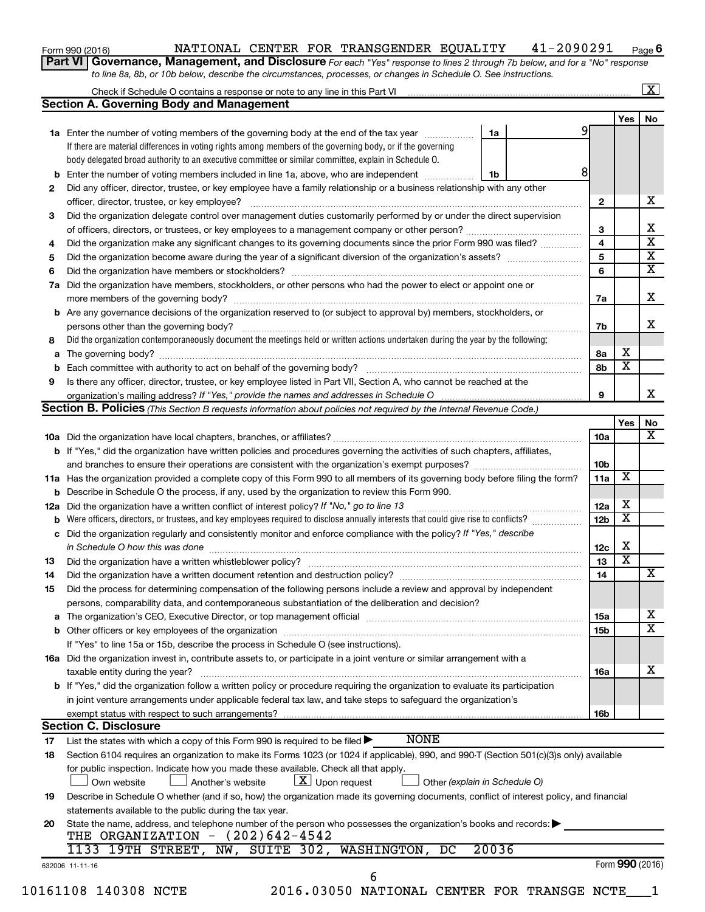Form 990 (2016) NATIONAL CENTER FOR TRANSGENDER EQUALITY 41-2090291 Page 6

**Part VI Governance, Management, and Disclosure** *For each "Yes" response to lines 2 through 7b below, and for a "No" response to line 8a, 8b, or 10b below, describe the circumstances, processes, or changes in Schedule O. See instructions.*

Check if Schedule O contains a response or note to any line in this Part VI ☒

## Section A. Governing Body and Management

| | | | | Yes | No |
|---|---|---|---|---|---|
| 1a | Enter the number of voting members of the governing body at the end of the tax year (1a) | 9 | | | |
| | If there are material differences in voting rights among members of the governing body, or if the governing body delegated broad authority to an executive committee or similar committee, explain in Schedule O. | | | | |
| b | Enter the number of voting members included in line 1a, above, who are independent (1b) | 8 | | | |
| 2 | Did any officer, director, trustee, or key employee have a family relationship or a business relationship with any other officer, director, trustee, or key employee? | | 2 | | X |
| 3 | Did the organization delegate control over management duties customarily performed by or under the direct supervision of officers, directors, or trustees, or key employees to a management company or other person? | | 3 | | X |
| 4 | Did the organization make any significant changes to its governing documents since the prior Form 990 was filed? | | 4 | | X |
| 5 | Did the organization become aware during the year of a significant diversion of the organization's assets? | | 5 | | X |
| 6 | Did the organization have members or stockholders? | | 6 | | X |
| 7a | Did the organization have members, stockholders, or other persons who had the power to elect or appoint one or more members of the governing body? | | 7a | | X |
| b | Are any governance decisions of the organization reserved to (or subject to approval by) members, stockholders, or persons other than the governing body? | | 7b | | X |
| 8 | Did the organization contemporaneously document the meetings held or written actions undertaken during the year by the following: | | | | |
| a | The governing body? | | 8a | X | |
| b | Each committee with authority to act on behalf of the governing body? | | 8b | X | |
| 9 | Is there any officer, director, trustee, or key employee listed in Part VII, Section A, who cannot be reached at the organization's mailing address? *If "Yes," provide the names and addresses in Schedule O* | | 9 | | X |

## Section B. Policies *(This Section B requests information about policies not required by the Internal Revenue Code.)*

| | | | Yes | No |
|---|---|---|---|---|
| 10a | Did the organization have local chapters, branches, or affiliates? | 10a | | X |
| b | If "Yes," did the organization have written policies and procedures governing the activities of such chapters, affiliates, and branches to ensure their operations are consistent with the organization's exempt purposes? | 10b | | |
| 11a | Has the organization provided a complete copy of this Form 990 to all members of its governing body before filing the form? | 11a | X | |
| b | Describe in Schedule O the process, if any, used by the organization to review this Form 990. | | | |
| 12a | Did the organization have a written conflict of interest policy? *If "No," go to line 13* | 12a | X | |
| b | Were officers, directors, or trustees, and key employees required to disclose annually interests that could give rise to conflicts? | 12b | X | |
| c | Did the organization regularly and consistently monitor and enforce compliance with the policy? *If "Yes," describe in Schedule O how this was done* | 12c | X | |
| 13 | Did the organization have a written whistleblower policy? | 13 | X | |
| 14 | Did the organization have a written document retention and destruction policy? | 14 | | X |
| 15 | Did the process for determining compensation of the following persons include a review and approval by independent persons, comparability data, and contemporaneous substantiation of the deliberation and decision? | | | |
| a | The organization's CEO, Executive Director, or top management official | 15a | | X |
| b | Other officers or key employees of the organization | 15b | | X |
| | If "Yes" to line 15a or 15b, describe the process in Schedule O (see instructions). | | | |
| 16a | Did the organization invest in, contribute assets to, or participate in a joint venture or similar arrangement with a taxable entity during the year? | 16a | | X |
| b | If "Yes," did the organization follow a written policy or procedure requiring the organization to evaluate its participation in joint venture arrangements under applicable federal tax law, and take steps to safeguard the organization's exempt status with respect to such arrangements? | 16b | | |

## Section C. Disclosure

17 List the states with which a copy of this Form 990 is required to be filed ▶ NONE

18 Section 6104 requires an organization to make its Forms 1023 (or 1024 if applicable), 990, and 990-T (Section 501(c)(3)s only) available for public inspection. Indicate how you made these available. Check all that apply.

☐ Own website ☐ Another's website ☒ Upon request ☐ Other *(explain in Schedule O)*

19 Describe in Schedule O whether (and if so, how) the organization made its governing documents, conflict of interest policy, and financial statements available to the public during the tax year.

20 State the name, address, and telephone number of the person who possesses the organization's books and records: ▶

THE ORGANIZATION - (202)642-4542

1133 19TH STREET, NW, SUITE 302, WASHINGTON, DC 20036

632006 11-11-16 Form **990** (2016)

10161108 140308 NCTE 2016.03050 NATIONAL CENTER FOR TRANSGE NCTE___1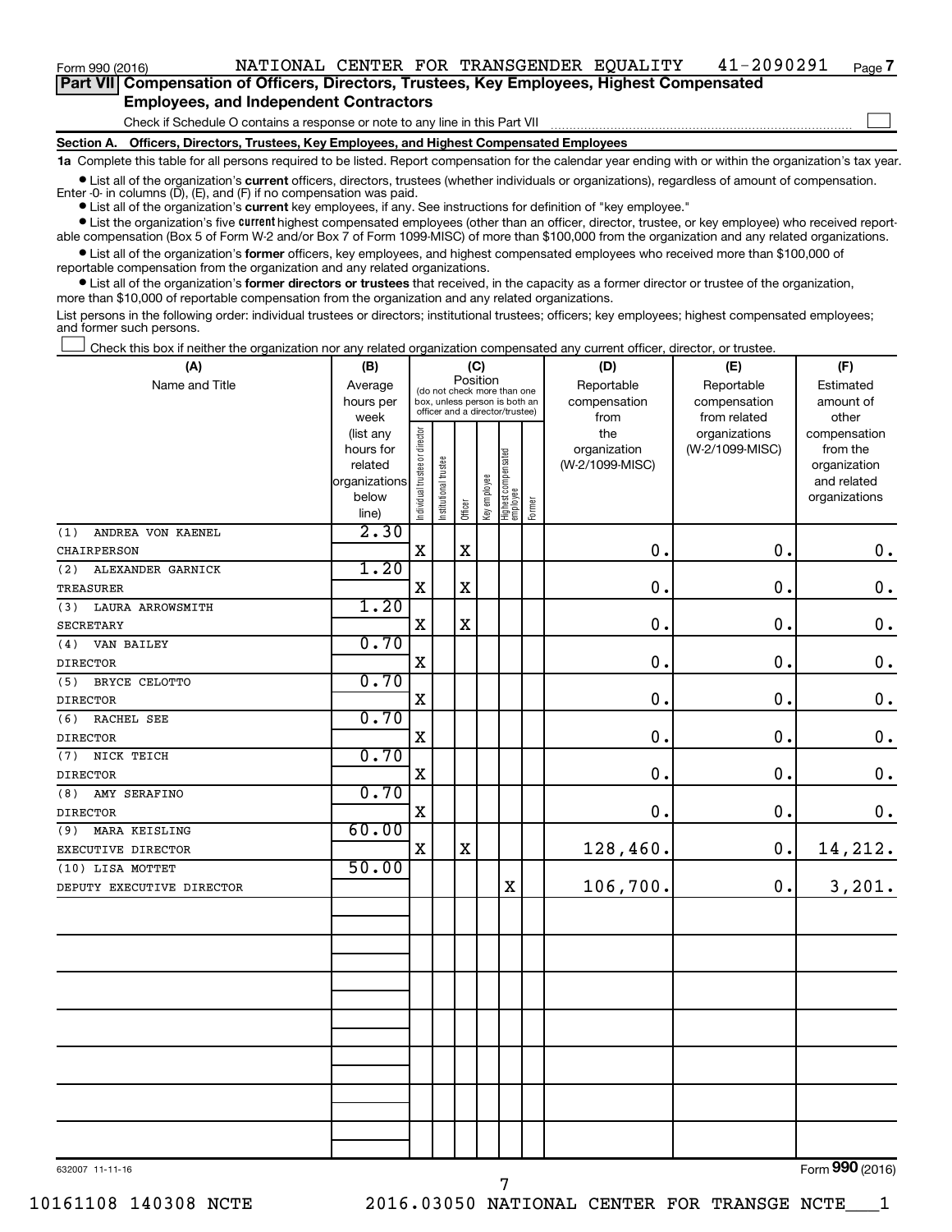Form 990 (2016) NATIONAL CENTER FOR TRANSGENDER EQUALITY 41-2090291

## Part VII Compensation of Officers, Directors, Trustees, Key Employees, Highest Compensated Employees, and Independent Contractors

Check if Schedule O contains a response or note to any line in this Part VII

### Section A. Officers, Directors, Trustees, Key Employees, and Highest Compensated Employees

**1a** Complete this table for all persons required to be listed. Report compensation for the calendar year ending with or within the organization's tax year.

- List all of the organization's **current** officers, directors, trustees (whether individuals or organizations), regardless of amount of compensation. Enter -0- in columns (D), (E), and (F) if no compensation was paid.
- List all of the organization's **current** key employees, if any. See instructions for definition of "key employee."
- List the organization's five **current** highest compensated employees (other than an officer, director, trustee, or key employee) who received reportable compensation (Box 5 of Form W-2 and/or Box 7 of Form 1099-MISC) of more than $100,000 from the organization and any related organizations.
- List all of the organization's **former** officers, key employees, and highest compensated employees who received more than $100,000 of reportable compensation from the organization and any related organizations.
- List all of the organization's **former directors or trustees** that received, in the capacity as a former director or trustee of the organization, more than $10,000 of reportable compensation from the organization and any related organizations.

List persons in the following order: individual trustees or directors; institutional trustees; officers; key employees; highest compensated employees; and former such persons.

Check this box if neither the organization nor any related organization compensated any current officer, director, or trustee.

| (A) Name and Title | (B) Average hours per week (list any hours for related organizations below line) | (C) Position: Individual trustee or director | Institutional trustee | Officer | Key employee | Highest compensated employee | Former | (D) Reportable compensation from the organization (W-2/1099-MISC) | (E) Reportable compensation from related organizations (W-2/1099-MISC) | (F) Estimated amount of other compensation from the organization and related organizations |
|---|---|---|---|---|---|---|---|---|---|---|
| (1) ANDREA VON KAENEL<br>CHAIRPERSON | 2.30 | X | | X | | | | 0. | 0. | 0. |
| (2) ALEXANDER GARNICK<br>TREASURER | 1.20 | X | | X | | | | 0. | 0. | 0. |
| (3) LAURA ARROWSMITH<br>SECRETARY | 1.20 | X | | X | | | | 0. | 0. | 0. |
| (4) VAN BAILEY<br>DIRECTOR | 0.70 | X | | | | | | 0. | 0. | 0. |
| (5) BRYCE CELOTTO<br>DIRECTOR | 0.70 | X | | | | | | 0. | 0. | 0. |
| (6) RACHEL SEE<br>DIRECTOR | 0.70 | X | | | | | | 0. | 0. | 0. |
| (7) NICK TEICH<br>DIRECTOR | 0.70 | X | | | | | | 0. | 0. | 0. |
| (8) AMY SERAFINO<br>DIRECTOR | 0.70 | X | | | | | | 0. | 0. | 0. |
| (9) MARA KEISLING<br>EXECUTIVE DIRECTOR | 60.00 | X | | X | | | | 128,460. | 0. | 14,212. |
| (10) LISA MOTTET<br>DEPUTY EXECUTIVE DIRECTOR | 50.00 | | | | | X | | 106,700. | 0. | 3,201. |

632007 11-11-16

Form **990** (2016)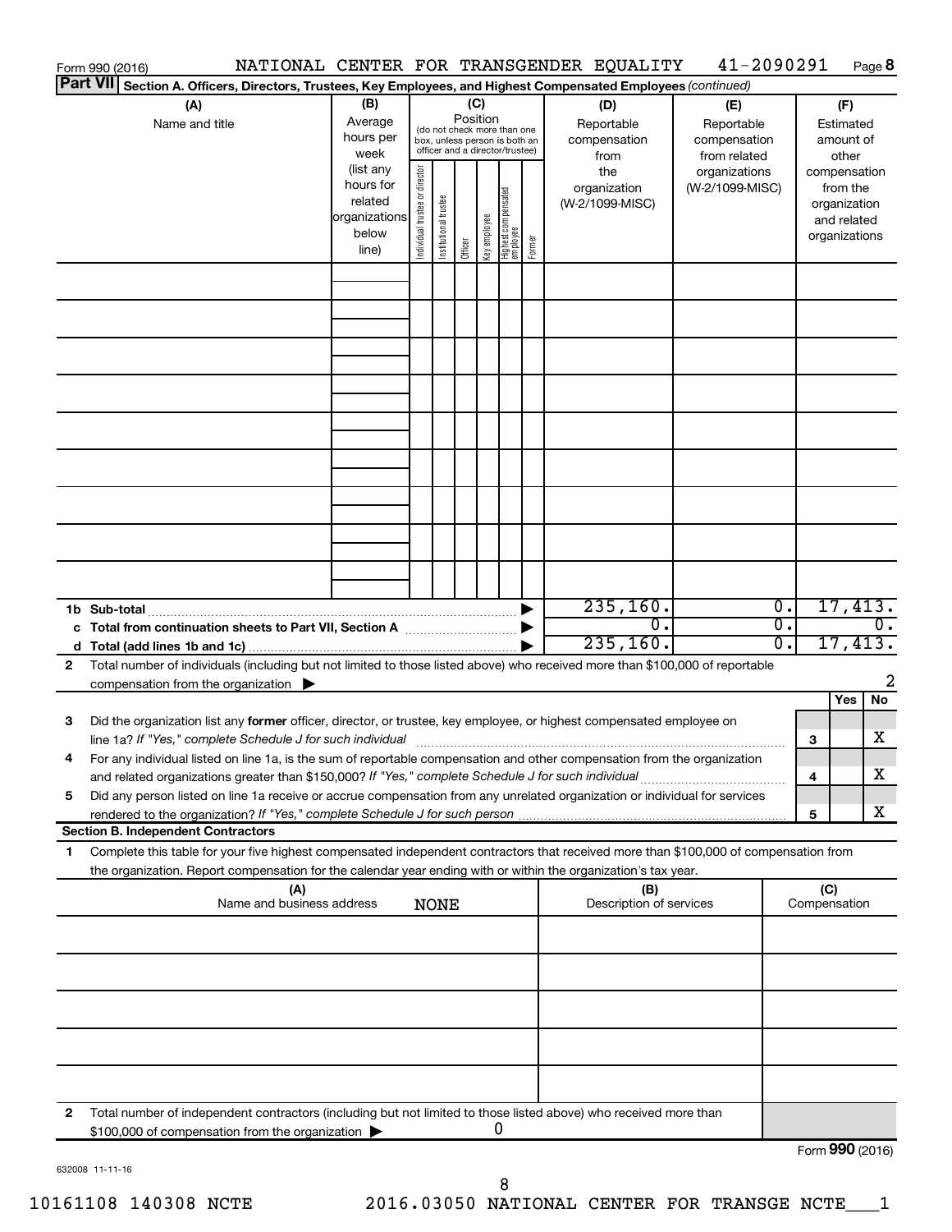Form 990 (2016) NATIONAL CENTER FOR TRANSGENDER EQUALITY 41-2090291 Page **8**

**Part VII** **Section A. Officers, Directors, Trustees, Key Employees, and Highest Compensated Employees** *(continued)*

| (A) Name and title | (B) Average hours per week (list any hours for related organizations below line) | (C) Position (do not check more than one box, unless person is both an officer and a director/trustee) Individual trustee or director | Institutional trustee | Officer | Key employee | Highest compensated employee | Former | (D) Reportable compensation from the organization (W-2/1099-MISC) | (E) Reportable compensation from related organizations (W-2/1099-MISC) | (F) Estimated amount of other compensation from the organization and related organizations |
|---|---|---|---|---|---|---|---|---|---|---|
| | | | | | | | | | | |
| | | | | | | | | | | |
| | | | | | | | | | | |
| | | | | | | | | | | |
| | | | | | | | | | | |
| | | | | | | | | | | |
| | | | | | | | | | | |
| | | | | | | | | | | |
| | | | | | | | | | | |
| **1b Sub-total** | | | | | | | | 235,160. | 0. | 17,413. |
| **c Total from continuation sheets to Part VII, Section A** | | | | | | | | 0. | 0. | 0. |
| **d Total (add lines 1b and 1c)** | | | | | | | | 235,160. | 0. | 17,413. |

**2** Total number of individuals (including but not limited to those listed above) who received more than $100,000 of reportable compensation from the organization ▶ 2

| | | | Yes | No |
|---|---|---|---|---|
| **3** | Did the organization list any **former** officer, director, or trustee, key employee, or highest compensated employee on line 1a? *If "Yes," complete Schedule J for such individual* | 3 | | X |
| **4** | For any individual listed on line 1a, is the sum of reportable compensation and other compensation from the organization and related organizations greater than $150,000? *If "Yes," complete Schedule J for such individual* | 4 | | X |
| **5** | Did any person listed on line 1a receive or accrue compensation from any unrelated organization or individual for services rendered to the organization? *If "Yes," complete Schedule J for such person* | 5 | | X |

**Section B. Independent Contractors**

**1** Complete this table for your five highest compensated independent contractors that received more than $100,000 of compensation from the organization. Report compensation for the calendar year ending with or within the organization's tax year.

| (A) Name and business address | (B) Description of services | (C) Compensation |
|---|---|---|
| NONE | | |
| | | |
| | | |
| | | |
| | | |
| | | |

**2** Total number of independent contractors (including but not limited to those listed above) who received more than $100,000 of compensation from the organization ▶ 0

Form **990** (2016)

632008 11-11-16

10161108 140308 NCTE 2016.03050 NATIONAL CENTER FOR TRANSGE NCTE___1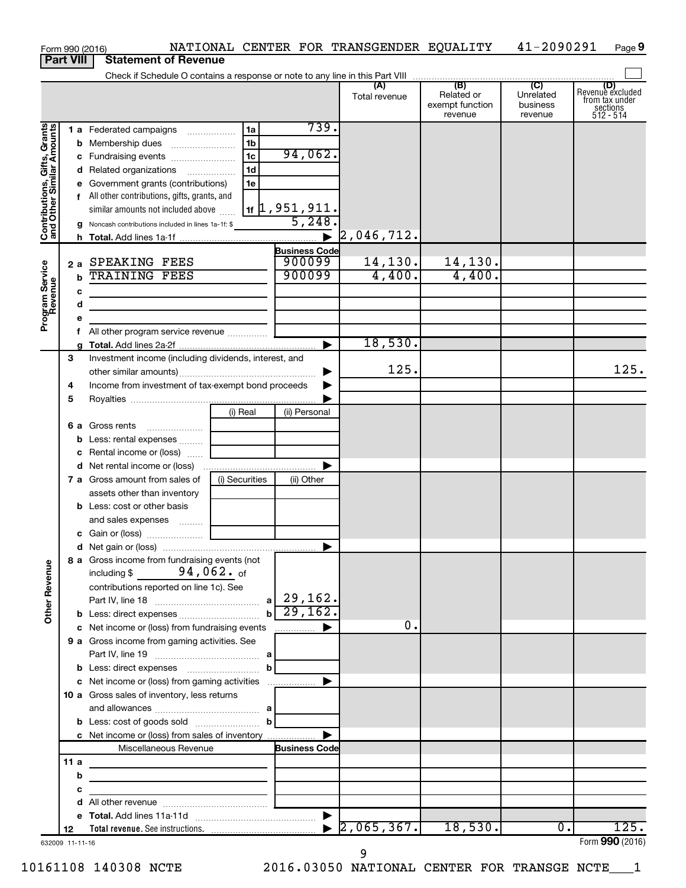Form 990 (2016) NATIONAL CENTER FOR TRANSGENDER EQUALITY 41-2090291 Page 9

**Part VIII Statement of Revenue**

Check if Schedule O contains a response or note to any line in this Part VIII

| | | | | (A) Total revenue | (B) Related or exempt function revenue | (C) Unrelated business revenue | (D) Revenue excluded from tax under sections 512 - 514 |
|---|---|---|---|---|---|---|---|
| **Contributions, Gifts, Grants and Other Similar Amounts** | 1 a Federated campaigns | 1a | 739. | | | | |
| | b Membership dues | 1b | | | | | |
| | c Fundraising events | 1c | 94,062. | | | | |
| | d Related organizations | 1d | | | | | |
| | e Government grants (contributions) | 1e | | | | | |
| | f All other contributions, gifts, grants, and similar amounts not included above | 1f | 1,951,911. | | | | |
| | g Noncash contributions included in lines 1a-1f: $ | | 5,248. | | | | |
| | h **Total.** Add lines 1a-1f | | ▶ | 2,046,712. | | | |
| **Program Service Revenue** | | | **Business Code** | | | | |
| | 2 a SPEAKING FEES | | 900099 | 14,130. | 14,130. | | |
| | b TRAINING FEES | | 900099 | 4,400. | 4,400. | | |
| | c | | | | | | |
| | d | | | | | | |
| | e | | | | | | |
| | f All other program service revenue | | | | | | |
| | g **Total.** Add lines 2a-2f | | ▶ | 18,530. | | | |
| | 3 Investment income (including dividends, interest, and other similar amounts) | | ▶ | 125. | | | 125. |
| | 4 Income from investment of tax-exempt bond proceeds | | ▶ | | | | |
| | 5 Royalties | | ▶ | | | | |
| | | (i) Real | (ii) Personal | | | | |
| | 6 a Gross rents | | | | | | |
| | b Less: rental expenses | | | | | | |
| | c Rental income or (loss) | | | | | | |
| | d Net rental income or (loss) | | ▶ | | | | |
| | 7 a Gross amount from sales of assets other than inventory | (i) Securities | (ii) Other | | | | |
| | b Less: cost or other basis and sales expenses | | | | | | |
| | c Gain or (loss) | | | | | | |
| | d Net gain or (loss) | | ▶ | | | | |
| **Other Revenue** | 8 a Gross income from fundraising events (not including $ 94,062. of contributions reported on line 1c). See Part IV, line 18 | a | 29,162. | | | | |
| | b Less: direct expenses | b | 29,162. | | | | |
| | c Net income or (loss) from fundraising events | | ▶ | 0. | | | |
| | 9 a Gross income from gaming activities. See Part IV, line 19 | a | | | | | |
| | b Less: direct expenses | b | | | | | |
| | c Net income or (loss) from gaming activities | | ▶ | | | | |
| | 10 a Gross sales of inventory, less returns and allowances | a | | | | | |
| | b Less: cost of goods sold | b | | | | | |
| | c Net income or (loss) from sales of inventory | | ▶ | | | | |
| | Miscellaneous Revenue | | **Business Code** | | | | |
| | 11 a | | | | | | |
| | b | | | | | | |
| | c | | | | | | |
| | d All other revenue | | | | | | |
| | e **Total.** Add lines 11a-11d | | ▶ | | | | |
| | 12 **Total revenue.** See instructions. | | ▶ | 2,065,367. | 18,530. | 0. | 125. |

632009 11-11-16 Form **990** (2016)

10161108 140308 NCTE 2016.03050 NATIONAL CENTER FOR TRANSGE NCTE___1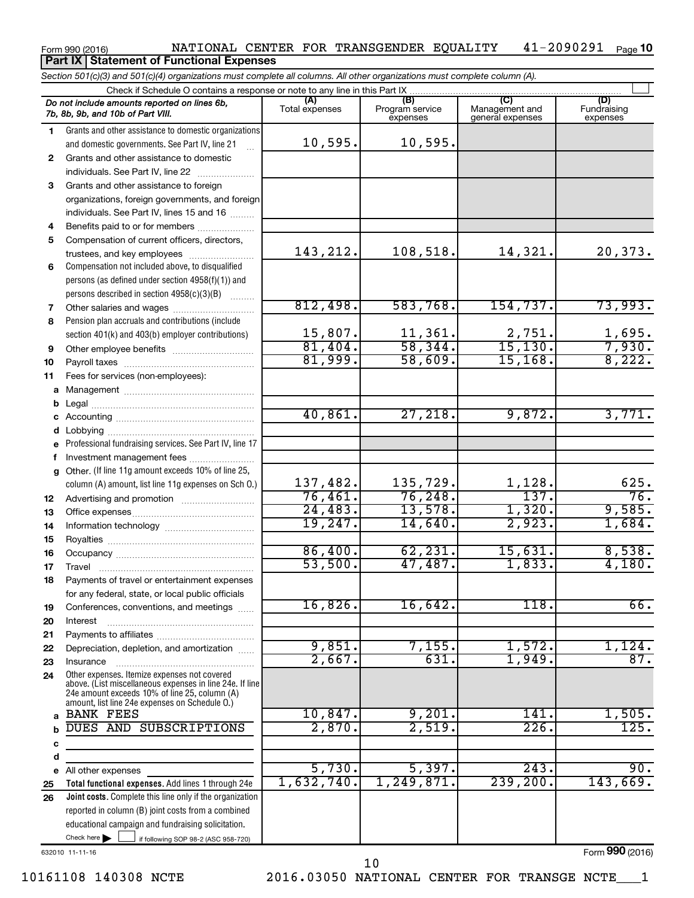Form 990 (2016) NATIONAL CENTER FOR TRANSGENDER EQUALITY 41-2090291

## Part IX Statement of Functional Expenses

*Section 501(c)(3) and 501(c)(4) organizations must complete all columns. All other organizations must complete column (A).*

Check if Schedule O contains a response or note to any line in this Part IX

| | *Do not include amounts reported on lines 6b, 7b, 8b, 9b, and 10b of Part VIII.* | (A) Total expenses | (B) Program service expenses | (C) Management and general expenses | (D) Fundraising expenses |
|---|---|---|---|---|---|
| 1 | Grants and other assistance to domestic organizations and domestic governments. See Part IV, line 21 | 10,595. | 10,595. | | |
| 2 | Grants and other assistance to domestic individuals. See Part IV, line 22 | | | | |
| 3 | Grants and other assistance to foreign organizations, foreign governments, and foreign individuals. See Part IV, lines 15 and 16 | | | | |
| 4 | Benefits paid to or for members | | | | |
| 5 | Compensation of current officers, directors, trustees, and key employees | 143,212. | 108,518. | 14,321. | 20,373. |
| 6 | Compensation not included above, to disqualified persons (as defined under section 4958(f)(1)) and persons described in section 4958(c)(3)(B) | | | | |
| 7 | Other salaries and wages | 812,498. | 583,768. | 154,737. | 73,993. |
| 8 | Pension plan accruals and contributions (include section 401(k) and 403(b) employer contributions) | 15,807. | 11,361. | 2,751. | 1,695. |
| 9 | Other employee benefits | 81,404. | 58,344. | 15,130. | 7,930. |
| 10 | Payroll taxes | 81,999. | 58,609. | 15,168. | 8,222. |
| 11 | Fees for services (non-employees): | | | | |
| a | Management | | | | |
| b | Legal | | | | |
| c | Accounting | 40,861. | 27,218. | 9,872. | 3,771. |
| d | Lobbying | | | | |
| e | Professional fundraising services. See Part IV, line 17 | | | | |
| f | Investment management fees | | | | |
| g | Other. (If line 11g amount exceeds 10% of line 25, column (A) amount, list line 11g expenses on Sch O.) | 137,482. | 135,729. | 1,128. | 625. |
| 12 | Advertising and promotion | 76,461. | 76,248. | 137. | 76. |
| 13 | Office expenses | 24,483. | 13,578. | 1,320. | 9,585. |
| 14 | Information technology | 19,247. | 14,640. | 2,923. | 1,684. |
| 15 | Royalties | | | | |
| 16 | Occupancy | 86,400. | 62,231. | 15,631. | 8,538. |
| 17 | Travel | 53,500. | 47,487. | 1,833. | 4,180. |
| 18 | Payments of travel or entertainment expenses for any federal, state, or local public officials | | | | |
| 19 | Conferences, conventions, and meetings | 16,826. | 16,642. | 118. | 66. |
| 20 | Interest | | | | |
| 21 | Payments to affiliates | | | | |
| 22 | Depreciation, depletion, and amortization | 9,851. | 7,155. | 1,572. | 1,124. |
| 23 | Insurance | 2,667. | 631. | 1,949. | 87. |
| 24 | Other expenses. Itemize expenses not covered above. (List miscellaneous expenses in line 24e. If line 24e amount exceeds 10% of line 25, column (A) amount, list line 24e expenses on Schedule O.) | | | | |
| a | BANK FEES | 10,847. | 9,201. | 141. | 1,505. |
| b | DUES AND SUBSCRIPTIONS | 2,870. | 2,519. | 226. | 125. |
| c | | | | | |
| d | | | | | |
| e | All other expenses | 5,730. | 5,397. | 243. | 90. |
| 25 | **Total functional expenses.** Add lines 1 through 24e | 1,632,740. | 1,249,871. | 239,200. | 143,669. |
| 26 | **Joint costs.** Complete this line only if the organization reported in column (B) joint costs from a combined educational campaign and fundraising solicitation. Check here ☐ if following SOP 98-2 (ASC 958-720) | | | | |

632010 11-11-16

Form **990** (2016)

10161108 140308 NCTE 2016.03050 NATIONAL CENTER FOR TRANSGE NCTE___1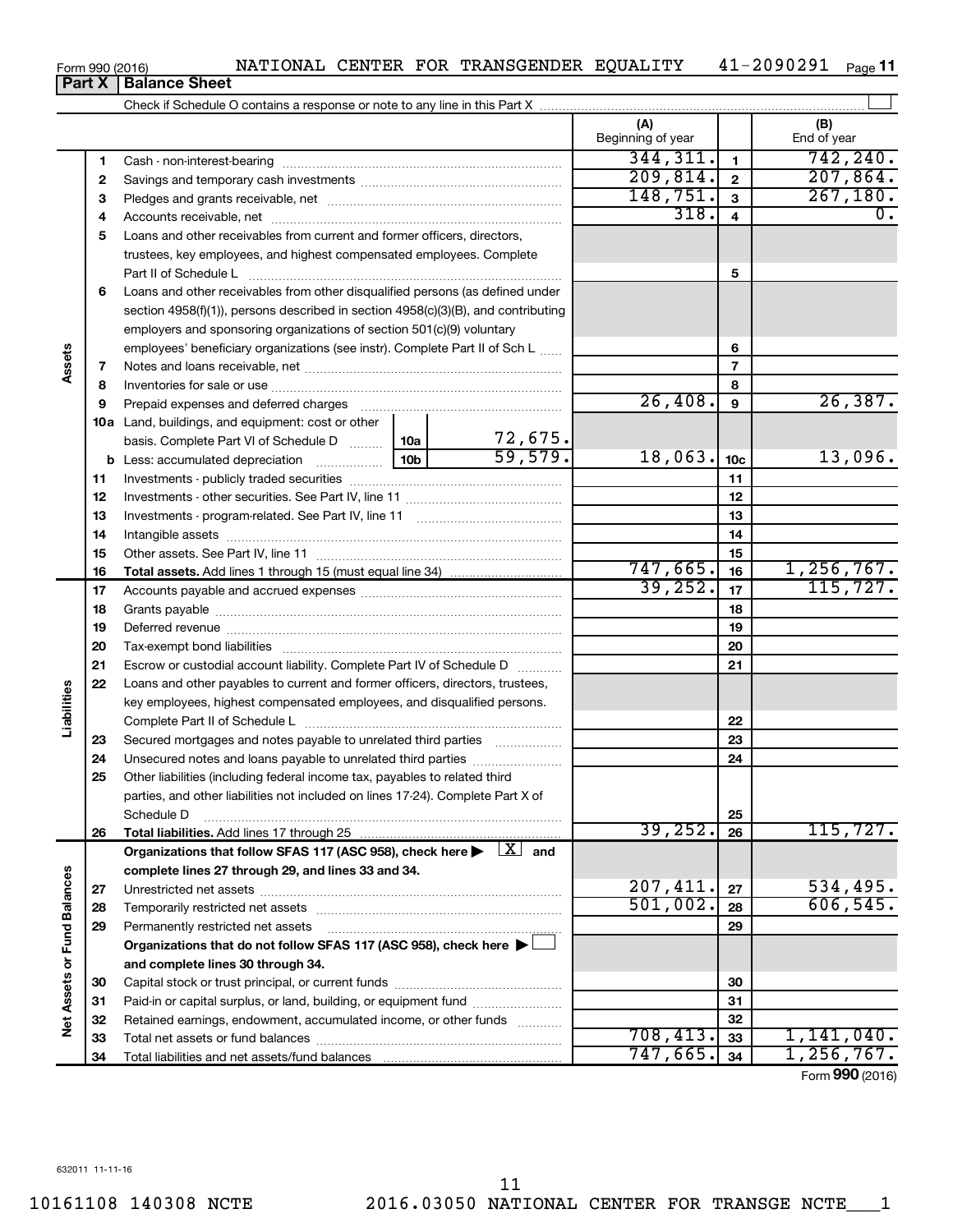Form 990 (2016) NATIONAL CENTER FOR TRANSGENDER EQUALITY 41-2090291

## Part X | Balance Sheet

Check if Schedule O contains a response or note to any line in this Part X

| | | | | | (A) Beginning of year | | (B) End of year |
|---|---|---|---|---|---|---|---|
| Assets | 1 | Cash - non-interest-bearing | | | 344,311. | 1 | 742,240. |
| | 2 | Savings and temporary cash investments | | | 209,814. | 2 | 207,864. |
| | 3 | Pledges and grants receivable, net | | | 148,751. | 3 | 267,180. |
| | 4 | Accounts receivable, net | | | 318. | 4 | 0. |
| | 5 | Loans and other receivables from current and former officers, directors, trustees, key employees, and highest compensated employees. Complete Part II of Schedule L | | | | 5 | |
| | 6 | Loans and other receivables from other disqualified persons (as defined under section 4958(f)(1)), persons described in section 4958(c)(3)(B), and contributing employers and sponsoring organizations of section 501(c)(9) voluntary employees' beneficiary organizations (see instr). Complete Part II of Sch L | | | | 6 | |
| | 7 | Notes and loans receivable, net | | | | 7 | |
| | 8 | Inventories for sale or use | | | | 8 | |
| | 9 | Prepaid expenses and deferred charges | | | 26,408. | 9 | 26,387. |
| | 10a | Land, buildings, and equipment: cost or other basis. Complete Part VI of Schedule D | 10a | 72,675. | | | |
| | b | Less: accumulated depreciation | 10b | 59,579. | 18,063. | 10c | 13,096. |
| | 11 | Investments - publicly traded securities | | | | 11 | |
| | 12 | Investments - other securities. See Part IV, line 11 | | | | 12 | |
| | 13 | Investments - program-related. See Part IV, line 11 | | | | 13 | |
| | 14 | Intangible assets | | | | 14 | |
| | 15 | Other assets. See Part IV, line 11 | | | | 15 | |
| | 16 | **Total assets.** Add lines 1 through 15 (must equal line 34) | | | 747,665. | 16 | 1,256,767. |
| Liabilities | 17 | Accounts payable and accrued expenses | | | 39,252. | 17 | 115,727. |
| | 18 | Grants payable | | | | 18 | |
| | 19 | Deferred revenue | | | | 19 | |
| | 20 | Tax-exempt bond liabilities | | | | 20 | |
| | 21 | Escrow or custodial account liability. Complete Part IV of Schedule D | | | | 21 | |
| | 22 | Loans and other payables to current and former officers, directors, trustees, key employees, highest compensated employees, and disqualified persons. Complete Part II of Schedule L | | | | 22 | |
| | 23 | Secured mortgages and notes payable to unrelated third parties | | | | 23 | |
| | 24 | Unsecured notes and loans payable to unrelated third parties | | | | 24 | |
| | 25 | Other liabilities (including federal income tax, payables to related third parties, and other liabilities not included on lines 17-24). Complete Part X of Schedule D | | | | 25 | |
| | 26 | **Total liabilities.** Add lines 17 through 25 | | | 39,252. | 26 | 115,727. |
| Net Assets or Fund Balances | | **Organizations that follow SFAS 117 (ASC 958), check here ▶ [X] and complete lines 27 through 29, and lines 33 and 34.** | | | | | |
| | 27 | Unrestricted net assets | | | 207,411. | 27 | 534,495. |
| | 28 | Temporarily restricted net assets | | | 501,002. | 28 | 606,545. |
| | 29 | Permanently restricted net assets | | | | 29 | |
| | | **Organizations that do not follow SFAS 117 (ASC 958), check here ▶ [ ] and complete lines 30 through 34.** | | | | | |
| | 30 | Capital stock or trust principal, or current funds | | | | 30 | |
| | 31 | Paid-in or capital surplus, or land, building, or equipment fund | | | | 31 | |
| | 32 | Retained earnings, endowment, accumulated income, or other funds | | | | 32 | |
| | 33 | Total net assets or fund balances | | | 708,413. | 33 | 1,141,040. |
| | 34 | Total liabilities and net assets/fund balances | | | 747,665. | 34 | 1,256,767. |

Form **990** (2016)

632011 11-11-16

10161108 140308 NCTE 2016.03050 NATIONAL CENTER FOR TRANSGE NCTE___1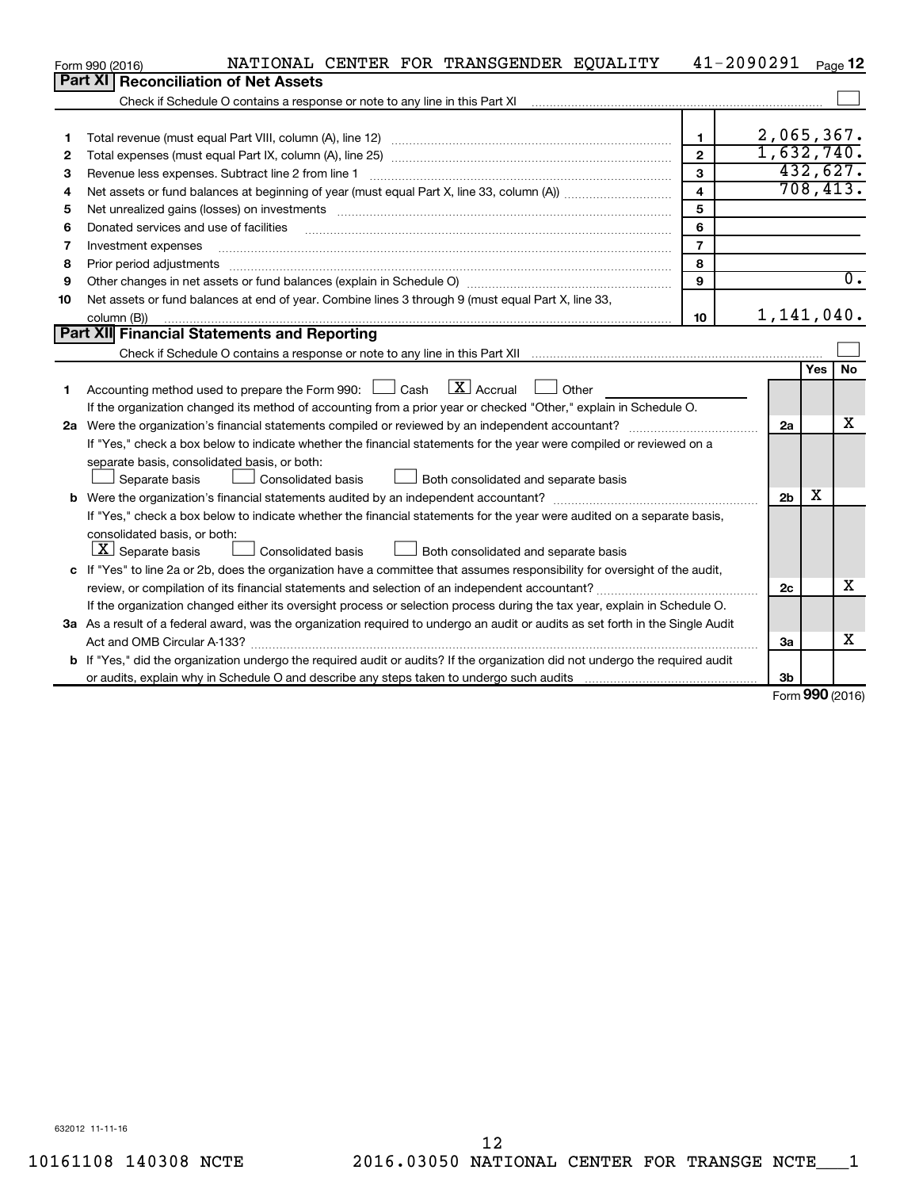Form 990 (2016) NATIONAL CENTER FOR TRANSGENDER EQUALITY 41-2090291

## Part XI Reconciliation of Net Assets

Check if Schedule O contains a response or note to any line in this Part XI ☐

| | | | |
|---|---|---|---|
| 1 | Total revenue (must equal Part VIII, column (A), line 12) | 1 | 2,065,367. |
| 2 | Total expenses (must equal Part IX, column (A), line 25) | 2 | 1,632,740. |
| 3 | Revenue less expenses. Subtract line 2 from line 1 | 3 | 432,627. |
| 4 | Net assets or fund balances at beginning of year (must equal Part X, line 33, column (A)) | 4 | 708,413. |
| 5 | Net unrealized gains (losses) on investments | 5 | |
| 6 | Donated services and use of facilities | 6 | |
| 7 | Investment expenses | 7 | |
| 8 | Prior period adjustments | 8 | |
| 9 | Other changes in net assets or fund balances (explain in Schedule O) | 9 | 0. |
| 10 | Net assets or fund balances at end of year. Combine lines 3 through 9 (must equal Part X, line 33, column (B)) | 10 | 1,141,040. |

## Part XII Financial Statements and Reporting

Check if Schedule O contains a response or note to any line in this Part XII ☐

| | | | Yes | No |
|---|---|---|---|---|
| 1 | Accounting method used to prepare the Form 990: ☐ Cash ☒ Accrual ☐ Other<br>If the organization changed its method of accounting from a prior year or checked "Other," explain in Schedule O. | | | |
| 2a | Were the organization's financial statements compiled or reviewed by an independent accountant?<br>If "Yes," check a box below to indicate whether the financial statements for the year were compiled or reviewed on a separate basis, consolidated basis, or both:<br>☐ Separate basis ☐ Consolidated basis ☐ Both consolidated and separate basis | 2a | | X |
| b | Were the organization's financial statements audited by an independent accountant?<br>If "Yes," check a box below to indicate whether the financial statements for the year were audited on a separate basis, consolidated basis, or both:<br>☒ Separate basis ☐ Consolidated basis ☐ Both consolidated and separate basis | 2b | X | |
| c | If "Yes" to line 2a or 2b, does the organization have a committee that assumes responsibility for oversight of the audit, review, or compilation of its financial statements and selection of an independent accountant?<br>If the organization changed either its oversight process or selection process during the tax year, explain in Schedule O. | 2c | | X |
| 3a | As a result of a federal award, was the organization required to undergo an audit or audits as set forth in the Single Audit Act and OMB Circular A-133? | 3a | | X |
| b | If "Yes," did the organization undergo the required audit or audits? If the organization did not undergo the required audit or audits, explain why in Schedule O and describe any steps taken to undergo such audits | 3b | | |

Form **990** (2016)

632012 11-11-16

10161108 140308 NCTE 2016.03050 NATIONAL CENTER FOR TRANSGE NCTE___1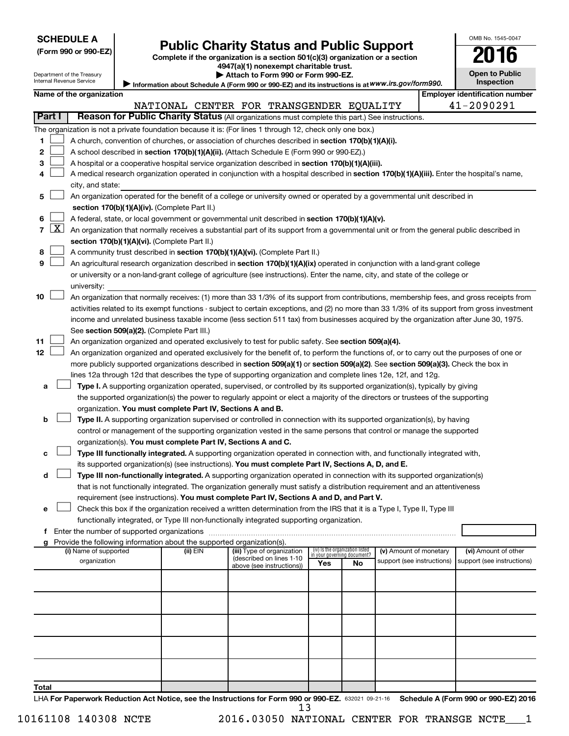**SCHEDULE A**
**(Form 990 or 990-EZ)**

Department of the Treasury
Internal Revenue Service

# Public Charity Status and Public Support

**Complete if the organization is a section 501(c)(3) organization or a section 4947(a)(1) nonexempt charitable trust.**
**▶ Attach to Form 990 or Form 990-EZ.**
▶ Information about Schedule A (Form 990 or 990-EZ) and its instructions is at *www.irs.gov/form990.*

OMB No. 1545-0047

**2016**

**Open to Public Inspection**

**Name of the organization**
NATIONAL CENTER FOR TRANSGENDER EQUALITY

**Employer identification number**
41-2090291

**Part I** **Reason for Public Charity Status** (All organizations must complete this part.) See instructions.

The organization is not a private foundation because it is: (For lines 1 through 12, check only one box.)

1 ☐ A church, convention of churches, or association of churches described in **section 170(b)(1)(A)(i).**

2 ☐ A school described in **section 170(b)(1)(A)(ii).** (Attach Schedule E (Form 990 or 990-EZ).)

3 ☐ A hospital or a cooperative hospital service organization described in **section 170(b)(1)(A)(iii).**

4 ☐ A medical research organization operated in conjunction with a hospital described in **section 170(b)(1)(A)(iii).** Enter the hospital's name, city, and state:

5 ☐ An organization operated for the benefit of a college or university owned or operated by a governmental unit described in **section 170(b)(1)(A)(iv).** (Complete Part II.)

6 ☐ A federal, state, or local government or governmental unit described in **section 170(b)(1)(A)(v).**

7 ☒ An organization that normally receives a substantial part of its support from a governmental unit or from the general public described in **section 170(b)(1)(A)(vi).** (Complete Part II.)

8 ☐ A community trust described in **section 170(b)(1)(A)(vi).** (Complete Part II.)

9 ☐ An agricultural research organization described in **section 170(b)(1)(A)(ix)** operated in conjunction with a land-grant college or university or a non-land-grant college of agriculture (see instructions). Enter the name, city, and state of the college or university:

10 ☐ An organization that normally receives: (1) more than 33 1/3% of its support from contributions, membership fees, and gross receipts from activities related to its exempt functions - subject to certain exceptions, and (2) no more than 33 1/3% of its support from gross investment income and unrelated business taxable income (less section 511 tax) from businesses acquired by the organization after June 30, 1975. See **section 509(a)(2).** (Complete Part III.)

11 ☐ An organization organized and operated exclusively to test for public safety. See **section 509(a)(4).**

12 ☐ An organization organized and operated exclusively for the benefit of, to perform the functions of, or to carry out the purposes of one or more publicly supported organizations described in **section 509(a)(1)** or **section 509(a)(2)**. See **section 509(a)(3).** Check the box in lines 12a through 12d that describes the type of supporting organization and complete lines 12e, 12f, and 12g.

a ☐ **Type I.** A supporting organization operated, supervised, or controlled by its supported organization(s), typically by giving the supported organization(s) the power to regularly appoint or elect a majority of the directors or trustees of the supporting organization. **You must complete Part IV, Sections A and B.**

b ☐ **Type II.** A supporting organization supervised or controlled in connection with its supported organization(s), by having control or management of the supporting organization vested in the same persons that control or manage the supported organization(s). **You must complete Part IV, Sections A and C.**

c ☐ **Type III functionally integrated.** A supporting organization operated in connection with, and functionally integrated with, its supported organization(s) (see instructions). **You must complete Part IV, Sections A, D, and E.**

d ☐ **Type III non-functionally integrated.** A supporting organization operated in connection with its supported organization(s) that is not functionally integrated. The organization generally must satisfy a distribution requirement and an attentiveness requirement (see instructions). **You must complete Part IV, Sections A and D, and Part V.**

e ☐ Check this box if the organization received a written determination from the IRS that it is a Type I, Type II, Type III functionally integrated, or Type III non-functionally integrated supporting organization.

f Enter the number of supported organizations

g Provide the following information about the supported organization(s).

| (i) Name of supported organization | (ii) EIN | (iii) Type of organization (described on lines 1-10 above (see instructions)) | (iv) Is the organization listed in your governing document? Yes | No | (v) Amount of monetary support (see instructions) | (vi) Amount of other support (see instructions) |
|---|---|---|---|---|---|---|
| | | | | | | |
| | | | | | | |
| | | | | | | |
| | | | | | | |
| | | | | | | |
| **Total** | | | | | | |

LHA **For Paperwork Reduction Act Notice, see the Instructions for Form 990 or 990-EZ.** 632021 09-21-16 **Schedule A (Form 990 or 990-EZ) 2016**

10161108 140308 NCTE 2016.03050 NATIONAL CENTER FOR TRANSGE NCTE___1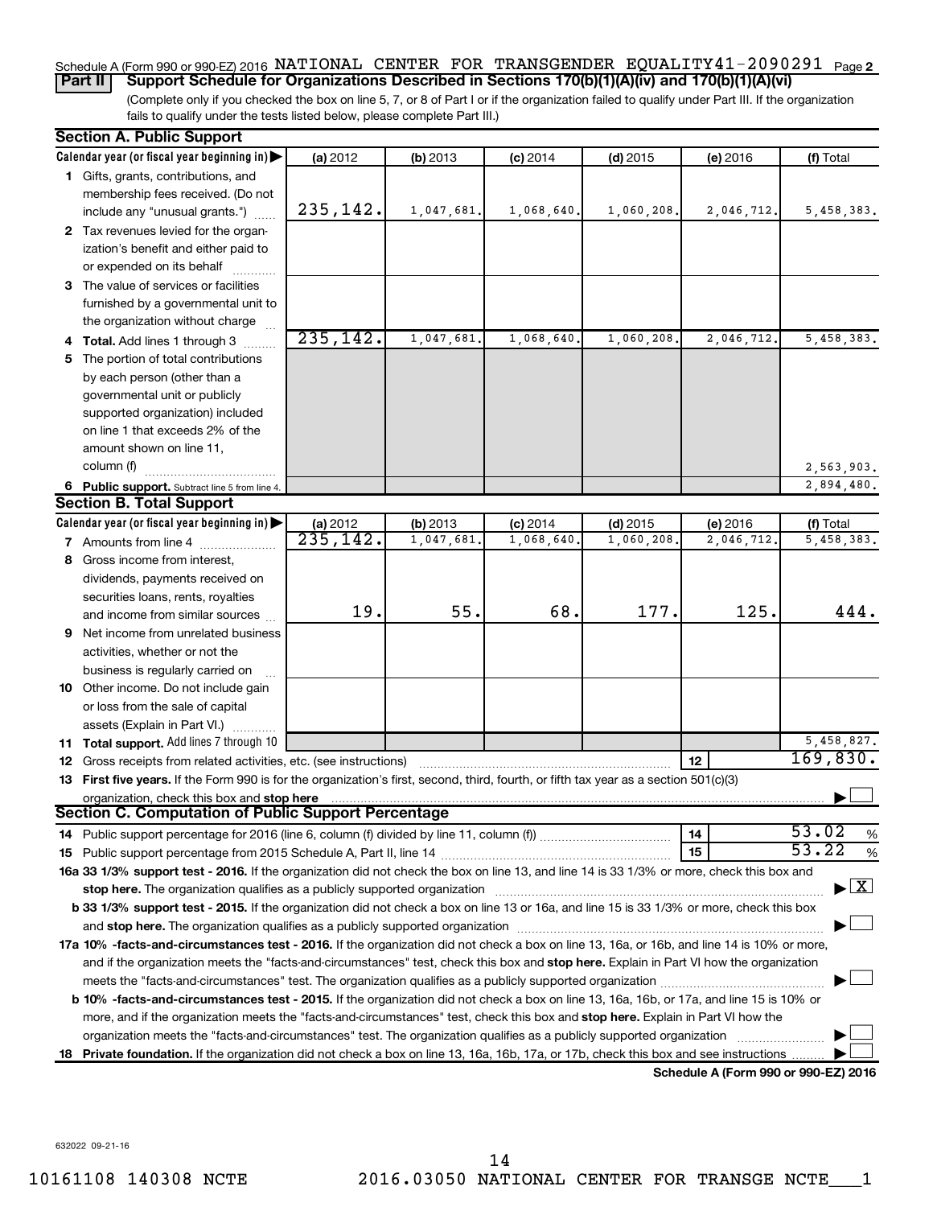Schedule A (Form 990 or 990-EZ) 2016 NATIONAL CENTER FOR TRANSGENDER EQUALITY 41-2090291 Page 2

**Part II** **Support Schedule for Organizations Described in Sections 170(b)(1)(A)(iv) and 170(b)(1)(A)(vi)**

(Complete only if you checked the box on line 5, 7, or 8 of Part I or if the organization failed to qualify under Part III. If the organization fails to qualify under the tests listed below, please complete Part III.)

**Section A. Public Support**

| Calendar year (or fiscal year beginning in) ▶ | (a) 2012 | (b) 2013 | (c) 2014 | (d) 2015 | (e) 2016 | (f) Total |
|---|---|---|---|---|---|---|
| **1** Gifts, grants, contributions, and membership fees received. (Do not include any "unusual grants.") | 235,142. | 1,047,681. | 1,068,640. | 1,060,208. | 2,046,712. | 5,458,383. |
| **2** Tax revenues levied for the organization's benefit and either paid to or expended on its behalf | | | | | | |
| **3** The value of services or facilities furnished by a governmental unit to the organization without charge | | | | | | |
| **4 Total.** Add lines 1 through 3 | 235,142. | 1,047,681. | 1,068,640. | 1,060,208. | 2,046,712. | 5,458,383. |
| **5** The portion of total contributions by each person (other than a governmental unit or publicly supported organization) included on line 1 that exceeds 2% of the amount shown on line 11, column (f) | | | | | | 2,563,903. |
| **6 Public support.** Subtract line 5 from line 4. | | | | | | 2,894,480. |

**Section B. Total Support**

| Calendar year (or fiscal year beginning in) ▶ | (a) 2012 | (b) 2013 | (c) 2014 | (d) 2015 | (e) 2016 | (f) Total |
|---|---|---|---|---|---|---|
| **7** Amounts from line 4 | 235,142. | 1,047,681. | 1,068,640. | 1,060,208. | 2,046,712. | 5,458,383. |
| **8** Gross income from interest, dividends, payments received on securities loans, rents, royalties and income from similar sources | 19. | 55. | 68. | 177. | 125. | 444. |
| **9** Net income from unrelated business activities, whether or not the business is regularly carried on | | | | | | |
| **10** Other income. Do not include gain or loss from the sale of capital assets (Explain in Part VI.) | | | | | | |
| **11 Total support.** Add lines 7 through 10 | | | | | | 5,458,827. |

**12** Gross receipts from related activities, etc. (see instructions) | **12** | 169,830.

**13 First five years.** If the Form 990 is for the organization's first, second, third, fourth, or fifth tax year as a section 501(c)(3) organization, check this box and **stop here** ▶ ☐

**Section C. Computation of Public Support Percentage**

**14** Public support percentage for 2016 (line 6, column (f) divided by line 11, column (f)) | **14** | 53.02 %

**15** Public support percentage from 2015 Schedule A, Part II, line 14 | **15** | 53.22 %

**16a 33 1/3% support test - 2016.** If the organization did not check the box on line 13, and line 14 is 33 1/3% or more, check this box and **stop here.** The organization qualifies as a publicly supported organization ▶ ☒

**b 33 1/3% support test - 2015.** If the organization did not check a box on line 13 or 16a, and line 15 is 33 1/3% or more, check this box and **stop here.** The organization qualifies as a publicly supported organization ▶ ☐

**17a 10% -facts-and-circumstances test - 2016.** If the organization did not check a box on line 13, 16a, or 16b, and line 14 is 10% or more, and if the organization meets the "facts-and-circumstances" test, check this box and **stop here.** Explain in Part VI how the organization meets the "facts-and-circumstances" test. The organization qualifies as a publicly supported organization ▶ ☐

**b 10% -facts-and-circumstances test - 2015.** If the organization did not check a box on line 13, 16a, 16b, or 17a, and line 15 is 10% or more, and if the organization meets the "facts-and-circumstances" test, check this box and **stop here.** Explain in Part VI how the organization meets the "facts-and-circumstances" test. The organization qualifies as a publicly supported organization ▶ ☐

**18 Private foundation.** If the organization did not check a box on line 13, 16a, 16b, 17a, or 17b, check this box and see instructions ▶ ☐

**Schedule A (Form 990 or 990-EZ) 2016**

632022 09-21-16

10161108 140308 NCTE 2016.03050 NATIONAL CENTER FOR TRANSGE NCTE___1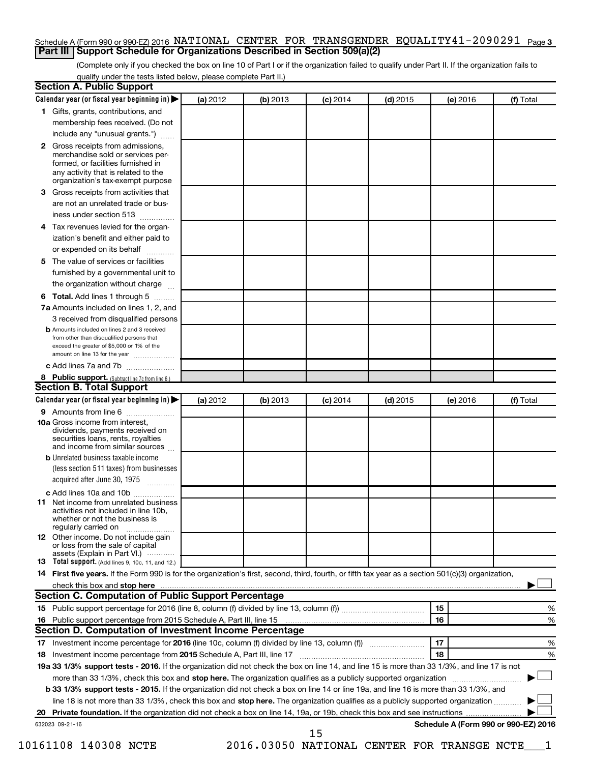Schedule A (Form 990 or 990-EZ) 2016 NATIONAL CENTER FOR TRANSGENDER EQUALITY 41-2090291 Page 3

## Part III Support Schedule for Organizations Described in Section 509(a)(2)

(Complete only if you checked the box on line 10 of Part I or if the organization failed to qualify under Part II. If the organization fails to qualify under the tests listed below, please complete Part II.)

### Section A. Public Support

| Calendar year (or fiscal year beginning in) ▶ | (a) 2012 | (b) 2013 | (c) 2014 | (d) 2015 | (e) 2016 | (f) Total |
|---|---|---|---|---|---|---|
| **1** Gifts, grants, contributions, and membership fees received. (Do not include any "unusual grants.") | | | | | | |
| **2** Gross receipts from admissions, merchandise sold or services performed, or facilities furnished in any activity that is related to the organization's tax-exempt purpose | | | | | | |
| **3** Gross receipts from activities that are not an unrelated trade or business under section 513 | | | | | | |
| **4** Tax revenues levied for the organization's benefit and either paid to or expended on its behalf | | | | | | |
| **5** The value of services or facilities furnished by a governmental unit to the organization without charge | | | | | | |
| **6 Total.** Add lines 1 through 5 | | | | | | |
| **7a** Amounts included on lines 1, 2, and 3 received from disqualified persons | | | | | | |
| **b** Amounts included on lines 2 and 3 received from other than disqualified persons that exceed the greater of $5,000 or 1% of the amount on line 13 for the year | | | | | | |
| **c** Add lines 7a and 7b | | | | | | |
| **8 Public support.** (Subtract line 7c from line 6.) | | | | | | |

### Section B. Total Support

| Calendar year (or fiscal year beginning in) ▶ | (a) 2012 | (b) 2013 | (c) 2014 | (d) 2015 | (e) 2016 | (f) Total |
|---|---|---|---|---|---|---|
| **9** Amounts from line 6 | | | | | | |
| **10a** Gross income from interest, dividends, payments received on securities loans, rents, royalties and income from similar sources | | | | | | |
| **b** Unrelated business taxable income (less section 511 taxes) from businesses acquired after June 30, 1975 | | | | | | |
| **c** Add lines 10a and 10b | | | | | | |
| **11** Net income from unrelated business activities not included in line 10b, whether or not the business is regularly carried on | | | | | | |
| **12** Other income. Do not include gain or loss from the sale of capital assets (Explain in Part VI.) | | | | | | |
| **13 Total support.** (Add lines 9, 10c, 11, and 12.) | | | | | | |

**14 First five years.** If the Form 990 is for the organization's first, second, third, fourth, or fifth tax year as a section 501(c)(3) organization, check this box and **stop here** ▶ ☐

### Section C. Computation of Public Support Percentage

| | | |
|---|---|---|
| **15** Public support percentage for 2016 (line 8, column (f) divided by line 13, column (f)) | 15 | % |
| **16** Public support percentage from 2015 Schedule A, Part III, line 15 | 16 | % |

### Section D. Computation of Investment Income Percentage

| | | |
|---|---|---|
| **17** Investment income percentage for **2016** (line 10c, column (f) divided by line 13, column (f)) | 17 | % |
| **18** Investment income percentage from **2015** Schedule A, Part III, line 17 | 18 | % |

**19a 33 1/3% support tests - 2016.** If the organization did not check the box on line 14, and line 15 is more than 33 1/3%, and line 17 is not more than 33 1/3%, check this box and **stop here.** The organization qualifies as a publicly supported organization ▶ ☐

**b 33 1/3% support tests - 2015.** If the organization did not check a box on line 14 or line 19a, and line 16 is more than 33 1/3%, and line 18 is not more than 33 1/3%, check this box and **stop here.** The organization qualifies as a publicly supported organization ▶ ☐

**20 Private foundation.** If the organization did not check a box on line 14, 19a, or 19b, check this box and see instructions ▶ ☐

632023 09-21-16

**Schedule A (Form 990 or 990-EZ) 2016**

10161108 140308 NCTE 2016.03050 NATIONAL CENTER FOR TRANSGE NCTE___1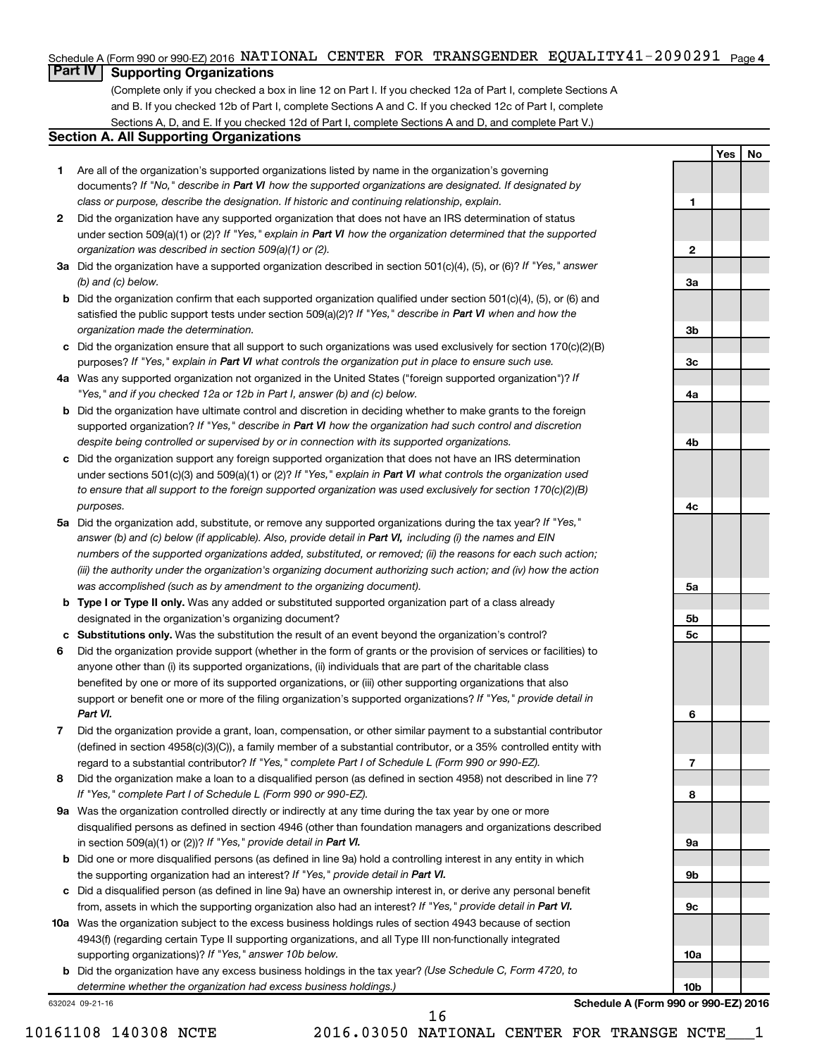Schedule A (Form 990 or 990-EZ) 2016 NATIONAL CENTER FOR TRANSGENDER EQUALITY 41-2090291 Page 4

## Part IV Supporting Organizations

(Complete only if you checked a box in line 12 on Part I. If you checked 12a of Part I, complete Sections A and B. If you checked 12b of Part I, complete Sections A and C. If you checked 12c of Part I, complete Sections A, D, and E. If you checked 12d of Part I, complete Sections A and D, and complete Part V.)

### Section A. All Supporting Organizations

| | | | Yes | No |
|---|---|---|---|---|
| **1** | Are all of the organization's supported organizations listed by name in the organization's governing documents? *If "No," describe in* ***Part VI*** *how the supported organizations are designated. If designated by class or purpose, describe the designation. If historic and continuing relationship, explain.* | 1 | | |
| **2** | Did the organization have any supported organization that does not have an IRS determination of status under section 509(a)(1) or (2)? *If "Yes," explain in* ***Part VI*** *how the organization determined that the supported organization was described in section 509(a)(1) or (2).* | 2 | | |
| **3a** | Did the organization have a supported organization described in section 501(c)(4), (5), or (6)? *If "Yes," answer (b) and (c) below.* | 3a | | |
| **b** | Did the organization confirm that each supported organization qualified under section 501(c)(4), (5), or (6) and satisfied the public support tests under section 509(a)(2)? *If "Yes," describe in* ***Part VI*** *when and how the organization made the determination.* | 3b | | |
| **c** | Did the organization ensure that all support to such organizations was used exclusively for section 170(c)(2)(B) purposes? *If "Yes," explain in* ***Part VI*** *what controls the organization put in place to ensure such use.* | 3c | | |
| **4a** | Was any supported organization not organized in the United States ("foreign supported organization")? *If "Yes," and if you checked 12a or 12b in Part I, answer (b) and (c) below.* | 4a | | |
| **b** | Did the organization have ultimate control and discretion in deciding whether to make grants to the foreign supported organization? *If "Yes," describe in* ***Part VI*** *how the organization had such control and discretion despite being controlled or supervised by or in connection with its supported organizations.* | 4b | | |
| **c** | Did the organization support any foreign supported organization that does not have an IRS determination under sections 501(c)(3) and 509(a)(1) or (2)? *If "Yes," explain in* ***Part VI*** *what controls the organization used to ensure that all support to the foreign supported organization was used exclusively for section 170(c)(2)(B) purposes.* | 4c | | |
| **5a** | Did the organization add, substitute, or remove any supported organizations during the tax year? *If "Yes," answer (b) and (c) below (if applicable). Also, provide detail in* ***Part VI,*** *including (i) the names and EIN numbers of the supported organizations added, substituted, or removed; (ii) the reasons for each such action; (iii) the authority under the organization's organizing document authorizing such action; and (iv) how the action was accomplished (such as by amendment to the organizing document).* | 5a | | |
| **b** | **Type I or Type II only.** Was any added or substituted supported organization part of a class already designated in the organization's organizing document? | 5b | | |
| **c** | **Substitutions only.** Was the substitution the result of an event beyond the organization's control? | 5c | | |
| **6** | Did the organization provide support (whether in the form of grants or the provision of services or facilities) to anyone other than (i) its supported organizations, (ii) individuals that are part of the charitable class benefited by one or more of its supported organizations, or (iii) other supporting organizations that also support or benefit one or more of the filing organization's supported organizations? *If "Yes," provide detail in* ***Part VI.*** | 6 | | |
| **7** | Did the organization provide a grant, loan, compensation, or other similar payment to a substantial contributor (defined in section 4958(c)(3)(C)), a family member of a substantial contributor, or a 35% controlled entity with regard to a substantial contributor? *If "Yes," complete Part I of Schedule L (Form 990 or 990-EZ).* | 7 | | |
| **8** | Did the organization make a loan to a disqualified person (as defined in section 4958) not described in line 7? *If "Yes," complete Part I of Schedule L (Form 990 or 990-EZ).* | 8 | | |
| **9a** | Was the organization controlled directly or indirectly at any time during the tax year by one or more disqualified persons as defined in section 4946 (other than foundation managers and organizations described in section 509(a)(1) or (2))? *If "Yes," provide detail in* ***Part VI.*** | 9a | | |
| **b** | Did one or more disqualified persons (as defined in line 9a) hold a controlling interest in any entity in which the supporting organization had an interest? *If "Yes," provide detail in* ***Part VI.*** | 9b | | |
| **c** | Did a disqualified person (as defined in line 9a) have an ownership interest in, or derive any personal benefit from, assets in which the supporting organization also had an interest? *If "Yes," provide detail in* ***Part VI.*** | 9c | | |
| **10a** | Was the organization subject to the excess business holdings rules of section 4943 because of section 4943(f) (regarding certain Type II supporting organizations, and all Type III non-functionally integrated supporting organizations)? *If "Yes," answer 10b below.* | 10a | | |
| **b** | Did the organization have any excess business holdings in the tax year? *(Use Schedule C, Form 4720, to determine whether the organization had excess business holdings.)* | 10b | | |

632024 09-21-16

**Schedule A (Form 990 or 990-EZ) 2016**

10161108 140308 NCTE 2016.03050 NATIONAL CENTER FOR TRANSGE NCTE___1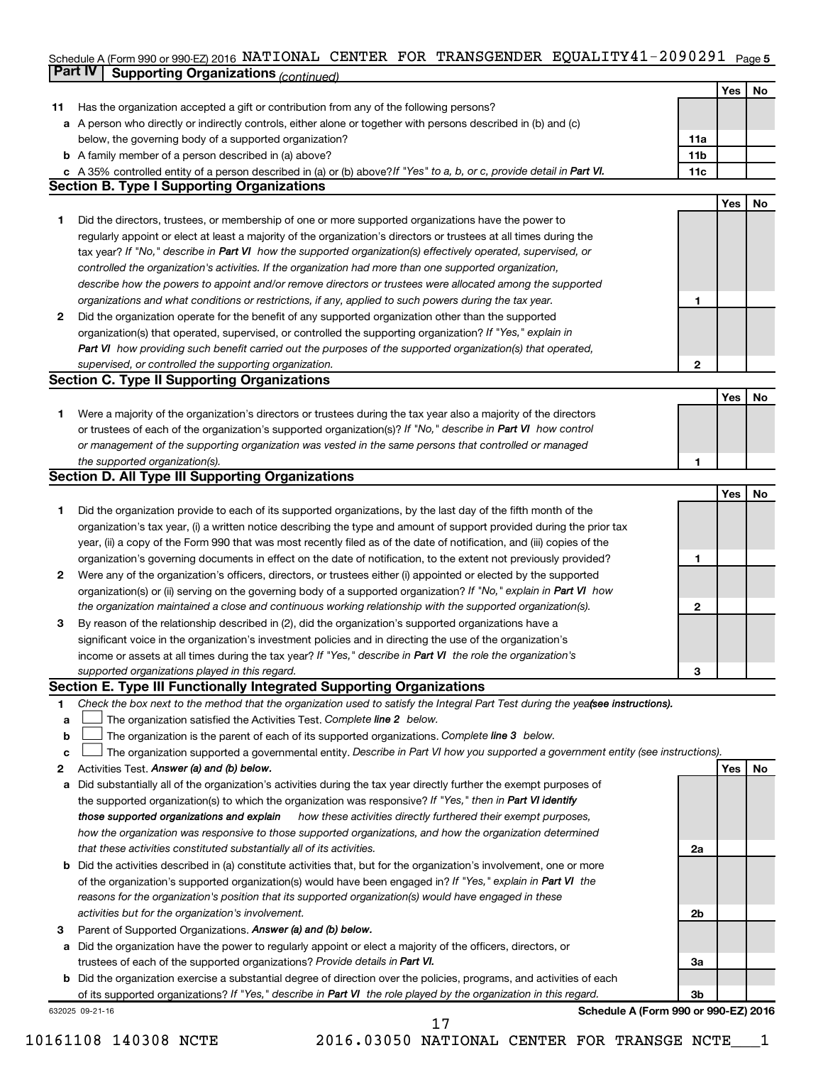Schedule A (Form 990 or 990-EZ) 2016 NATIONAL CENTER FOR TRANSGENDER EQUALITY 41-2090291 Page 5

## Part IV Supporting Organizations *(continued)*

| | | | Yes | No |
|---|---|---|---|---|
| **11** | Has the organization accepted a gift or contribution from any of the following persons? | | | |
| **a** | A person who directly or indirectly controls, either alone or together with persons described in (b) and (c) below, the governing body of a supported organization? | **11a** | | |
| **b** | A family member of a person described in (a) above? | **11b** | | |
| **c** | A 35% controlled entity of a person described in (a) or (b) above? *If "Yes" to a, b, or c, provide detail in **Part VI.*** | **11c** | | |

### Section B. Type I Supporting Organizations

| | | | Yes | No |
|---|---|---|---|---|
| **1** | Did the directors, trustees, or membership of one or more supported organizations have the power to regularly appoint or elect at least a majority of the organization's directors or trustees at all times during the tax year? *If "No," describe in **Part VI** how the supported organization(s) effectively operated, supervised, or controlled the organization's activities. If the organization had more than one supported organization, describe how the powers to appoint and/or remove directors or trustees were allocated among the supported organizations and what conditions or restrictions, if any, applied to such powers during the tax year.* | **1** | | |
| **2** | Did the organization operate for the benefit of any supported organization other than the supported organization(s) that operated, supervised, or controlled the supporting organization? *If "Yes," explain in **Part VI** how providing such benefit carried out the purposes of the supported organization(s) that operated, supervised, or controlled the supporting organization.* | **2** | | |

### Section C. Type II Supporting Organizations

| | | | Yes | No |
|---|---|---|---|---|
| **1** | Were a majority of the organization's directors or trustees during the tax year also a majority of the directors or trustees of each of the organization's supported organization(s)? *If "No," describe in **Part VI** how control or management of the supporting organization was vested in the same persons that controlled or managed the supported organization(s).* | **1** | | |

### Section D. All Type III Supporting Organizations

| | | | Yes | No |
|---|---|---|---|---|
| **1** | Did the organization provide to each of its supported organizations, by the last day of the fifth month of the organization's tax year, (i) a written notice describing the type and amount of support provided during the prior tax year, (ii) a copy of the Form 990 that was most recently filed as of the date of notification, and (iii) copies of the organization's governing documents in effect on the date of notification, to the extent not previously provided? | **1** | | |
| **2** | Were any of the organization's officers, directors, or trustees either (i) appointed or elected by the supported organization(s) or (ii) serving on the governing body of a supported organization? *If "No," explain in **Part VI** how the organization maintained a close and continuous working relationship with the supported organization(s).* | **2** | | |
| **3** | By reason of the relationship described in (2), did the organization's supported organizations have a significant voice in the organization's investment policies and in directing the use of the organization's income or assets at all times during the tax year? *If "Yes," describe in **Part VI** the role the organization's supported organizations played in this regard.* | **3** | | |

### Section E. Type III Functionally Integrated Supporting Organizations

**1** *Check the box next to the method that the organization used to satisfy the Integral Part Test during the year (see instructions).*

- **a** ☐ The organization satisfied the Activities Test. *Complete **line 2** below.*
- **b** ☐ The organization is the parent of each of its supported organizations. *Complete **line 3** below.*
- **c** ☐ The organization supported a governmental entity. *Describe in Part VI how you supported a government entity (see instructions).*

| | | | Yes | No |
|---|---|---|---|---|
| **2** | Activities Test. ***Answer (a) and (b) below.*** | | | |
| **a** | Did substantially all of the organization's activities during the tax year directly further the exempt purposes of the supported organization(s) to which the organization was responsive? *If "Yes," then in **Part VI identify those supported organizations and explain** how these activities directly furthered their exempt purposes, how the organization was responsive to those supported organizations, and how the organization determined that these activities constituted substantially all of its activities.* | **2a** | | |
| **b** | Did the activities described in (a) constitute activities that, but for the organization's involvement, one or more of the organization's supported organization(s) would have been engaged in? *If "Yes," explain in **Part VI** the reasons for the organization's position that its supported organization(s) would have engaged in these activities but for the organization's involvement.* | **2b** | | |
| **3** | Parent of Supported Organizations. ***Answer (a) and (b) below.*** | | | |
| **a** | Did the organization have the power to regularly appoint or elect a majority of the officers, directors, or trustees of each of the supported organizations? *Provide details in **Part VI.*** | **3a** | | |
| **b** | Did the organization exercise a substantial degree of direction over the policies, programs, and activities of each of its supported organizations? *If "Yes," describe in **Part VI** the role played by the organization in this regard.* | **3b** | | |

632025 09-21-16 **Schedule A (Form 990 or 990-EZ) 2016**

10161108 140308 NCTE 2016.03050 NATIONAL CENTER FOR TRANSGE NCTE___1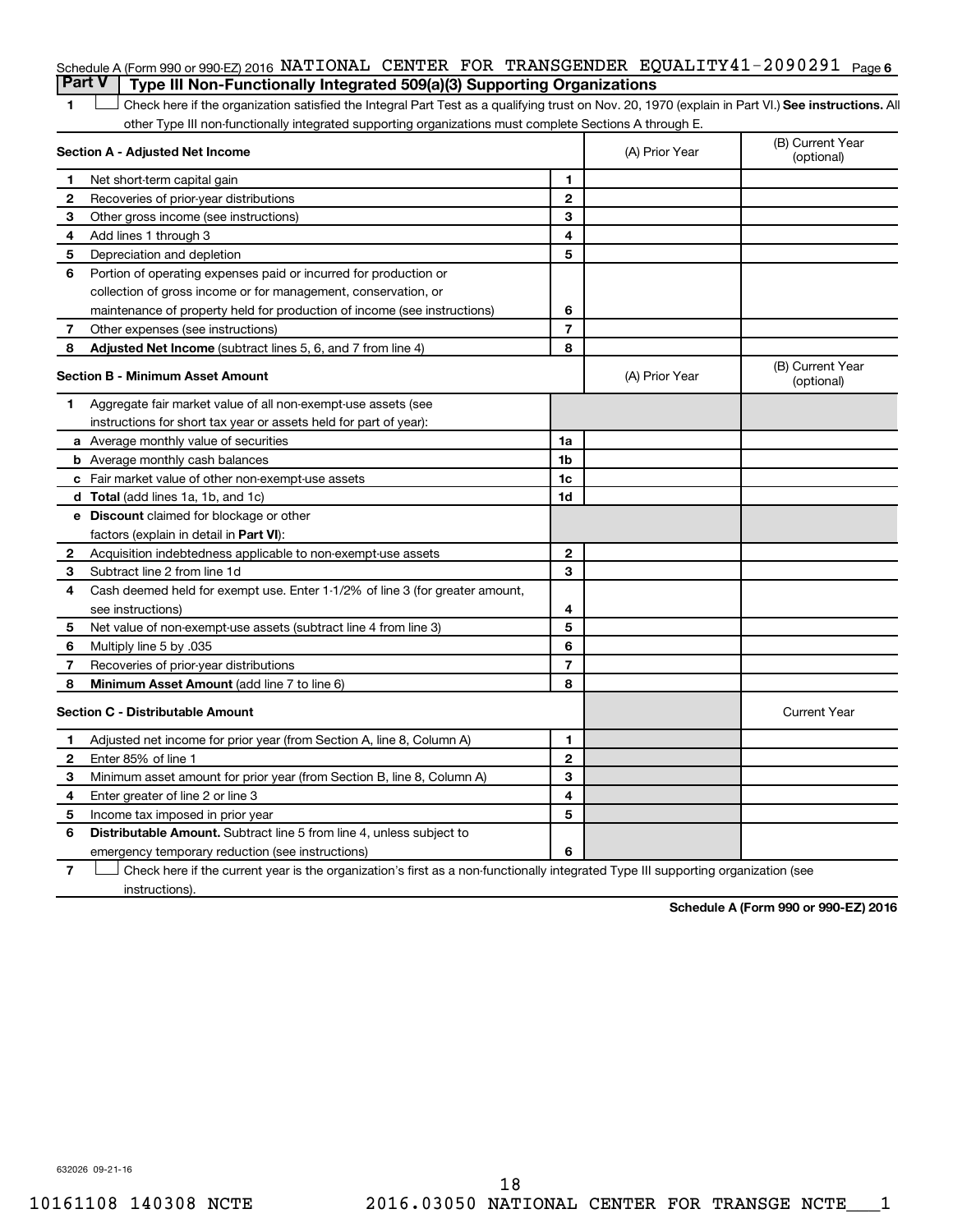Schedule A (Form 990 or 990-EZ) 2016 NATIONAL CENTER FOR TRANSGENDER EQUALITY 41-2090291 Page 6

## Part V Type III Non-Functionally Integrated 509(a)(3) Supporting Organizations

1 ☐ Check here if the organization satisfied the Integral Part Test as a qualifying trust on Nov. 20, 1970 (explain in Part VI.) **See instructions.** All other Type III non-functionally integrated supporting organizations must complete Sections A through E.

| **Section A - Adjusted Net Income** | | (A) Prior Year | (B) Current Year (optional) |
|---|---|---|---|
| 1 Net short-term capital gain | 1 | | |
| 2 Recoveries of prior-year distributions | 2 | | |
| 3 Other gross income (see instructions) | 3 | | |
| 4 Add lines 1 through 3 | 4 | | |
| 5 Depreciation and depletion | 5 | | |
| 6 Portion of operating expenses paid or incurred for production or collection of gross income or for management, conservation, or maintenance of property held for production of income (see instructions) | 6 | | |
| 7 Other expenses (see instructions) | 7 | | |
| 8 **Adjusted Net Income** (subtract lines 5, 6, and 7 from line 4) | 8 | | |

| **Section B - Minimum Asset Amount** | | (A) Prior Year | (B) Current Year (optional) |
|---|---|---|---|
| 1 Aggregate fair market value of all non-exempt-use assets (see instructions for short tax year or assets held for part of year): | | | |
| a Average monthly value of securities | 1a | | |
| b Average monthly cash balances | 1b | | |
| c Fair market value of other non-exempt-use assets | 1c | | |
| d **Total** (add lines 1a, 1b, and 1c) | 1d | | |
| e **Discount** claimed for blockage or other factors (explain in detail in **Part VI**): | | | |
| 2 Acquisition indebtedness applicable to non-exempt-use assets | 2 | | |
| 3 Subtract line 2 from line 1d | 3 | | |
| 4 Cash deemed held for exempt use. Enter 1-1/2% of line 3 (for greater amount, see instructions) | 4 | | |
| 5 Net value of non-exempt-use assets (subtract line 4 from line 3) | 5 | | |
| 6 Multiply line 5 by .035 | 6 | | |
| 7 Recoveries of prior-year distributions | 7 | | |
| 8 **Minimum Asset Amount** (add line 7 to line 6) | 8 | | |

| **Section C - Distributable Amount** | | | Current Year |
|---|---|---|---|
| 1 Adjusted net income for prior year (from Section A, line 8, Column A) | 1 | | |
| 2 Enter 85% of line 1 | 2 | | |
| 3 Minimum asset amount for prior year (from Section B, line 8, Column A) | 3 | | |
| 4 Enter greater of line 2 or line 3 | 4 | | |
| 5 Income tax imposed in prior year | 5 | | |
| 6 **Distributable Amount.** Subtract line 5 from line 4, unless subject to emergency temporary reduction (see instructions) | 6 | | |

7 ☐ Check here if the current year is the organization's first as a non-functionally integrated Type III supporting organization (see instructions).

**Schedule A (Form 990 or 990-EZ) 2016**

632026 09-21-16

18

10161108 140308 NCTE 2016.03050 NATIONAL CENTER FOR TRANSGE NCTE___1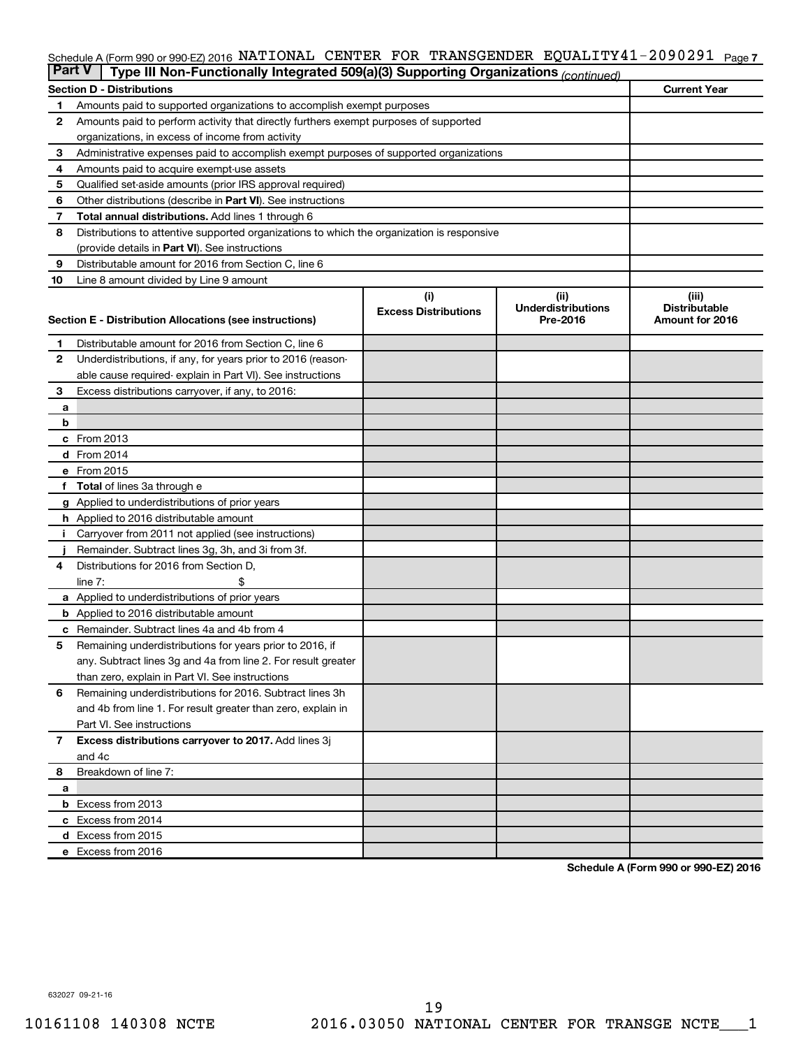Schedule A (Form 990 or 990-EZ) 2016 NATIONAL CENTER FOR TRANSGENDER EQUALITY 41-2090291 Page 7

## Part V Type III Non-Functionally Integrated 509(a)(3) Supporting Organizations *(continued)*

| Section D - Distributions | | Current Year |
|---|---|---|
| 1 | Amounts paid to supported organizations to accomplish exempt purposes | |
| 2 | Amounts paid to perform activity that directly furthers exempt purposes of supported organizations, in excess of income from activity | |
| 3 | Administrative expenses paid to accomplish exempt purposes of supported organizations | |
| 4 | Amounts paid to acquire exempt-use assets | |
| 5 | Qualified set-aside amounts (prior IRS approval required) | |
| 6 | Other distributions (describe in **Part VI**). See instructions | |
| 7 | **Total annual distributions.** Add lines 1 through 6 | |
| 8 | Distributions to attentive supported organizations to which the organization is responsive (provide details in **Part VI**). See instructions | |
| 9 | Distributable amount for 2016 from Section C, line 6 | |
| 10 | Line 8 amount divided by Line 9 amount | |

| Section E - Distribution Allocations (see instructions) | (i) Excess Distributions | (ii) Underdistributions Pre-2016 | (iii) Distributable Amount for 2016 |
|---|---|---|---|
| 1 Distributable amount for 2016 from Section C, line 6 | | | |
| 2 Underdistributions, if any, for years prior to 2016 (reasonable cause required- explain in Part VI). See instructions | | | |
| 3 Excess distributions carryover, if any, to 2016: | | | |
| a | | | |
| b | | | |
| c From 2013 | | | |
| d From 2014 | | | |
| e From 2015 | | | |
| f **Total** of lines 3a through e | | | |
| g Applied to underdistributions of prior years | | | |
| h Applied to 2016 distributable amount | | | |
| i Carryover from 2011 not applied (see instructions) | | | |
| j Remainder. Subtract lines 3g, 3h, and 3i from 3f. | | | |
| 4 Distributions for 2016 from Section D, line 7: $ | | | |
| a Applied to underdistributions of prior years | | | |
| b Applied to 2016 distributable amount | | | |
| c Remainder. Subtract lines 4a and 4b from 4 | | | |
| 5 Remaining underdistributions for years prior to 2016, if any. Subtract lines 3g and 4a from line 2. For result greater than zero, explain in Part VI. See instructions | | | |
| 6 Remaining underdistributions for 2016. Subtract lines 3h and 4b from line 1. For result greater than zero, explain in Part VI. See instructions | | | |
| 7 **Excess distributions carryover to 2017.** Add lines 3j and 4c | | | |
| 8 Breakdown of line 7: | | | |
| a | | | |
| b Excess from 2013 | | | |
| c Excess from 2014 | | | |
| d Excess from 2015 | | | |
| e Excess from 2016 | | | |

**Schedule A (Form 990 or 990-EZ) 2016**

632027 09-21-16

10161108 140308 NCTE 2016.03050 NATIONAL CENTER FOR TRANSGE NCTE___1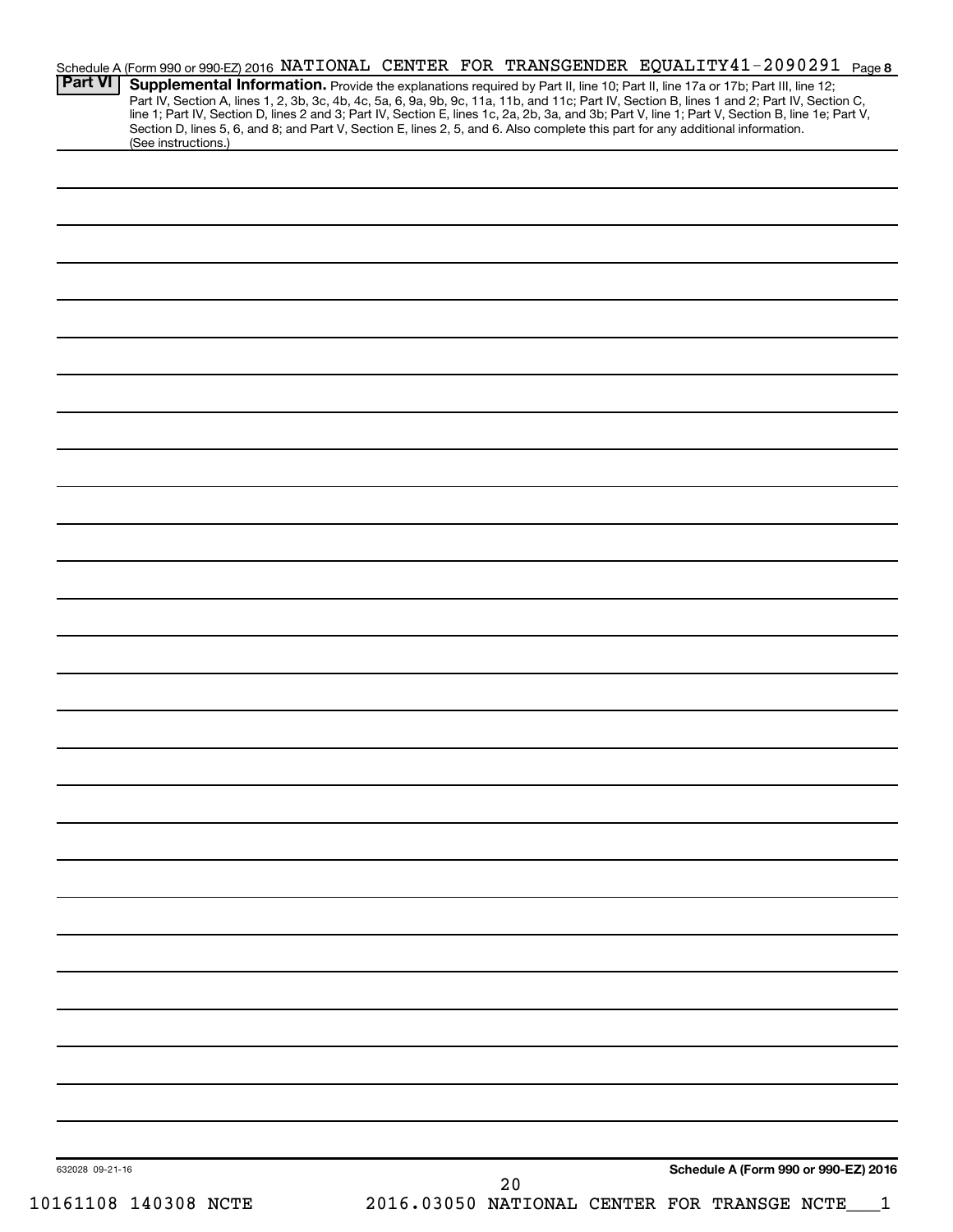Schedule A (Form 990 or 990-EZ) 2016 NATIONAL CENTER FOR TRANSGENDER EQUALITY 41-2090291 Page 8

**Part VI** **Supplemental Information.** Provide the explanations required by Part II, line 10; Part II, line 17a or 17b; Part III, line 12; Part IV, Section A, lines 1, 2, 3b, 3c, 4b, 4c, 5a, 6, 9a, 9b, 9c, 11a, 11b, and 11c; Part IV, Section B, lines 1 and 2; Part IV, Section C, line 1; Part IV, Section D, lines 2 and 3; Part IV, Section E, lines 1c, 2a, 2b, 3a, and 3b; Part V, line 1; Part V, Section B, line 1e; Part V, Section D, lines 5, 6, and 8; and Part V, Section E, lines 2, 5, and 6. Also complete this part for any additional information. (See instructions.)

632028 09-21-16

**Schedule A (Form 990 or 990-EZ) 2016**

10161108 140308 NCTE 2016.03050 NATIONAL CENTER FOR TRANSGE NCTE___1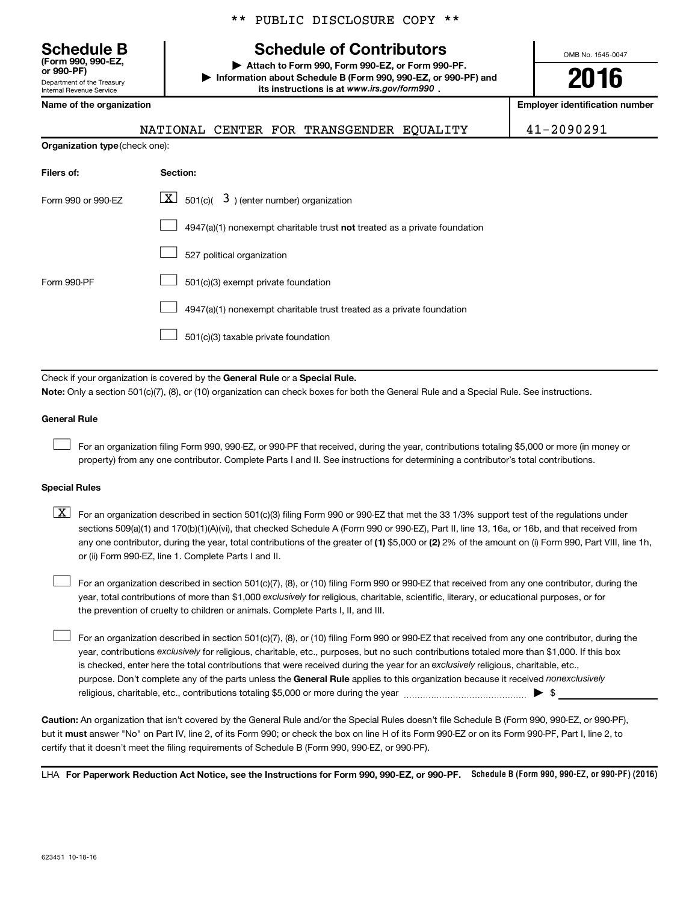** PUBLIC DISCLOSURE COPY **

**Schedule B**
**(Form 990, 990-EZ, or 990-PF)**
Department of the Treasury
Internal Revenue Service

# Schedule of Contributors

▶ **Attach to Form 990, Form 990-EZ, or Form 990-PF.**
▶ **Information about Schedule B (Form 990, 990-EZ, or 990-PF) and its instructions is at** ***www.irs.gov/form990*** **.**

OMB No. 1545-0047

**2016**

| Name of the organization | Employer identification number |
|---|---|
| NATIONAL CENTER FOR TRANSGENDER EQUALITY | 41-2090291 |

**Organization type** (check one):

| Filers of: | Section: |
|---|---|
| Form 990 or 990-EZ | [X] 501(c)( 3 ) (enter number) organization |
| | [ ] 4947(a)(1) nonexempt charitable trust **not** treated as a private foundation |
| | [ ] 527 political organization |
| Form 990-PF | [ ] 501(c)(3) exempt private foundation |
| | [ ] 4947(a)(1) nonexempt charitable trust treated as a private foundation |
| | [ ] 501(c)(3) taxable private foundation |

Check if your organization is covered by the **General Rule** or a **Special Rule.**

**Note:** Only a section 501(c)(7), (8), or (10) organization can check boxes for both the General Rule and a Special Rule. See instructions.

**General Rule**

[ ] For an organization filing Form 990, 990-EZ, or 990-PF that received, during the year, contributions totaling $5,000 or more (in money or property) from any one contributor. Complete Parts I and II. See instructions for determining a contributor's total contributions.

**Special Rules**

[X] For an organization described in section 501(c)(3) filing Form 990 or 990-EZ that met the 33 1/3% support test of the regulations under sections 509(a)(1) and 170(b)(1)(A)(vi), that checked Schedule A (Form 990 or 990-EZ), Part II, line 13, 16a, or 16b, and that received from any one contributor, during the year, total contributions of the greater of **(1)** $5,000 or **(2)** 2% of the amount on (i) Form 990, Part VIII, line 1h, or (ii) Form 990-EZ, line 1. Complete Parts I and II.

[ ] For an organization described in section 501(c)(7), (8), or (10) filing Form 990 or 990-EZ that received from any one contributor, during the year, total contributions of more than $1,000 *exclusively* for religious, charitable, scientific, literary, or educational purposes, or for the prevention of cruelty to children or animals. Complete Parts I, II, and III.

[ ] For an organization described in section 501(c)(7), (8), or (10) filing Form 990 or 990-EZ that received from any one contributor, during the year, contributions *exclusively* for religious, charitable, etc., purposes, but no such contributions totaled more than $1,000. If this box is checked, enter here the total contributions that were received during the year for an *exclusively* religious, charitable, etc., purpose. Don't complete any of the parts unless the **General Rule** applies to this organization because it received *nonexclusively* religious, charitable, etc., contributions totaling $5,000 or more during the year ▶ $ ____________

**Caution:** An organization that isn't covered by the General Rule and/or the Special Rules doesn't file Schedule B (Form 990, 990-EZ, or 990-PF), but it **must** answer "No" on Part IV, line 2, of its Form 990; or check the box on line H of its Form 990-EZ or on its Form 990-PF, Part I, line 2, to certify that it doesn't meet the filing requirements of Schedule B (Form 990, 990-EZ, or 990-PF).

LHA **For Paperwork Reduction Act Notice, see the Instructions for Form 990, 990-EZ, or 990-PF.** **Schedule B (Form 990, 990-EZ, or 990-PF) (2016)**

623451 10-18-16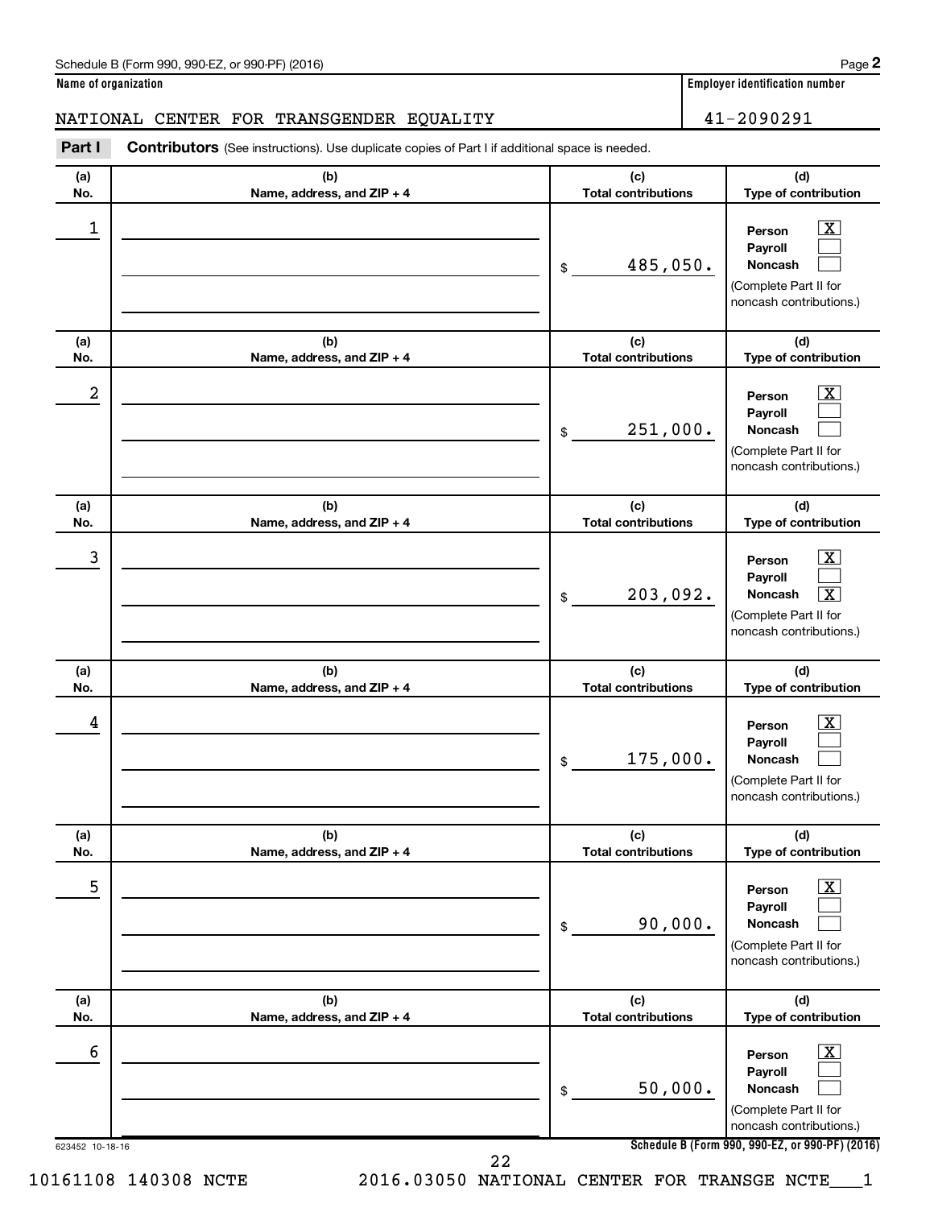Schedule B (Form 990, 990-EZ, or 990-PF) (2016) Page **2**

**Name of organization** | **Employer identification number**

NATIONAL CENTER FOR TRANSGENDER EQUALITY | 41-2090291

**Part I** **Contributors** (See instructions). Use duplicate copies of Part I if additional space is needed.

| (a) No. | (b) Name, address, and ZIP + 4 | (c) Total contributions | (d) Type of contribution |
|---|---|---|---|
| 1 | | $ 485,050. | Person [X] Payroll [ ] Noncash [ ] (Complete Part II for noncash contributions.) |
| 2 | | $ 251,000. | Person [X] Payroll [ ] Noncash [ ] (Complete Part II for noncash contributions.) |
| 3 | | $ 203,092. | Person [X] Payroll [ ] Noncash [X] (Complete Part II for noncash contributions.) |
| 4 | | $ 175,000. | Person [X] Payroll [ ] Noncash [ ] (Complete Part II for noncash contributions.) |
| 5 | | $ 90,000. | Person [X] Payroll [ ] Noncash [ ] (Complete Part II for noncash contributions.) |
| 6 | | $ 50,000. | Person [X] Payroll [ ] Noncash [ ] (Complete Part II for noncash contributions.) |

623452 10-18-16 **Schedule B (Form 990, 990-EZ, or 990-PF) (2016)**

10161108 140308 NCTE 2016.03050 NATIONAL CENTER FOR TRANSGE NCTE___1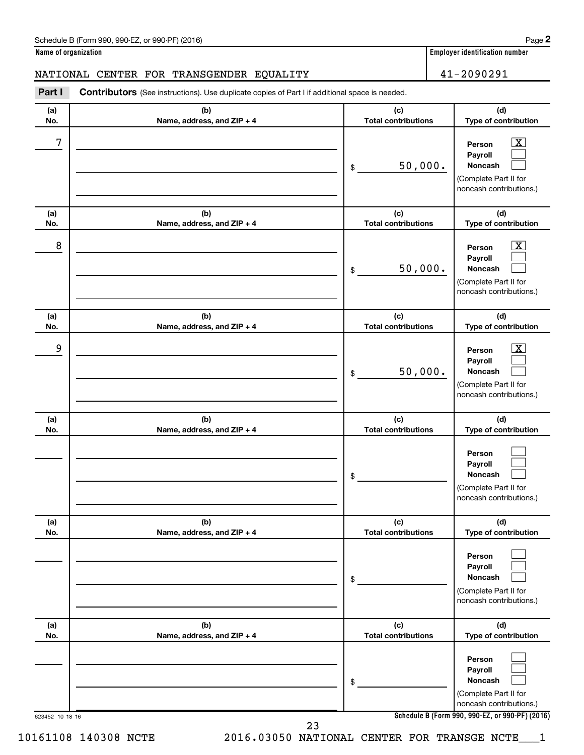Schedule B (Form 990, 990-EZ, or 990-PF) (2016)

**Name of organization**

NATIONAL CENTER FOR TRANSGENDER EQUALITY

**Employer identification number**

41-2090291

**Part I** **Contributors** (See instructions). Use duplicate copies of Part I if additional space is needed.

| (a) No. | (b) Name, address, and ZIP + 4 | (c) Total contributions | (d) Type of contribution |
|---|---|---|---|
| 7 | | $ 50,000. | Person [X] Payroll [ ] Noncash [ ] (Complete Part II for noncash contributions.) |
| 8 | | $ 50,000. | Person [X] Payroll [ ] Noncash [ ] (Complete Part II for noncash contributions.) |
| 9 | | $ 50,000. | Person [X] Payroll [ ] Noncash [ ] (Complete Part II for noncash contributions.) |
| | | $ | Person [ ] Payroll [ ] Noncash [ ] (Complete Part II for noncash contributions.) |
| | | $ | Person [ ] Payroll [ ] Noncash [ ] (Complete Part II for noncash contributions.) |
| | | $ | Person [ ] Payroll [ ] Noncash [ ] (Complete Part II for noncash contributions.) |

623452 10-18-16

Schedule B (Form 990, 990-EZ, or 990-PF) (2016)

10161108 140308 NCTE 2016.03050 NATIONAL CENTER FOR TRANSGE NCTE___1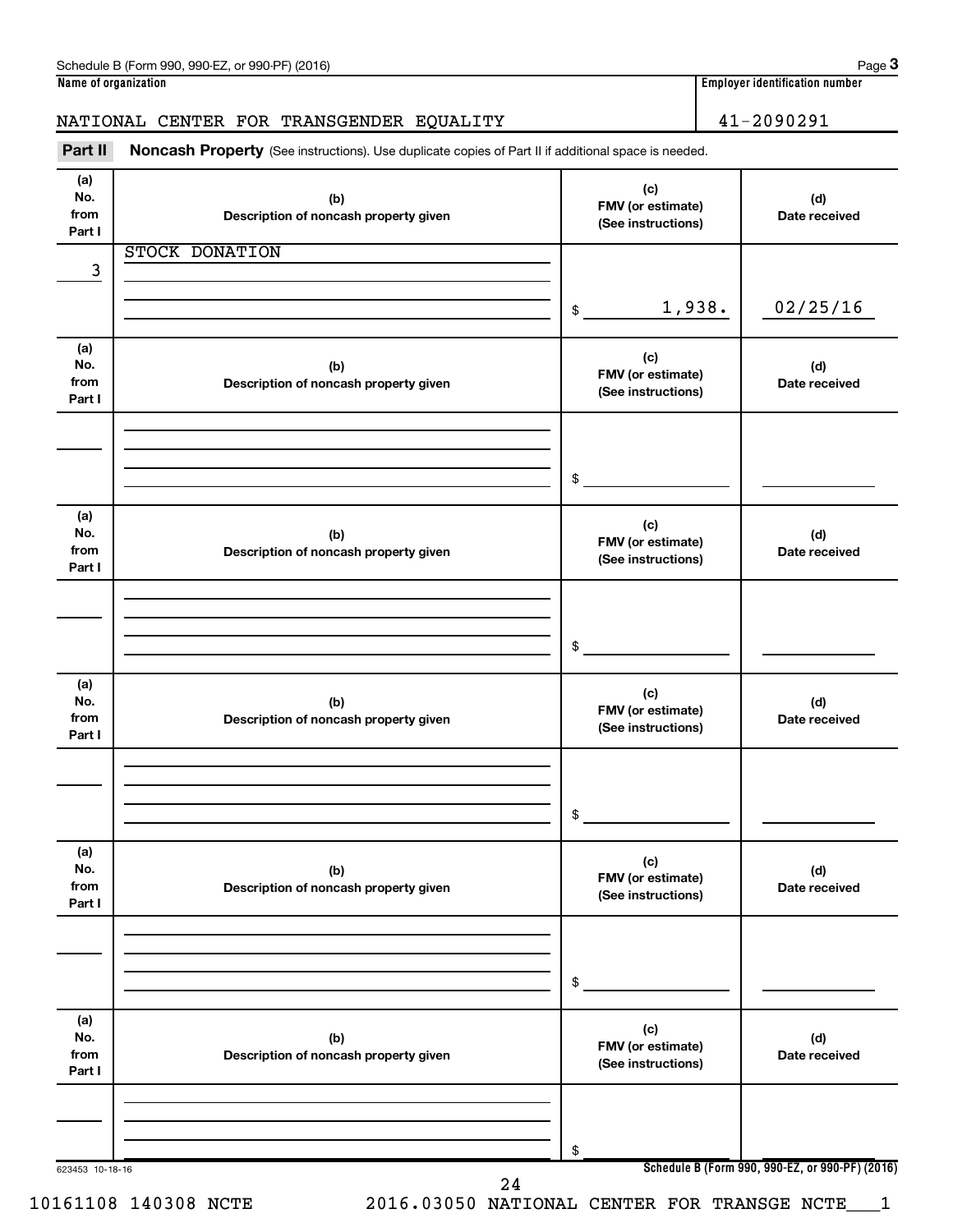Schedule B (Form 990, 990-EZ, or 990-PF) (2016)

**Name of organization**

NATIONAL CENTER FOR TRANSGENDER EQUALITY

**Employer identification number**

41-2090291

**Part II** **Noncash Property** (See instructions). Use duplicate copies of Part II if additional space is needed.

| (a) No. from Part I | (b) Description of noncash property given | (c) FMV (or estimate) (See instructions) | (d) Date received |
|---|---|---|---|
| 3 | STOCK DONATION | $ 1,938. | 02/25/16 |
| | | $ | |
| | | $ | |
| | | $ | |
| | | $ | |
| | | $ | |

623453 10-18-16

Schedule B (Form 990, 990-EZ, or 990-PF) (2016)

10161108 140308 NCTE 2016.03050 NATIONAL CENTER FOR TRANSGE NCTE___1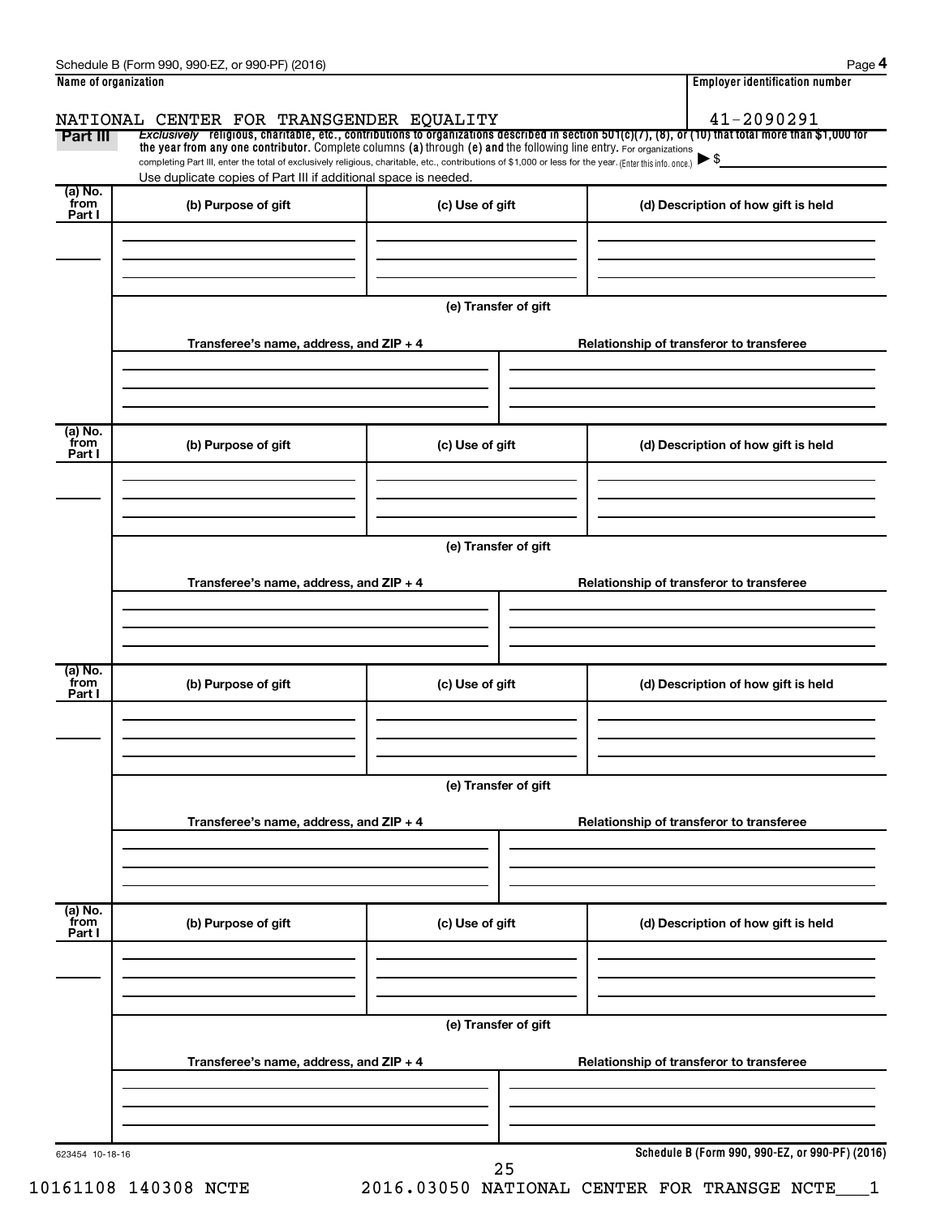Schedule B (Form 990, 990-EZ, or 990-PF) (2016)

**Name of organization**

NATIONAL CENTER FOR TRANSGENDER EQUALITY

**Employer identification number**

41-2090291

## Part III

*Exclusively* religious, charitable, etc., contributions to organizations described in section 501(c)(7), (8), or (10) that total more than $1,000 for the year from any one contributor. Complete columns (a) through (e) and the following line entry. For organizations completing Part III, enter the total of exclusively religious, charitable, etc., contributions of $1,000 or less for the year. (Enter this info. once.) ▶ $

Use duplicate copies of Part III if additional space is needed.

| (a) No. from Part I | (b) Purpose of gift | (c) Use of gift | (d) Description of how gift is held |
|---|---|---|---|
| | | | |

(e) Transfer of gift

| Transferee's name, address, and ZIP + 4 | Relationship of transferor to transferee |
|---|---|
| | |

| (a) No. from Part I | (b) Purpose of gift | (c) Use of gift | (d) Description of how gift is held |
|---|---|---|---|
| | | | |

(e) Transfer of gift

| Transferee's name, address, and ZIP + 4 | Relationship of transferor to transferee |
|---|---|
| | |

| (a) No. from Part I | (b) Purpose of gift | (c) Use of gift | (d) Description of how gift is held |
|---|---|---|---|
| | | | |

(e) Transfer of gift

| Transferee's name, address, and ZIP + 4 | Relationship of transferor to transferee |
|---|---|
| | |

| (a) No. from Part I | (b) Purpose of gift | (c) Use of gift | (d) Description of how gift is held |
|---|---|---|---|
| | | | |

(e) Transfer of gift

| Transferee's name, address, and ZIP + 4 | Relationship of transferor to transferee |
|---|---|
| | |

623454 10-18-16

**Schedule B (Form 990, 990-EZ, or 990-PF) (2016)**

10161108 140308 NCTE 2016.03050 NATIONAL CENTER FOR TRANSGE NCTE___1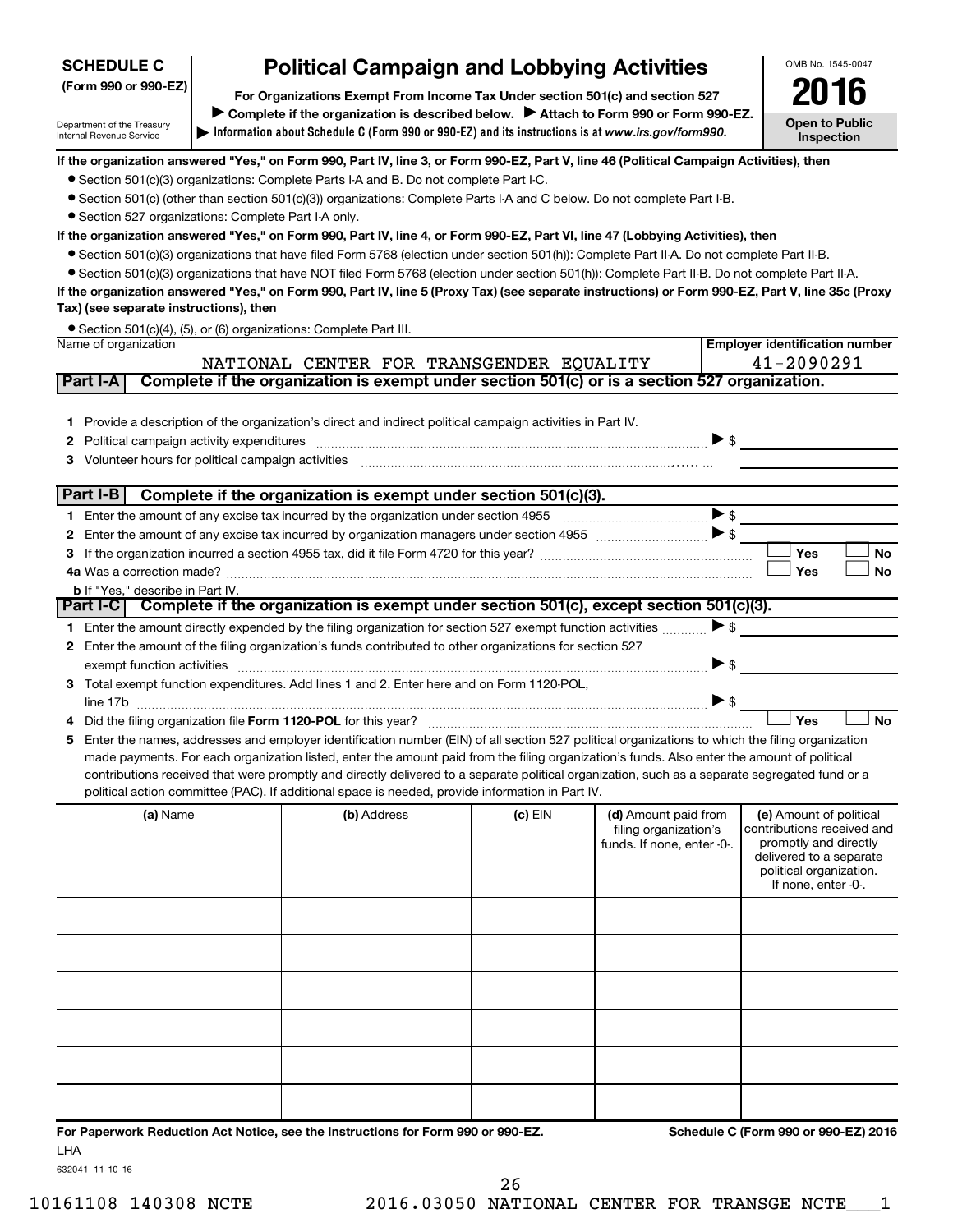**SCHEDULE C (Form 990 or 990-EZ)**

Department of the Treasury
Internal Revenue Service

# Political Campaign and Lobbying Activities

**For Organizations Exempt From Income Tax Under section 501(c) and section 527**

▶ **Complete if the organization is described below.** ▶ **Attach to Form 990 or Form 990-EZ.**

▶ **Information about Schedule C (Form 990 or 990-EZ) and its instructions is at** ***www.irs.gov/form990.***

OMB No. 1545-0047

**2016**

**Open to Public Inspection**

**If the organization answered "Yes," on Form 990, Part IV, line 3, or Form 990-EZ, Part V, line 46 (Political Campaign Activities), then**

- Section 501(c)(3) organizations: Complete Parts I-A and B. Do not complete Part I-C.
- Section 501(c) (other than section 501(c)(3)) organizations: Complete Parts I-A and C below. Do not complete Part I-B.
- Section 527 organizations: Complete Part I-A only.

**If the organization answered "Yes," on Form 990, Part IV, line 4, or Form 990-EZ, Part VI, line 47 (Lobbying Activities), then**

- Section 501(c)(3) organizations that have filed Form 5768 (election under section 501(h)): Complete Part II-A. Do not complete Part II-B.
- Section 501(c)(3) organizations that have NOT filed Form 5768 (election under section 501(h)): Complete Part II-B. Do not complete Part II-A.

**If the organization answered "Yes," on Form 990, Part IV, line 5 (Proxy Tax) (see separate instructions) or Form 990-EZ, Part V, line 35c (Proxy Tax) (see separate instructions), then**

- Section 501(c)(4), (5), or (6) organizations: Complete Part III.

| Name of organization | Employer identification number |
|---|---|
| NATIONAL CENTER FOR TRANSGENDER EQUALITY | 41-2090291 |

## Part I-A Complete if the organization is exempt under section 501(c) or is a section 527 organization.

1. Provide a description of the organization's direct and indirect political campaign activities in Part IV.
2. Political campaign activity expenditures ▶ $
3. Volunteer hours for political campaign activities

## Part I-B Complete if the organization is exempt under section 501(c)(3).

1. Enter the amount of any excise tax incurred by the organization under section 4955 ▶ $
2. Enter the amount of any excise tax incurred by organization managers under section 4955 ▶ $
3. If the organization incurred a section 4955 tax, did it file Form 4720 for this year? ☐ Yes ☐ No

4a. Was a correction made? ☐ Yes ☐ No

b. If "Yes," describe in Part IV.

## Part I-C Complete if the organization is exempt under section 501(c), except section 501(c)(3).

1. Enter the amount directly expended by the filing organization for section 527 exempt function activities ▶ $
2. Enter the amount of the filing organization's funds contributed to other organizations for section 527 exempt function activities ▶ $
3. Total exempt function expenditures. Add lines 1 and 2. Enter here and on Form 1120-POL, line 17b ▶ $
4. Did the filing organization file **Form 1120-POL** for this year? ☐ Yes ☐ No
5. Enter the names, addresses and employer identification number (EIN) of all section 527 political organizations to which the filing organization made payments. For each organization listed, enter the amount paid from the filing organization's funds. Also enter the amount of political contributions received that were promptly and directly delivered to a separate political organization, such as a separate segregated fund or a political action committee (PAC). If additional space is needed, provide information in Part IV.

| (a) Name | (b) Address | (c) EIN | (d) Amount paid from filing organization's funds. If none, enter -0-. | (e) Amount of political contributions received and promptly and directly delivered to a separate political organization. If none, enter -0-. |
|---|---|---|---|---|
| | | | | |
| | | | | |
| | | | | |
| | | | | |
| | | | | |
| | | | | |

**For Paperwork Reduction Act Notice, see the Instructions for Form 990 or 990-EZ.**

LHA

632041 11-10-16

**Schedule C (Form 990 or 990-EZ) 2016**

10161108 140308 NCTE 2016.03050 NATIONAL CENTER FOR TRANSGE NCTE___1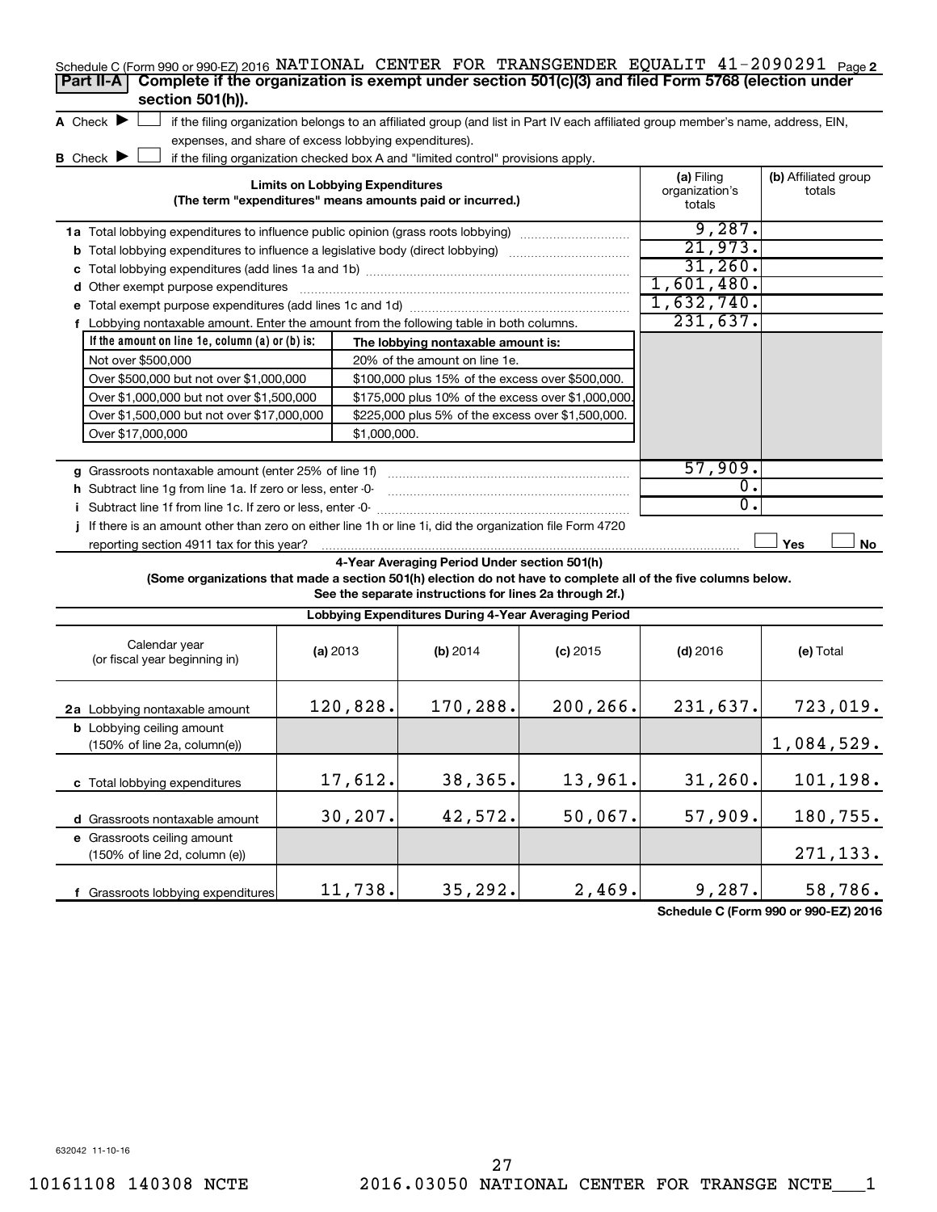Schedule C (Form 990 or 990-EZ) 2016 NATIONAL CENTER FOR TRANSGENDER EQUALIT 41-2090291 Page **2**

**Part II-A** **Complete if the organization is exempt under section 501(c)(3) and filed Form 5768 (election under section 501(h)).**

**A** Check ▶ ☐ if the filing organization belongs to an affiliated group (and list in Part IV each affiliated group member's name, address, EIN, expenses, and share of excess lobbying expenditures).

**B** Check ▶ ☐ if the filing organization checked box A and "limited control" provisions apply.

| **Limits on Lobbying Expenditures** (The term "expenditures" means amounts paid or incurred.) | (a) Filing organization's totals | (b) Affiliated group totals |
|---|---|---|
| **1a** Total lobbying expenditures to influence public opinion (grass roots lobbying) | 9,287. | |
| **b** Total lobbying expenditures to influence a legislative body (direct lobbying) | 21,973. | |
| **c** Total lobbying expenditures (add lines 1a and 1b) | 31,260. | |
| **d** Other exempt purpose expenditures | 1,601,480. | |
| **e** Total exempt purpose expenditures (add lines 1c and 1d) | 1,632,740. | |
| **f** Lobbying nontaxable amount. Enter the amount from the following table in both columns. | 231,637. | |

| If the amount on line 1e, column (a) or (b) is: | The lobbying nontaxable amount is: |
|---|---|
| Not over $500,000 | 20% of the amount on line 1e. |
| Over $500,000 but not over $1,000,000 | $100,000 plus 15% of the excess over $500,000. |
| Over $1,000,000 but not over $1,500,000 | $175,000 plus 10% of the excess over $1,000,000. |
| Over $1,500,000 but not over $17,000,000 | $225,000 plus 5% of the excess over $1,500,000. |
| Over $17,000,000 | $1,000,000. |

| | (a) | (b) |
|---|---|---|
| **g** Grassroots nontaxable amount (enter 25% of line 1f) | 57,909. | |
| **h** Subtract line 1g from line 1a. If zero or less, enter -0- | 0. | |
| **i** Subtract line 1f from line 1c. If zero or less, enter -0- | 0. | |
| **j** If there is an amount other than zero on either line 1h or line 1i, did the organization file Form 4720 reporting section 4911 tax for this year? | ☐ Yes | ☐ No |

**4-Year Averaging Period Under section 501(h)**

**(Some organizations that made a section 501(h) election do not have to complete all of the five columns below. See the separate instructions for lines 2a through 2f.)**

| **Lobbying Expenditures During 4-Year Averaging Period** | | | | | |
|---|---|---|---|---|---|
| Calendar year (or fiscal year beginning in) | (a) 2013 | (b) 2014 | (c) 2015 | (d) 2016 | (e) Total |
| **2a** Lobbying nontaxable amount | 120,828. | 170,288. | 200,266. | 231,637. | 723,019. |
| **b** Lobbying ceiling amount (150% of line 2a, column(e)) | | | | | 1,084,529. |
| **c** Total lobbying expenditures | 17,612. | 38,365. | 13,961. | 31,260. | 101,198. |
| **d** Grassroots nontaxable amount | 30,207. | 42,572. | 50,067. | 57,909. | 180,755. |
| **e** Grassroots ceiling amount (150% of line 2d, column (e)) | | | | | 271,133. |
| **f** Grassroots lobbying expenditures | 11,738. | 35,292. | 2,469. | 9,287. | 58,786. |

**Schedule C (Form 990 or 990-EZ) 2016**

632042 11-10-16

10161108 140308 NCTE 2016.03050 NATIONAL CENTER FOR TRANSGE NCTE___1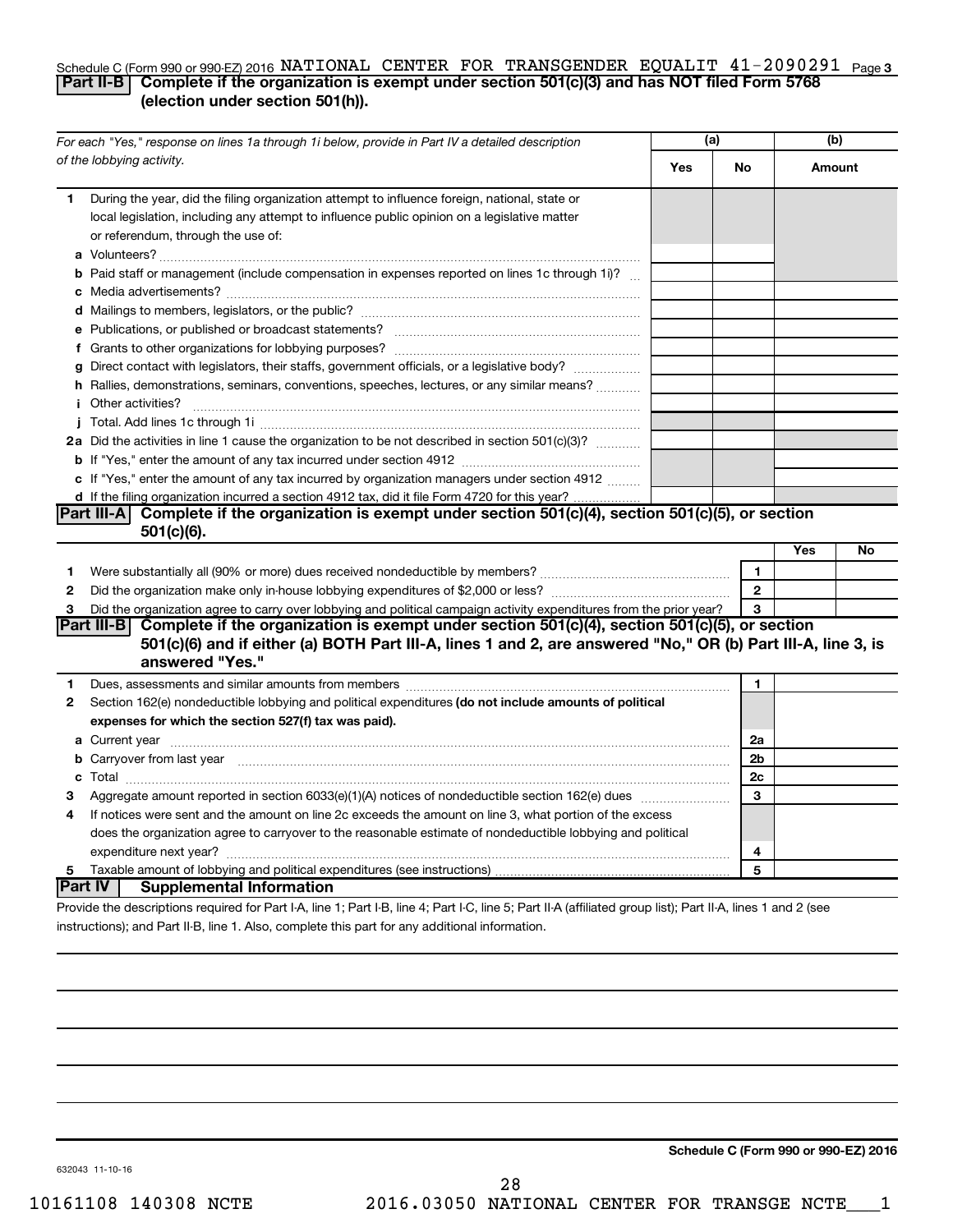Schedule C (Form 990 or 990-EZ) 2016 NATIONAL CENTER FOR TRANSGENDER EQUALIT 41-2090291 Page 3

## Part II-B Complete if the organization is exempt under section 501(c)(3) and has NOT filed Form 5768 (election under section 501(h)).

| For each "Yes," response on lines 1a through 1i below, provide in Part IV a detailed description of the lobbying activity. | (a) Yes | (a) No | (b) Amount |
|---|---|---|---|
| **1** During the year, did the filing organization attempt to influence foreign, national, state or local legislation, including any attempt to influence public opinion on a legislative matter or referendum, through the use of: | | | |
| **a** Volunteers? | | | |
| **b** Paid staff or management (include compensation in expenses reported on lines 1c through 1i)? | | | |
| **c** Media advertisements? | | | |
| **d** Mailings to members, legislators, or the public? | | | |
| **e** Publications, or published or broadcast statements? | | | |
| **f** Grants to other organizations for lobbying purposes? | | | |
| **g** Direct contact with legislators, their staffs, government officials, or a legislative body? | | | |
| **h** Rallies, demonstrations, seminars, conventions, speeches, lectures, or any similar means? | | | |
| **i** Other activities? | | | |
| **j** Total. Add lines 1c through 1i | | | |
| **2a** Did the activities in line 1 cause the organization to be not described in section 501(c)(3)? | | | |
| **b** If "Yes," enter the amount of any tax incurred under section 4912 | | | |
| **c** If "Yes," enter the amount of any tax incurred by organization managers under section 4912 | | | |
| **d** If the filing organization incurred a section 4912 tax, did it file Form 4720 for this year? | | | |

## Part III-A Complete if the organization is exempt under section 501(c)(4), section 501(c)(5), or section 501(c)(6).

| | | Yes | No |
|---|---|---|---|
| **1** Were substantially all (90% or more) dues received nondeductible by members? | 1 | | |
| **2** Did the organization make only in-house lobbying expenditures of $2,000 or less? | 2 | | |
| **3** Did the organization agree to carry over lobbying and political campaign activity expenditures from the prior year? | 3 | | |

## Part III-B Complete if the organization is exempt under section 501(c)(4), section 501(c)(5), or section 501(c)(6) and if either (a) BOTH Part III-A, lines 1 and 2, are answered "No," OR (b) Part III-A, line 3, is answered "Yes."

| | | |
|---|---|---|
| **1** Dues, assessments and similar amounts from members | 1 | |
| **2** Section 162(e) nondeductible lobbying and political expenditures **(do not include amounts of political expenses for which the section 527(f) tax was paid).** | | |
| **a** Current year | 2a | |
| **b** Carryover from last year | 2b | |
| **c** Total | 2c | |
| **3** Aggregate amount reported in section 6033(e)(1)(A) notices of nondeductible section 162(e) dues | 3 | |
| **4** If notices were sent and the amount on line 2c exceeds the amount on line 3, what portion of the excess does the organization agree to carryover to the reasonable estimate of nondeductible lobbying and political expenditure next year? | 4 | |
| **5** Taxable amount of lobbying and political expenditures (see instructions) | 5 | |

## Part IV Supplemental Information

Provide the descriptions required for Part I-A, line 1; Part I-B, line 4; Part I-C, line 5; Part II-A (affiliated group list); Part II-A, lines 1 and 2 (see instructions); and Part II-B, line 1. Also, complete this part for any additional information.

**Schedule C (Form 990 or 990-EZ) 2016**

632043 11-10-16

10161108 140308 NCTE 2016.03050 NATIONAL CENTER FOR TRANSGE NCTE___1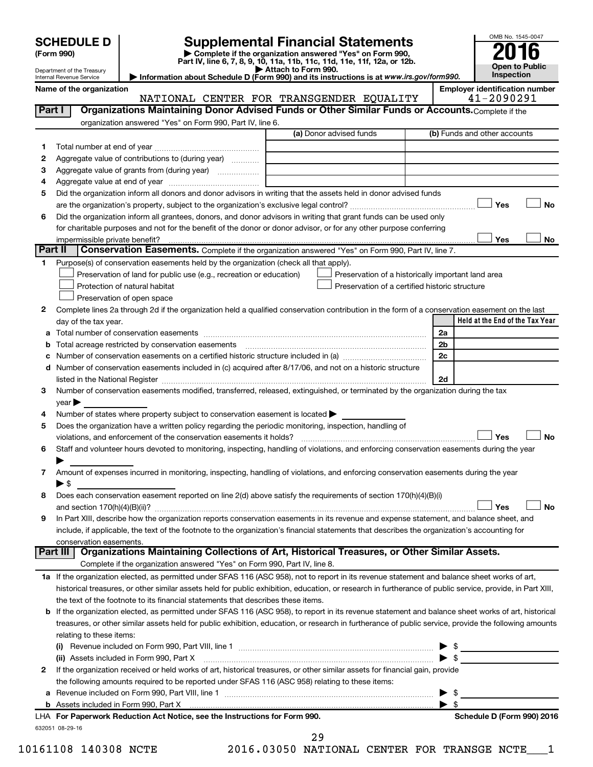# SCHEDULE D (Form 990)

Department of the Treasury
Internal Revenue Service

## Supplemental Financial Statements

▶ Complete if the organization answered "Yes" on Form 990, Part IV, line 6, 7, 8, 9, 10, 11a, 11b, 11c, 11d, 11e, 11f, 12a, or 12b.
▶ Attach to Form 990.
▶ Information about Schedule D (Form 990) and its instructions is at *www.irs.gov/form990.*

OMB No. 1545-0047
**2016**
**Open to Public Inspection**

**Name of the organization**
NATIONAL CENTER FOR TRANSGENDER EQUALITY

**Employer identification number**
41-2090291

**Part I** **Organizations Maintaining Donor Advised Funds or Other Similar Funds or Accounts.** Complete if the organization answered "Yes" on Form 990, Part IV, line 6.

| | | (a) Donor advised funds | (b) Funds and other accounts |
|---|---|---|---|
| 1 | Total number at end of year | | |
| 2 | Aggregate value of contributions to (during year) | | |
| 3 | Aggregate value of grants from (during year) | | |
| 4 | Aggregate value at end of year | | |

5 Did the organization inform all donors and donor advisors in writing that the assets held in donor advised funds are the organization's property, subject to the organization's exclusive legal control? ☐ Yes ☐ No

6 Did the organization inform all grantees, donors, and donor advisors in writing that grant funds can be used only for charitable purposes and not for the benefit of the donor or donor advisor, or for any other purpose conferring impermissible private benefit? ☐ Yes ☐ No

**Part II** **Conservation Easements.** Complete if the organization answered "Yes" on Form 990, Part IV, line 7.

1 Purpose(s) of conservation easements held by the organization (check all that apply).
- ☐ Preservation of land for public use (e.g., recreation or education)
- ☐ Protection of natural habitat
- ☐ Preservation of open space
- ☐ Preservation of a historically important land area
- ☐ Preservation of a certified historic structure

2 Complete lines 2a through 2d if the organization held a qualified conservation contribution in the form of a conservation easement on the last day of the tax year.

| | | | Held at the End of the Tax Year |
|---|---|---|---|
| a | Total number of conservation easements | 2a | |
| b | Total acreage restricted by conservation easements | 2b | |
| c | Number of conservation easements on a certified historic structure included in (a) | 2c | |
| d | Number of conservation easements included in (c) acquired after 8/17/06, and not on a historic structure listed in the National Register | 2d | |

3 Number of conservation easements modified, transferred, released, extinguished, or terminated by the organization during the tax year ▶

4 Number of states where property subject to conservation easement is located ▶

5 Does the organization have a written policy regarding the periodic monitoring, inspection, handling of violations, and enforcement of the conservation easements it holds? ☐ Yes ☐ No

6 Staff and volunteer hours devoted to monitoring, inspecting, handling of violations, and enforcing conservation easements during the year ▶

7 Amount of expenses incurred in monitoring, inspecting, handling of violations, and enforcing conservation easements during the year ▶ $

8 Does each conservation easement reported on line 2(d) above satisfy the requirements of section 170(h)(4)(B)(i) and section 170(h)(4)(B)(ii)? ☐ Yes ☐ No

9 In Part XIII, describe how the organization reports conservation easements in its revenue and expense statement, and balance sheet, and include, if applicable, the text of the footnote to the organization's financial statements that describes the organization's accounting for conservation easements.

**Part III** **Organizations Maintaining Collections of Art, Historical Treasures, or Other Similar Assets.** Complete if the organization answered "Yes" on Form 990, Part IV, line 8.

1a If the organization elected, as permitted under SFAS 116 (ASC 958), not to report in its revenue statement and balance sheet works of art, historical treasures, or other similar assets held for public exhibition, education, or research in furtherance of public service, provide, in Part XIII, the text of the footnote to its financial statements that describes these items.

b If the organization elected, as permitted under SFAS 116 (ASC 958), to report in its revenue statement and balance sheet works of art, historical treasures, or other similar assets held for public exhibition, education, or research in furtherance of public service, provide the following amounts relating to these items:

(i) Revenue included on Form 990, Part VIII, line 1 ▶ $

(ii) Assets included in Form 990, Part X ▶ $

2 If the organization received or held works of art, historical treasures, or other similar assets for financial gain, provide the following amounts required to be reported under SFAS 116 (ASC 958) relating to these items:

a Revenue included on Form 990, Part VIII, line 1 ▶ $

b Assets included in Form 990, Part X ▶ $

LHA **For Paperwork Reduction Act Notice, see the Instructions for Form 990.** **Schedule D (Form 990) 2016**

632051 08-29-16

10161108 140308 NCTE 2016.03050 NATIONAL CENTER FOR TRANSGE NCTE___1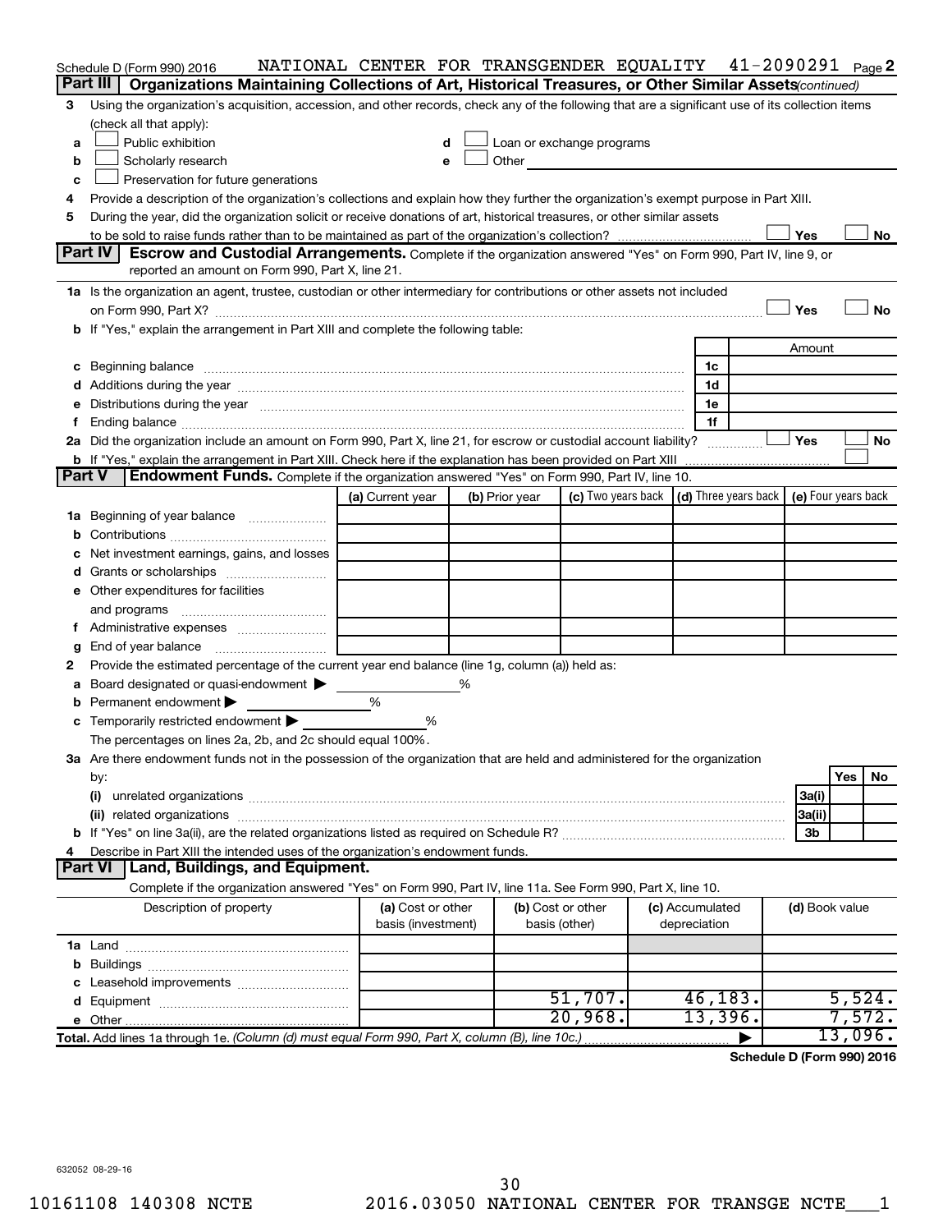Schedule D (Form 990) 2016 NATIONAL CENTER FOR TRANSGENDER EQUALITY 41-2090291 Page 2

**Part III Organizations Maintaining Collections of Art, Historical Treasures, or Other Similar Assets** *(continued)*

3 Using the organization's acquisition, accession, and other records, check any of the following that are a significant use of its collection items (check all that apply):

- a ☐ Public exhibition
- b ☐ Scholarly research
- c ☐ Preservation for future generations
- d ☐ Loan or exchange programs
- e ☐ Other

4 Provide a description of the organization's collections and explain how they further the organization's exempt purpose in Part XIII.

5 During the year, did the organization solicit or receive donations of art, historical treasures, or other similar assets to be sold to raise funds rather than to be maintained as part of the organization's collection? ☐ Yes ☐ No

**Part IV Escrow and Custodial Arrangements.** Complete if the organization answered "Yes" on Form 990, Part IV, line 9, or reported an amount on Form 990, Part X, line 21.

1a Is the organization an agent, trustee, custodian or other intermediary for contributions or other assets not included on Form 990, Part X? ☐ Yes ☐ No

b If "Yes," explain the arrangement in Part XIII and complete the following table:

| | | Amount |
|---|---|---|
| c Beginning balance | 1c | |
| d Additions during the year | 1d | |
| e Distributions during the year | 1e | |
| f Ending balance | 1f | |

2a Did the organization include an amount on Form 990, Part X, line 21, for escrow or custodial account liability? ☐ Yes ☐ No

b If "Yes," explain the arrangement in Part XIII. Check here if the explanation has been provided on Part XIII ☐

**Part V Endowment Funds.** Complete if the organization answered "Yes" on Form 990, Part IV, line 10.

| | (a) Current year | (b) Prior year | (c) Two years back | (d) Three years back | (e) Four years back |
|---|---|---|---|---|---|
| 1a Beginning of year balance | | | | | |
| b Contributions | | | | | |
| c Net investment earnings, gains, and losses | | | | | |
| d Grants or scholarships | | | | | |
| e Other expenditures for facilities and programs | | | | | |
| f Administrative expenses | | | | | |
| g End of year balance | | | | | |

2 Provide the estimated percentage of the current year end balance (line 1g, column (a)) held as:

- a Board designated or quasi-endowment ▶ %
- b Permanent endowment ▶ %
- c Temporarily restricted endowment ▶ %

The percentages on lines 2a, 2b, and 2c should equal 100%.

3a Are there endowment funds not in the possession of the organization that are held and administered for the organization by:

| | | Yes | No |
|---|---|---|---|
| (i) unrelated organizations | 3a(i) | | |
| (ii) related organizations | 3a(ii) | | |
| b If "Yes" on line 3a(ii), are the related organizations listed as required on Schedule R? | 3b | | |

4 Describe in Part XIII the intended uses of the organization's endowment funds.

**Part VI Land, Buildings, and Equipment.**

Complete if the organization answered "Yes" on Form 990, Part IV, line 11a. See Form 990, Part X, line 10.

| Description of property | (a) Cost or other basis (investment) | (b) Cost or other basis (other) | (c) Accumulated depreciation | (d) Book value |
|---|---|---|---|---|
| 1a Land | | | | |
| b Buildings | | | | |
| c Leasehold improvements | | | | |
| d Equipment | | 51,707. | 46,183. | 5,524. |
| e Other | | 20,968. | 13,396. | 7,572. |
| Total. Add lines 1a through 1e. *(Column (d) must equal Form 990, Part X, column (B), line 10c.)* | | | ▶ | 13,096. |

**Schedule D (Form 990) 2016**

632052 08-29-16

10161108 140308 NCTE 2016.03050 NATIONAL CENTER FOR TRANSGE NCTE___1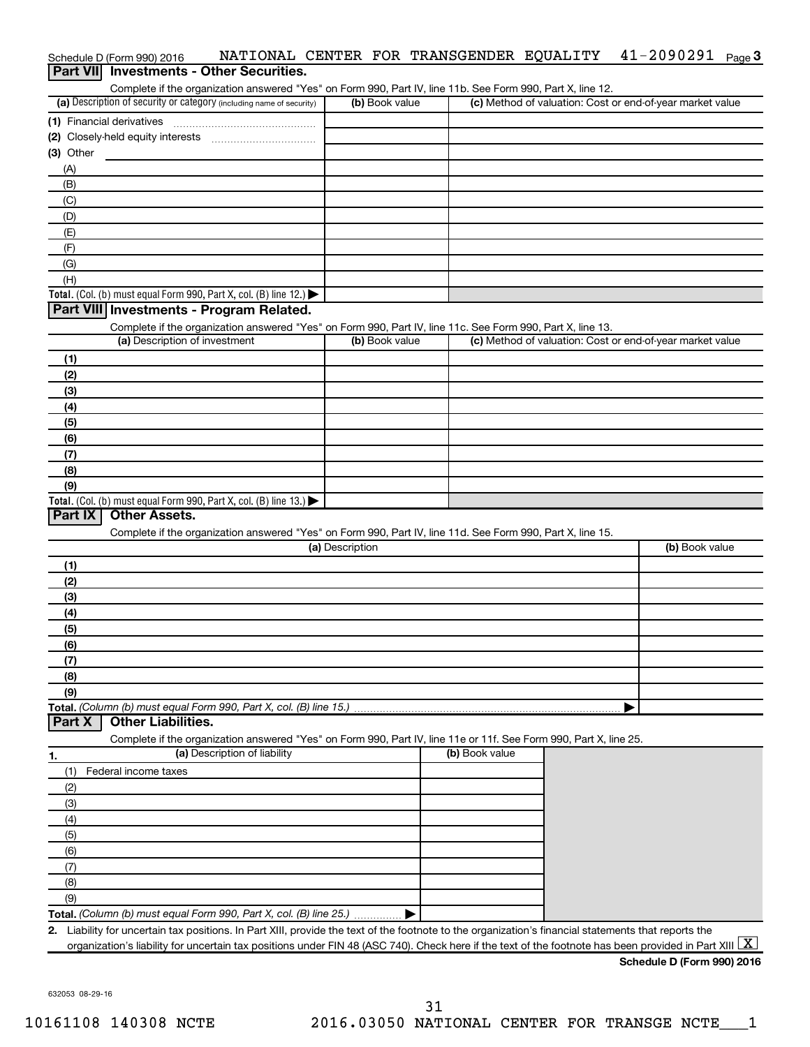Schedule D (Form 990) 2016 NATIONAL CENTER FOR TRANSGENDER EQUALITY 41-2090291 Page 3

## Part VII Investments - Other Securities.

Complete if the organization answered "Yes" on Form 990, Part IV, line 11b. See Form 990, Part X, line 12.

| (a) Description of security or category (including name of security) | (b) Book value | (c) Method of valuation: Cost or end-of-year market value |
|---|---|---|
| (1) Financial derivatives | | |
| (2) Closely-held equity interests | | |
| (3) Other | | |
| (A) | | |
| (B) | | |
| (C) | | |
| (D) | | |
| (E) | | |
| (F) | | |
| (G) | | |
| (H) | | |
| **Total.** (Col. (b) must equal Form 990, Part X, col. (B) line 12.) ▶ | | |

## Part VIII Investments - Program Related.

Complete if the organization answered "Yes" on Form 990, Part IV, line 11c. See Form 990, Part X, line 13.

| (a) Description of investment | (b) Book value | (c) Method of valuation: Cost or end-of-year market value |
|---|---|---|
| (1) | | |
| (2) | | |
| (3) | | |
| (4) | | |
| (5) | | |
| (6) | | |
| (7) | | |
| (8) | | |
| (9) | | |
| **Total.** (Col. (b) must equal Form 990, Part X, col. (B) line 13.) ▶ | | |

## Part IX Other Assets.

Complete if the organization answered "Yes" on Form 990, Part IV, line 11d. See Form 990, Part X, line 15.

| (a) Description | (b) Book value |
|---|---|
| (1) | |
| (2) | |
| (3) | |
| (4) | |
| (5) | |
| (6) | |
| (7) | |
| (8) | |
| (9) | |
| **Total.** *(Column (b) must equal Form 990, Part X, col. (B) line 15.)* ▶ | |

## Part X Other Liabilities.

Complete if the organization answered "Yes" on Form 990, Part IV, line 11e or 11f. See Form 990, Part X, line 25.

| 1. (a) Description of liability | (b) Book value |
|---|---|
| (1) Federal income taxes | |
| (2) | |
| (3) | |
| (4) | |
| (5) | |
| (6) | |
| (7) | |
| (8) | |
| (9) | |
| **Total.** *(Column (b) must equal Form 990, Part X, col. (B) line 25.)* ▶ | |

**2.** Liability for uncertain tax positions. In Part XIII, provide the text of the footnote to the organization's financial statements that reports the organization's liability for uncertain tax positions under FIN 48 (ASC 740). Check here if the text of the footnote has been provided in Part XIII [X]

**Schedule D (Form 990) 2016**

632053 08-29-16

10161108 140308 NCTE 2016.03050 NATIONAL CENTER FOR TRANSGE NCTE___1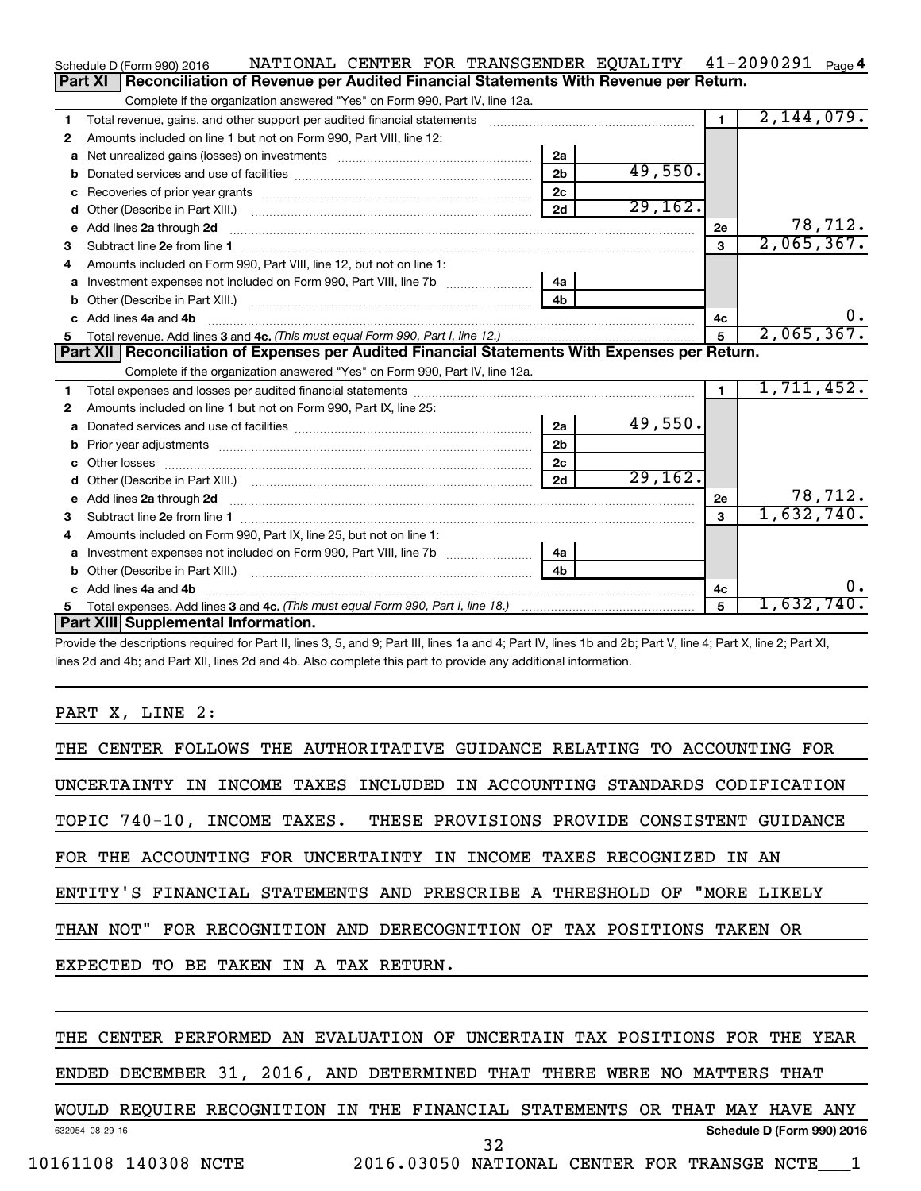Schedule D (Form 990) 2016 NATIONAL CENTER FOR TRANSGENDER EQUALITY 41-2090291 Page 4

## Part XI Reconciliation of Revenue per Audited Financial Statements With Revenue per Return.

Complete if the organization answered "Yes" on Form 990, Part IV, line 12a.

| | | | | | |
|---|---|---|---|---|---|
| 1 | Total revenue, gains, and other support per audited financial statements | | | 1 | 2,144,079. |
| 2 | Amounts included on line 1 but not on Form 990, Part VIII, line 12: | | | | |
| a | Net unrealized gains (losses) on investments | 2a | | | |
| b | Donated services and use of facilities | 2b | 49,550. | | |
| c | Recoveries of prior year grants | 2c | | | |
| d | Other (Describe in Part XIII.) | 2d | 29,162. | | |
| e | Add lines 2a through 2d | | | 2e | 78,712. |
| 3 | Subtract line 2e from line 1 | | | 3 | 2,065,367. |
| 4 | Amounts included on Form 990, Part VIII, line 12, but not on line 1: | | | | |
| a | Investment expenses not included on Form 990, Part VIII, line 7b | 4a | | | |
| b | Other (Describe in Part XIII.) | 4b | | | |
| c | Add lines 4a and 4b | | | 4c | 0. |
| 5 | Total revenue. Add lines 3 and 4c. *(This must equal Form 990, Part I, line 12.)* | | | 5 | 2,065,367. |

## Part XII Reconciliation of Expenses per Audited Financial Statements With Expenses per Return.

Complete if the organization answered "Yes" on Form 990, Part IV, line 12a.

| | | | | | |
|---|---|---|---|---|---|
| 1 | Total expenses and losses per audited financial statements | | | 1 | 1,711,452. |
| 2 | Amounts included on line 1 but not on Form 990, Part IX, line 25: | | | | |
| a | Donated services and use of facilities | 2a | 49,550. | | |
| b | Prior year adjustments | 2b | | | |
| c | Other losses | 2c | | | |
| d | Other (Describe in Part XIII.) | 2d | 29,162. | | |
| e | Add lines 2a through 2d | | | 2e | 78,712. |
| 3 | Subtract line 2e from line 1 | | | 3 | 1,632,740. |
| 4 | Amounts included on Form 990, Part IX, line 25, but not on line 1: | | | | |
| a | Investment expenses not included on Form 990, Part VIII, line 7b | 4a | | | |
| b | Other (Describe in Part XIII.) | 4b | | | |
| c | Add lines 4a and 4b | | | 4c | 0. |
| 5 | Total expenses. Add lines 3 and 4c. *(This must equal Form 990, Part I, line 18.)* | | | 5 | 1,632,740. |

## Part XIII Supplemental Information.

Provide the descriptions required for Part II, lines 3, 5, and 9; Part III, lines 1a and 4; Part IV, lines 1b and 2b; Part V, line 4; Part X, line 2; Part XI, lines 2d and 4b; and Part XII, lines 2d and 4b. Also complete this part to provide any additional information.

PART X, LINE 2:

THE CENTER FOLLOWS THE AUTHORITATIVE GUIDANCE RELATING TO ACCOUNTING FOR UNCERTAINTY IN INCOME TAXES INCLUDED IN ACCOUNTING STANDARDS CODIFICATION TOPIC 740-10, INCOME TAXES. THESE PROVISIONS PROVIDE CONSISTENT GUIDANCE FOR THE ACCOUNTING FOR UNCERTAINTY IN INCOME TAXES RECOGNIZED IN AN ENTITY'S FINANCIAL STATEMENTS AND PRESCRIBE A THRESHOLD OF "MORE LIKELY THAN NOT" FOR RECOGNITION AND DERECOGNITION OF TAX POSITIONS TAKEN OR EXPECTED TO BE TAKEN IN A TAX RETURN.

THE CENTER PERFORMED AN EVALUATION OF UNCERTAIN TAX POSITIONS FOR THE YEAR ENDED DECEMBER 31, 2016, AND DETERMINED THAT THERE WERE NO MATTERS THAT WOULD REQUIRE RECOGNITION IN THE FINANCIAL STATEMENTS OR THAT MAY HAVE ANY

632054 08-29-16 Schedule D (Form 990) 2016

10161108 140308 NCTE 2016.03050 NATIONAL CENTER FOR TRANSGE NCTE___1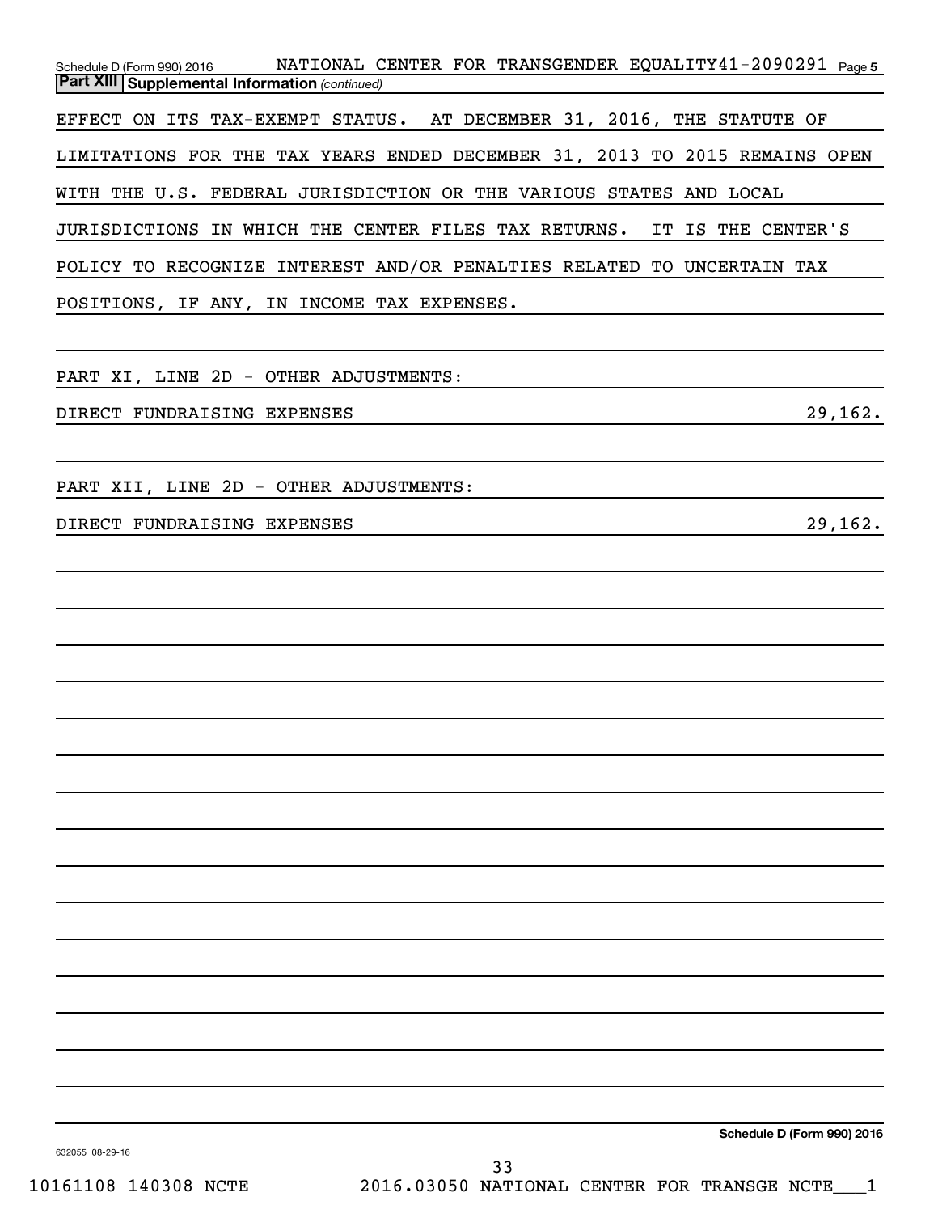**Part XIII Supplemental Information** *(continued)*

EFFECT ON ITS TAX-EXEMPT STATUS. AT DECEMBER 31, 2016, THE STATUTE OF LIMITATIONS FOR THE TAX YEARS ENDED DECEMBER 31, 2013 TO 2015 REMAINS OPEN WITH THE U.S. FEDERAL JURISDICTION OR THE VARIOUS STATES AND LOCAL JURISDICTIONS IN WHICH THE CENTER FILES TAX RETURNS. IT IS THE CENTER'S POLICY TO RECOGNIZE INTEREST AND/OR PENALTIES RELATED TO UNCERTAIN TAX POSITIONS, IF ANY, IN INCOME TAX EXPENSES.

PART XI, LINE 2D - OTHER ADJUSTMENTS:

| | |
|---|---|
| DIRECT FUNDRAISING EXPENSES | 29,162. |

PART XII, LINE 2D - OTHER ADJUSTMENTS:

| | |
|---|---|
| DIRECT FUNDRAISING EXPENSES | 29,162. |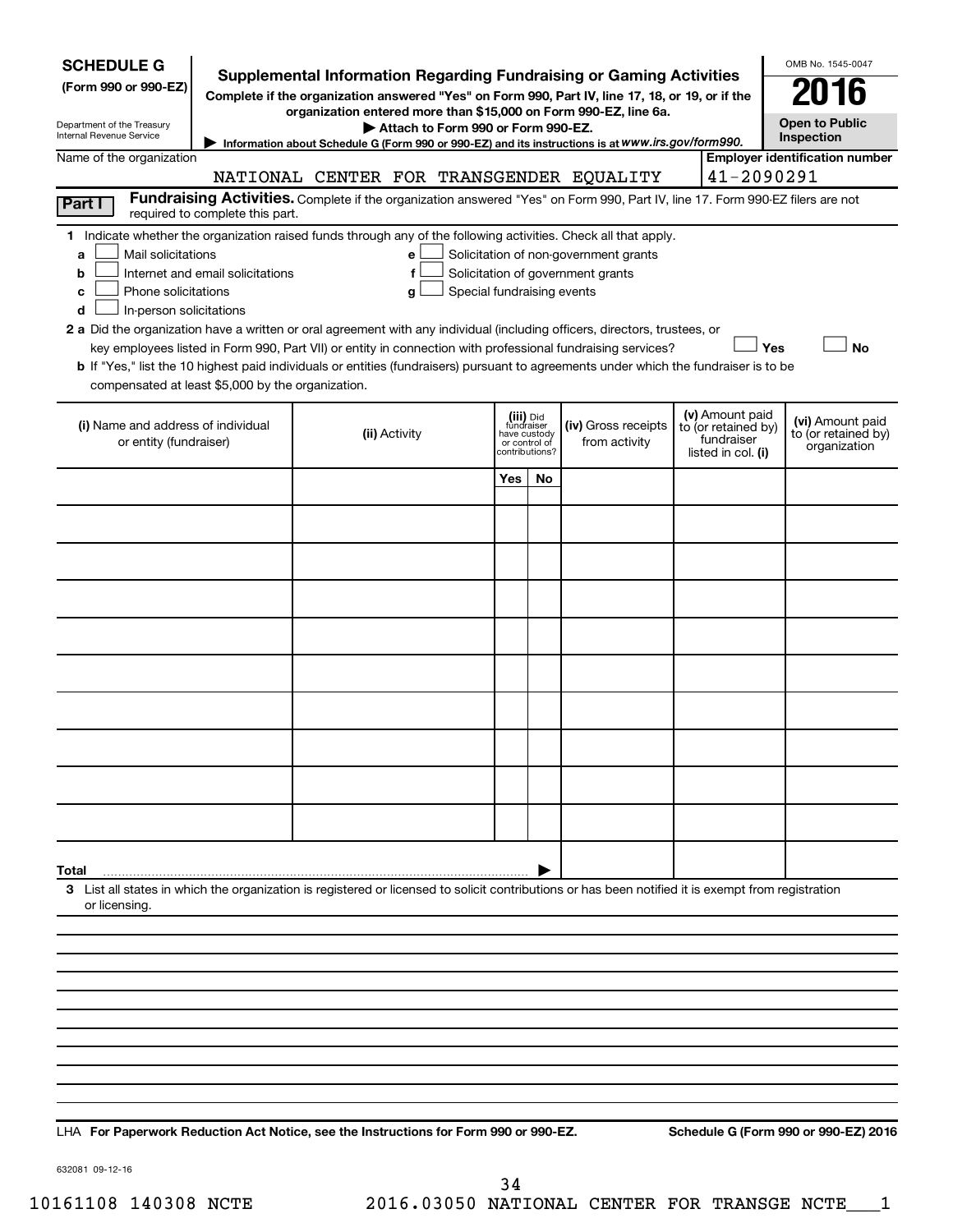**SCHEDULE G**
**(Form 990 or 990-EZ)**

Department of the Treasury
Internal Revenue Service

# Supplemental Information Regarding Fundraising or Gaming Activities

**Complete if the organization answered "Yes" on Form 990, Part IV, line 17, 18, or 19, or if the organization entered more than $15,000 on Form 990-EZ, line 6a.**

▶ **Attach to Form 990 or Form 990-EZ.**

▶ Information about Schedule G (Form 990 or 990-EZ) and its instructions is at *www.irs.gov/form990.*

OMB No. 1545-0047

**2016**

**Open to Public Inspection**

Name of the organization: NATIONAL CENTER FOR TRANSGENDER EQUALITY

**Employer identification number:** 41-2090291

**Part I** **Fundraising Activities.** Complete if the organization answered "Yes" on Form 990, Part IV, line 17. Form 990-EZ filers are not required to complete this part.

**1** Indicate whether the organization raised funds through any of the following activities. Check all that apply.

- **a** ☐ Mail solicitations
- **b** ☐ Internet and email solicitations
- **c** ☐ Phone solicitations
- **d** ☐ In-person solicitations
- **e** ☐ Solicitation of non-government grants
- **f** ☐ Solicitation of government grants
- **g** ☐ Special fundraising events

**2 a** Did the organization have a written or oral agreement with any individual (including officers, directors, trustees, or key employees listed in Form 990, Part VII) or entity in connection with professional fundraising services? ☐ **Yes** ☐ **No**

**b** If "Yes," list the 10 highest paid individuals or entities (fundraisers) pursuant to agreements under which the fundraiser is to be compensated at least $5,000 by the organization.

| (i) Name and address of individual or entity (fundraiser) | (ii) Activity | (iii) Did fundraiser have custody or control of contributions? | | (iv) Gross receipts from activity | (v) Amount paid to (or retained by) fundraiser listed in col. (i) | (vi) Amount paid to (or retained by) organization |
|---|---|---|---|---|---|---|
| | | Yes | No | | | |
| | | | | | | |
| | | | | | | |
| | | | | | | |
| | | | | | | |
| | | | | | | |
| | | | | | | |
| | | | | | | |
| | | | | | | |
| | | | | | | |
| | | | | | | |
| **Total** ▶ | | | | | | |

**3** List all states in which the organization is registered or licensed to solicit contributions or has been notified it is exempt from registration or licensing.

LHA **For Paperwork Reduction Act Notice, see the Instructions for Form 990 or 990-EZ.** **Schedule G (Form 990 or 990-EZ) 2016**

632081 09-12-16

10161108 140308 NCTE 2016.03050 NATIONAL CENTER FOR TRANSGE NCTE___1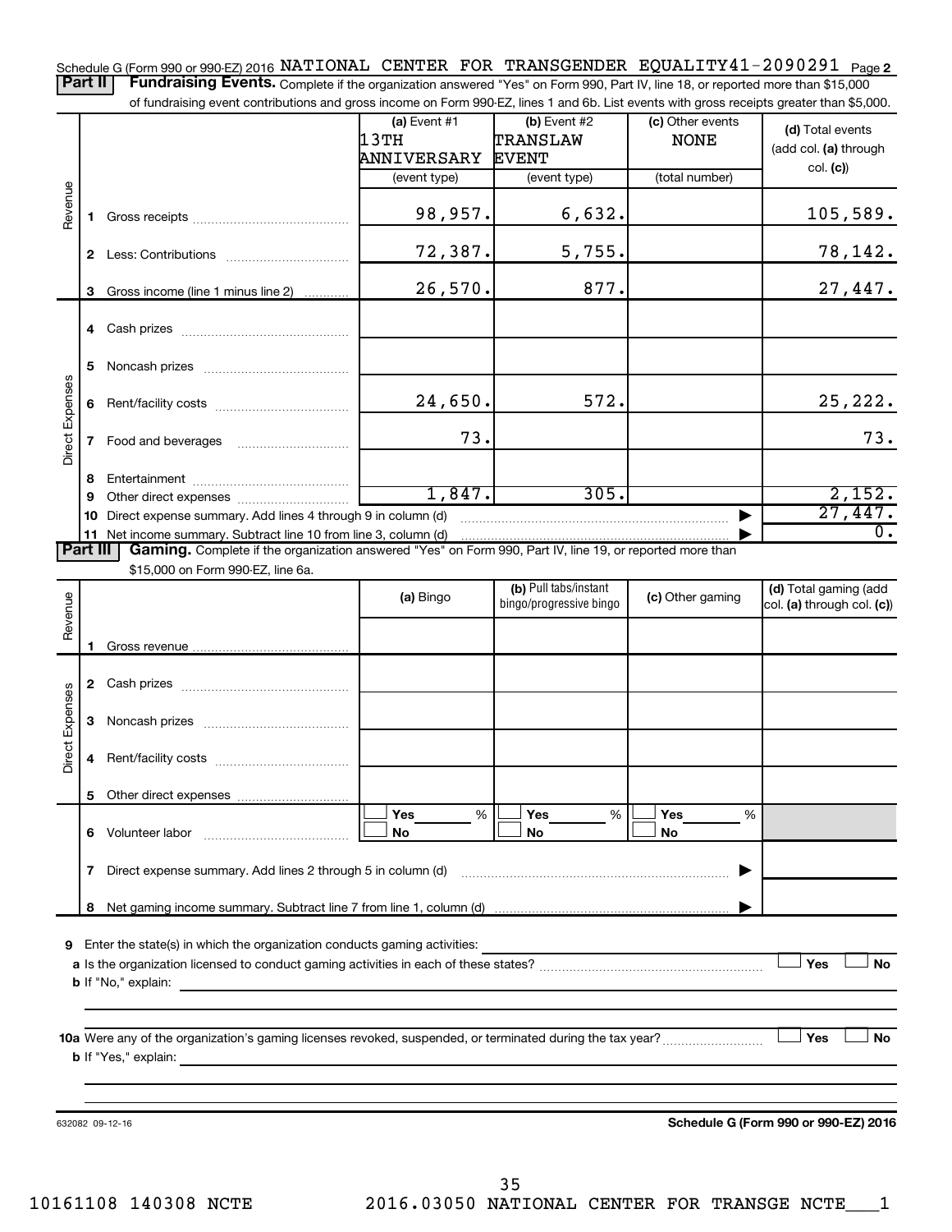Schedule G (Form 990 or 990-EZ) 2016 NATIONAL CENTER FOR TRANSGENDER EQUALITY 41-2090291 Page 2

**Part II** **Fundraising Events.** Complete if the organization answered "Yes" on Form 990, Part IV, line 18, or reported more than $15,000 of fundraising event contributions and gross income on Form 990-EZ, lines 1 and 6b. List events with gross receipts greater than $5,000.

| | | (a) Event #1 13TH ANNIVERSARY (event type) | (b) Event #2 TRANSLAW EVENT (event type) | (c) Other events NONE (total number) | (d) Total events (add col. (a) through col. (c)) |
|---|---|---|---|---|---|
| Revenue | 1 Gross receipts | 98,957. | 6,632. | | 105,589. |
| | 2 Less: Contributions | 72,387. | 5,755. | | 78,142. |
| | 3 Gross income (line 1 minus line 2) | 26,570. | 877. | | 27,447. |
| Direct Expenses | 4 Cash prizes | | | | |
| | 5 Noncash prizes | | | | |
| | 6 Rent/facility costs | 24,650. | 572. | | 25,222. |
| | 7 Food and beverages | 73. | | | 73. |
| | 8 Entertainment | | | | |
| | 9 Other direct expenses | 1,847. | 305. | | 2,152. |
| | 10 Direct expense summary. Add lines 4 through 9 in column (d) | | | ▶ | 27,447. |
| | 11 Net income summary. Subtract line 10 from line 3, column (d) | | | ▶ | 0. |

**Part III** **Gaming.** Complete if the organization answered "Yes" on Form 990, Part IV, line 19, or reported more than $15,000 on Form 990-EZ, line 6a.

| | | (a) Bingo | (b) Pull tabs/instant bingo/progressive bingo | (c) Other gaming | (d) Total gaming (add col. (a) through col. (c)) |
|---|---|---|---|---|---|
| Revenue | 1 Gross revenue | | | | |
| Direct Expenses | 2 Cash prizes | | | | |
| | 3 Noncash prizes | | | | |
| | 4 Rent/facility costs | | | | |
| | 5 Other direct expenses | | | | |
| | 6 Volunteer labor | ☐ Yes ___% ☐ No | ☐ Yes ___% ☐ No | ☐ Yes ___% ☐ No | |
| | 7 Direct expense summary. Add lines 2 through 5 in column (d) | | | ▶ | |
| | 8 Net gaming income summary. Subtract line 7 from line 1, column (d) | | | ▶ | |

9 Enter the state(s) in which the organization conducts gaming activities:

a Is the organization licensed to conduct gaming activities in each of these states? ☐ Yes ☐ No

b If "No," explain:

10a Were any of the organization's gaming licenses revoked, suspended, or terminated during the tax year? ☐ Yes ☐ No

b If "Yes," explain:

632082 09-12-16 **Schedule G (Form 990 or 990-EZ) 2016**

10161108 140308 NCTE 2016.03050 NATIONAL CENTER FOR TRANSGE NCTE___1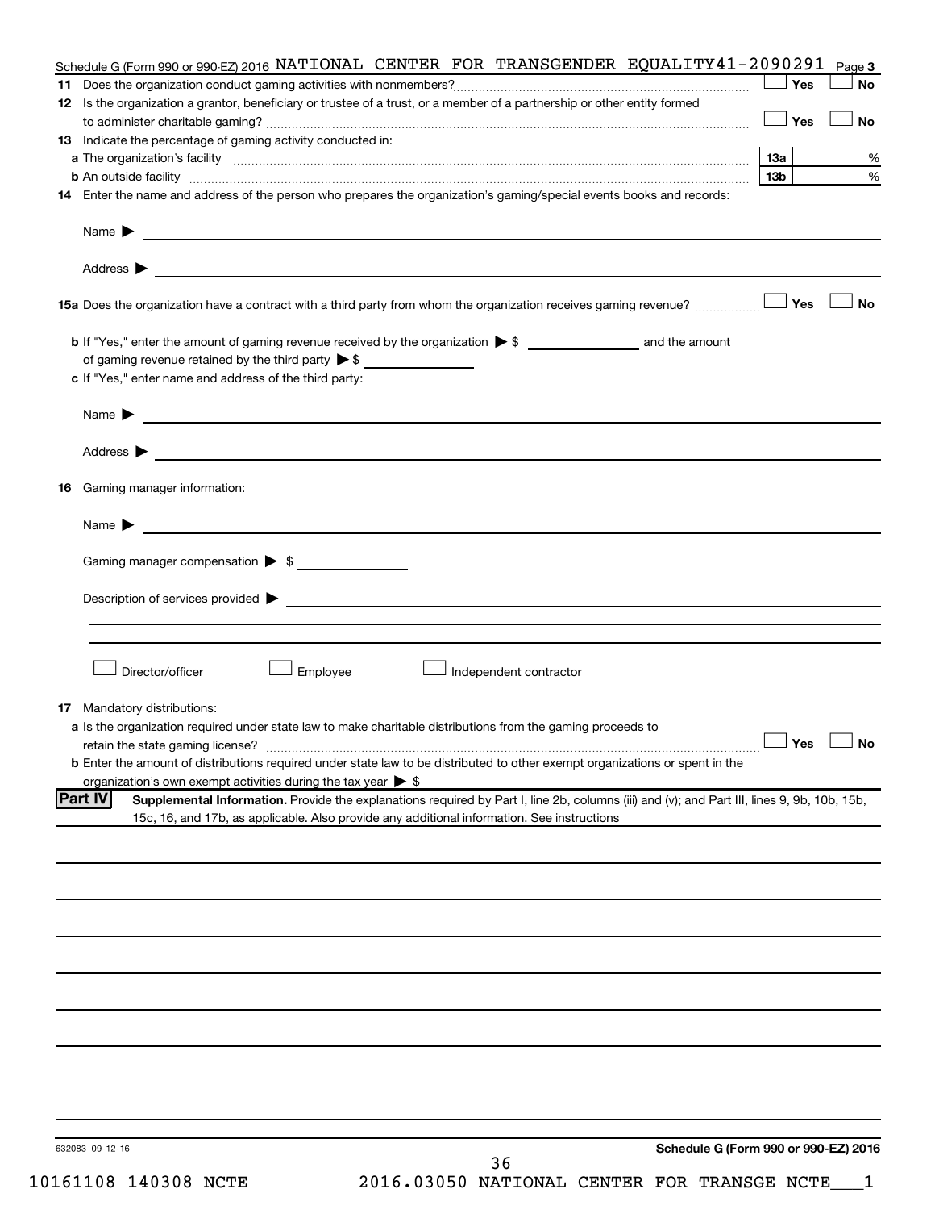Schedule G (Form 990 or 990-EZ) 2016 NATIONAL CENTER FOR TRANSGENDER EQUALITY41-2090291 Page 3

**11** Does the organization conduct gaming activities with nonmembers? ☐ Yes ☐ No

**12** Is the organization a grantor, beneficiary or trustee of a trust, or a member of a partnership or other entity formed to administer charitable gaming? ☐ Yes ☐ No

**13** Indicate the percentage of gaming activity conducted in:

**a** The organization's facility **13a** %

**b** An outside facility **13b** %

**14** Enter the name and address of the person who prepares the organization's gaming/special events books and records:

Name ▶

Address ▶

**15a** Does the organization have a contract with a third party from whom the organization receives gaming revenue? ☐ Yes ☐ No

**b** If "Yes," enter the amount of gaming revenue received by the organization ▶ $ __________ and the amount of gaming revenue retained by the third party ▶ $ __________

**c** If "Yes," enter name and address of the third party:

Name ▶

Address ▶

**16** Gaming manager information:

Name ▶

Gaming manager compensation ▶ $

Description of services provided ▶

☐ Director/officer ☐ Employee ☐ Independent contractor

**17** Mandatory distributions:

**a** Is the organization required under state law to make charitable distributions from the gaming proceeds to retain the state gaming license? ☐ Yes ☐ No

**b** Enter the amount of distributions required under state law to be distributed to other exempt organizations or spent in the organization's own exempt activities during the tax year ▶ $

**Part IV** **Supplemental Information.** Provide the explanations required by Part I, line 2b, columns (iii) and (v); and Part III, lines 9, 9b, 10b, 15b, 15c, 16, and 17b, as applicable. Also provide any additional information. See instructions

632083 09-12-16 **Schedule G (Form 990 or 990-EZ) 2016**

10161108 140308 NCTE 2016.03050 NATIONAL CENTER FOR TRANSGE NCTE___1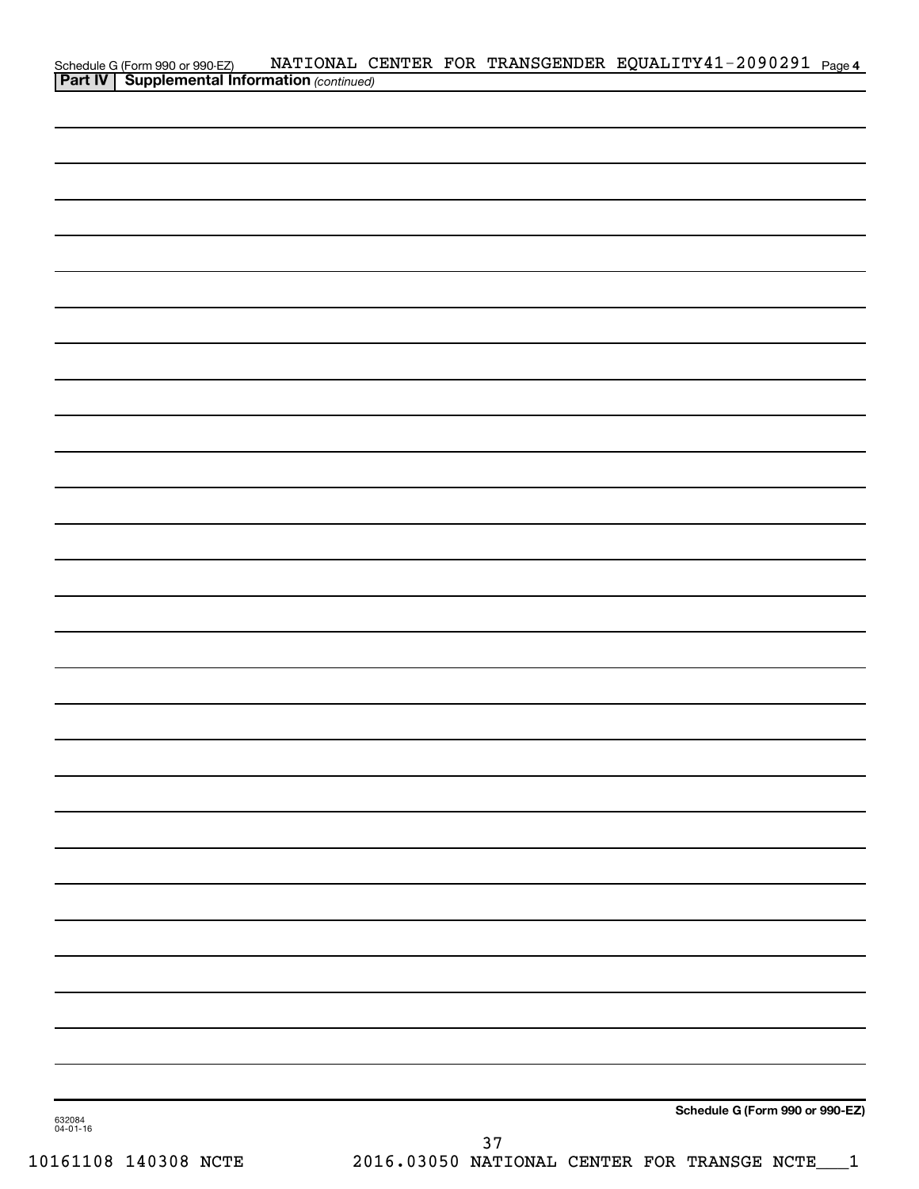Schedule G (Form 990 or 990-EZ) NATIONAL CENTER FOR TRANSGENDER EQUALITY 41-2090291 Page 4

**Part IV | Supplemental Information** *(continued)*

632084
04-01-16

**Schedule G (Form 990 or 990-EZ)**

37

10161108 140308 NCTE 2016.03050 NATIONAL CENTER FOR TRANSGE NCTE___1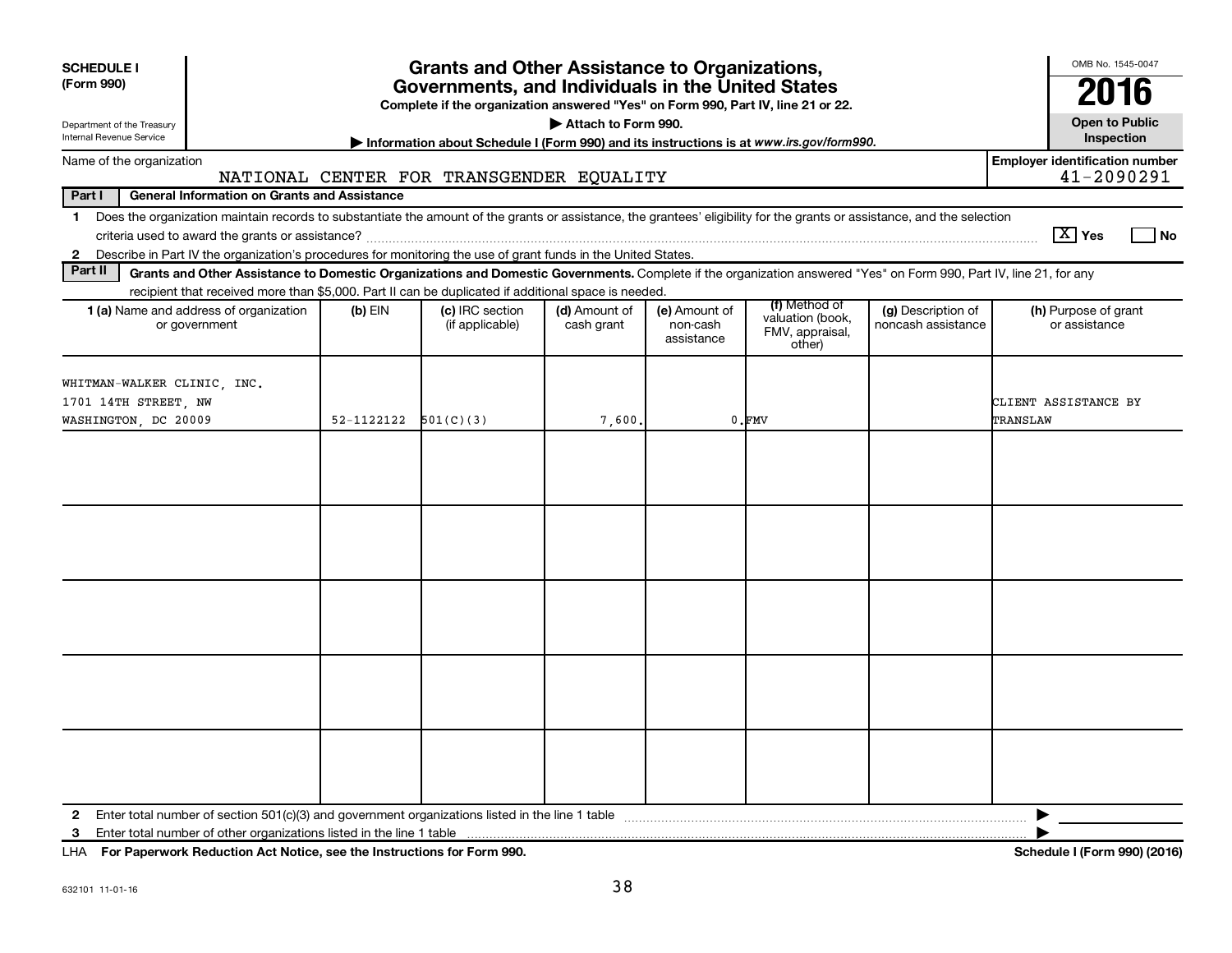**SCHEDULE I (Form 990)**

Department of the Treasury
Internal Revenue Service

# Grants and Other Assistance to Organizations, Governments, and Individuals in the United States

**Complete if the organization answered "Yes" on Form 990, Part IV, line 21 or 22.**

**▶ Attach to Form 990.**

**▶ Information about Schedule I (Form 990) and its instructions is at *www.irs.gov/form990*.**

OMB No. 1545-0047

**2016**

**Open to Public Inspection**

Name of the organization: NATIONAL CENTER FOR TRANSGENDER EQUALITY

Employer identification number: 41-2090291

**Part I — General Information on Grants and Assistance**

1 Does the organization maintain records to substantiate the amount of the grants or assistance, the grantees' eligibility for the grants or assistance, and the selection criteria used to award the grants or assistance? [X] Yes [ ] No

2 Describe in Part IV the organization's procedures for monitoring the use of grant funds in the United States.

**Part II — Grants and Other Assistance to Domestic Organizations and Domestic Governments.** Complete if the organization answered "Yes" on Form 990, Part IV, line 21, for any recipient that received more than $5,000. Part II can be duplicated if additional space is needed.

| 1 (a) Name and address of organization or government | (b) EIN | (c) IRC section (if applicable) | (d) Amount of cash grant | (e) Amount of non-cash assistance | (f) Method of valuation (book, FMV, appraisal, other) | (g) Description of noncash assistance | (h) Purpose of grant or assistance |
|---|---|---|---|---|---|---|---|
| WHITMAN-WALKER CLINIC, INC.<br>1701 14TH STREET, NW<br>WASHINGTON, DC 20009 | 52-1122122 | 501(C)(3) | 7,600. | 0. | FMV | | CLIENT ASSISTANCE BY TRANSLAW |
| | | | | | | | |
| | | | | | | | |
| | | | | | | | |
| | | | | | | | |
| | | | | | | | |

2 Enter total number of section 501(c)(3) and government organizations listed in the line 1 table ▶

3 Enter total number of other organizations listed in the line 1 table ▶

LHA **For Paperwork Reduction Act Notice, see the Instructions for Form 990.** **Schedule I (Form 990) (2016)**

632101 11-01-16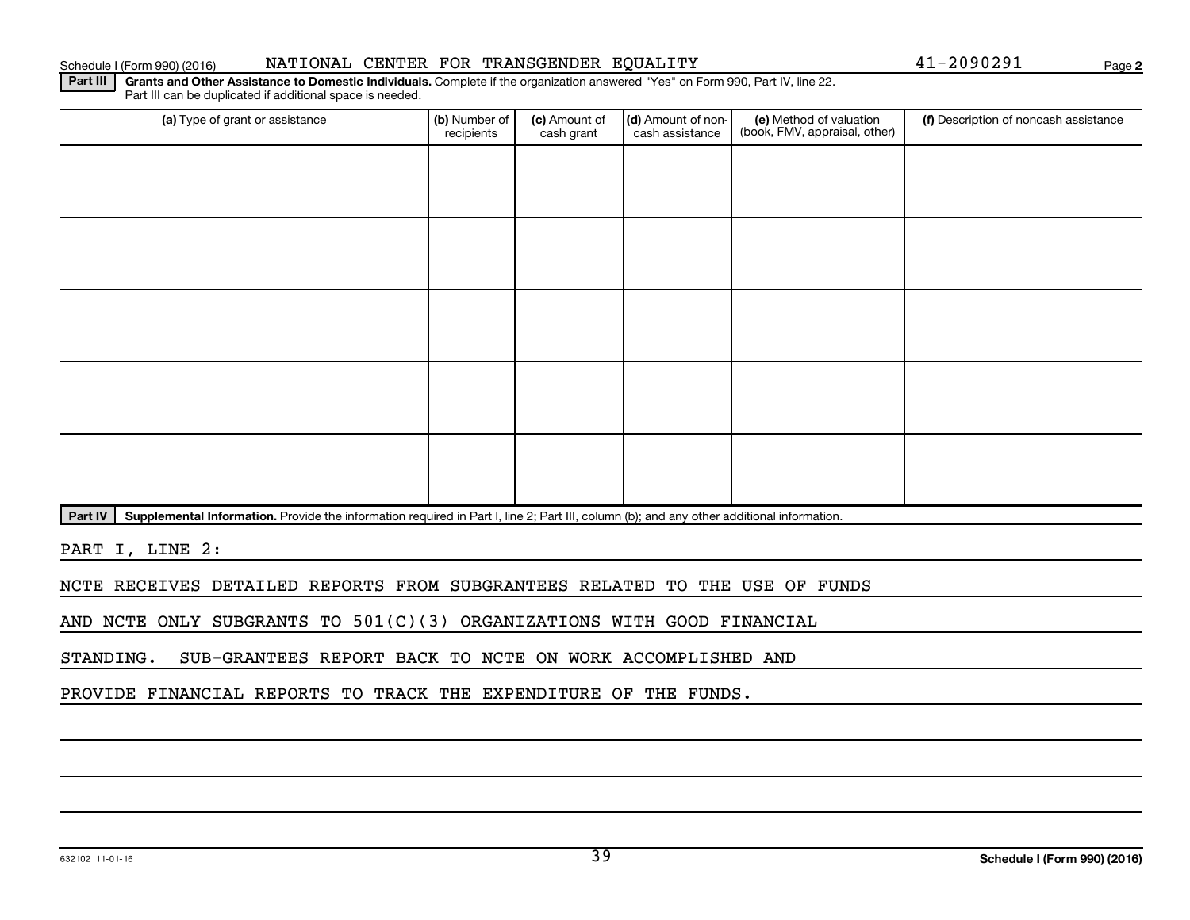Schedule I (Form 990) (2016) NATIONAL CENTER FOR TRANSGENDER EQUALITY 41-2090291 Page 2

**Part III** **Grants and Other Assistance to Domestic Individuals.** Complete if the organization answered "Yes" on Form 990, Part IV, line 22. Part III can be duplicated if additional space is needed.

| (a) Type of grant or assistance | (b) Number of recipients | (c) Amount of cash grant | (d) Amount of non-cash assistance | (e) Method of valuation (book, FMV, appraisal, other) | (f) Description of noncash assistance |
|---|---|---|---|---|---|
| | | | | | |
| | | | | | |
| | | | | | |
| | | | | | |
| | | | | | |

**Part IV** **Supplemental Information.** Provide the information required in Part I, line 2; Part III, column (b); and any other additional information.

PART I, LINE 2:

NCTE RECEIVES DETAILED REPORTS FROM SUBGRANTEES RELATED TO THE USE OF FUNDS AND NCTE ONLY SUBGRANTS TO 501(C)(3) ORGANIZATIONS WITH GOOD FINANCIAL STANDING. SUB-GRANTEES REPORT BACK TO NCTE ON WORK ACCOMPLISHED AND PROVIDE FINANCIAL REPORTS TO TRACK THE EXPENDITURE OF THE FUNDS.

632102 11-01-16 **Schedule I (Form 990) (2016)**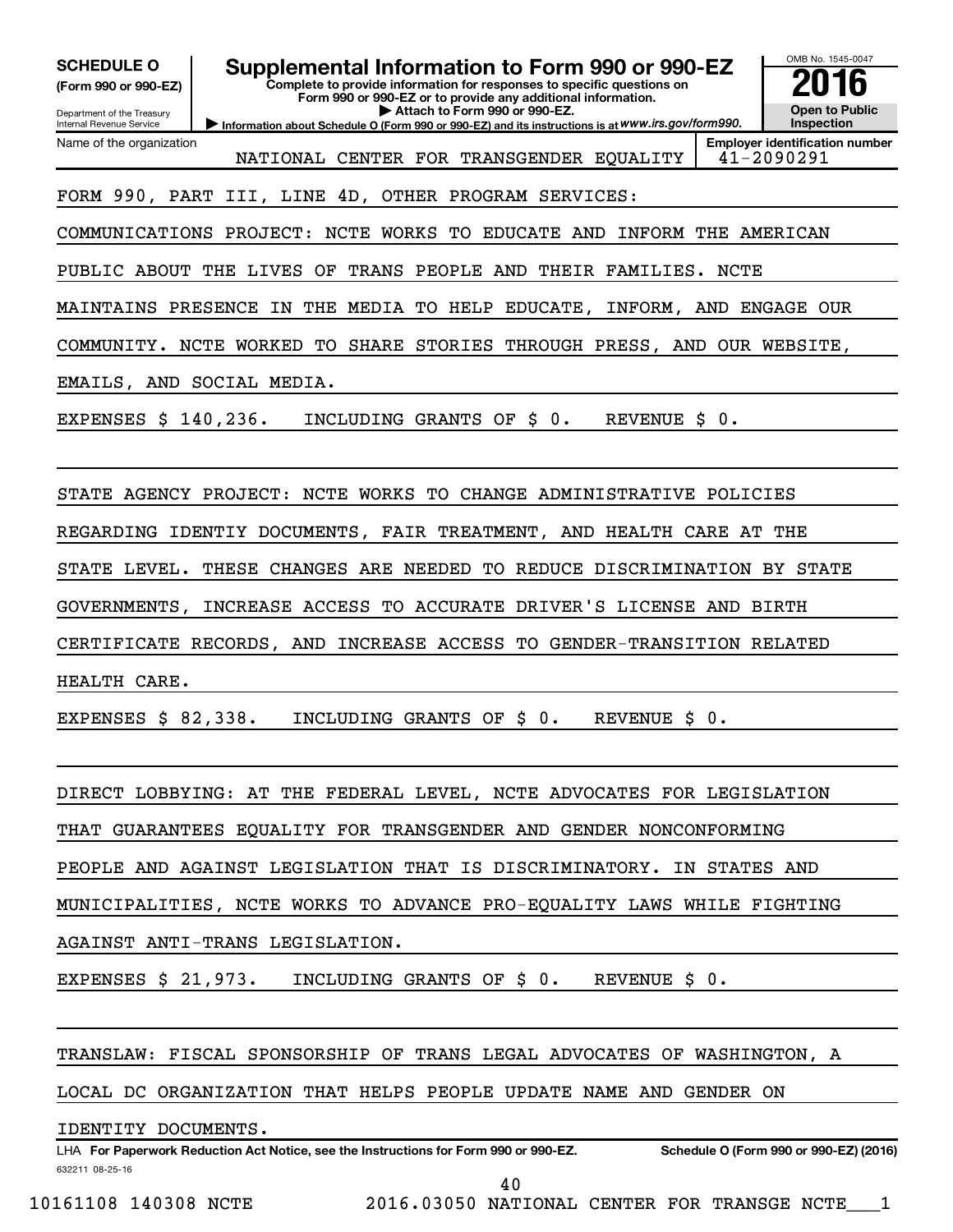**SCHEDULE O (Form 990 or 990-EZ)**

Department of the Treasury
Internal Revenue Service

# Supplemental Information to Form 990 or 990-EZ

**Complete to provide information for responses to specific questions on Form 990 or 990-EZ or to provide any additional information.**

**▶ Attach to Form 990 or 990-EZ.**

**▶ Information about Schedule O (Form 990 or 990-EZ) and its instructions is at www.irs.gov/form990.**

OMB No. 1545-0047

**2016**

**Open to Public Inspection**

| Name of the organization | Employer identification number |
|---|---|
| NATIONAL CENTER FOR TRANSGENDER EQUALITY | 41-2090291 |

FORM 990, PART III, LINE 4D, OTHER PROGRAM SERVICES:

COMMUNICATIONS PROJECT: NCTE WORKS TO EDUCATE AND INFORM THE AMERICAN PUBLIC ABOUT THE LIVES OF TRANS PEOPLE AND THEIR FAMILIES. NCTE MAINTAINS PRESENCE IN THE MEDIA TO HELP EDUCATE, INFORM, AND ENGAGE OUR COMMUNITY. NCTE WORKED TO SHARE STORIES THROUGH PRESS, AND OUR WEBSITE, EMAILS, AND SOCIAL MEDIA.

EXPENSES $ 140,236. INCLUDING GRANTS OF $ 0. REVENUE $ 0.

STATE AGENCY PROJECT: NCTE WORKS TO CHANGE ADMINISTRATIVE POLICIES REGARDING IDENTIY DOCUMENTS, FAIR TREATMENT, AND HEALTH CARE AT THE STATE LEVEL. THESE CHANGES ARE NEEDED TO REDUCE DISCRIMINATION BY STATE GOVERNMENTS, INCREASE ACCESS TO ACCURATE DRIVER'S LICENSE AND BIRTH CERTIFICATE RECORDS, AND INCREASE ACCESS TO GENDER-TRANSITION RELATED HEALTH CARE.

EXPENSES $ 82,338. INCLUDING GRANTS OF $ 0. REVENUE $ 0.

DIRECT LOBBYING: AT THE FEDERAL LEVEL, NCTE ADVOCATES FOR LEGISLATION THAT GUARANTEES EQUALITY FOR TRANSGENDER AND GENDER NONCONFORMING PEOPLE AND AGAINST LEGISLATION THAT IS DISCRIMINATORY. IN STATES AND MUNICIPALITIES, NCTE WORKS TO ADVANCE PRO-EQUALITY LAWS WHILE FIGHTING AGAINST ANTI-TRANS LEGISLATION.

EXPENSES $ 21,973. INCLUDING GRANTS OF $ 0. REVENUE $ 0.

TRANSLAW: FISCAL SPONSORSHIP OF TRANS LEGAL ADVOCATES OF WASHINGTON, A LOCAL DC ORGANIZATION THAT HELPS PEOPLE UPDATE NAME AND GENDER ON IDENTITY DOCUMENTS.

LHA **For Paperwork Reduction Act Notice, see the Instructions for Form 990 or 990-EZ.** **Schedule O (Form 990 or 990-EZ) (2016)**

632211 08-25-16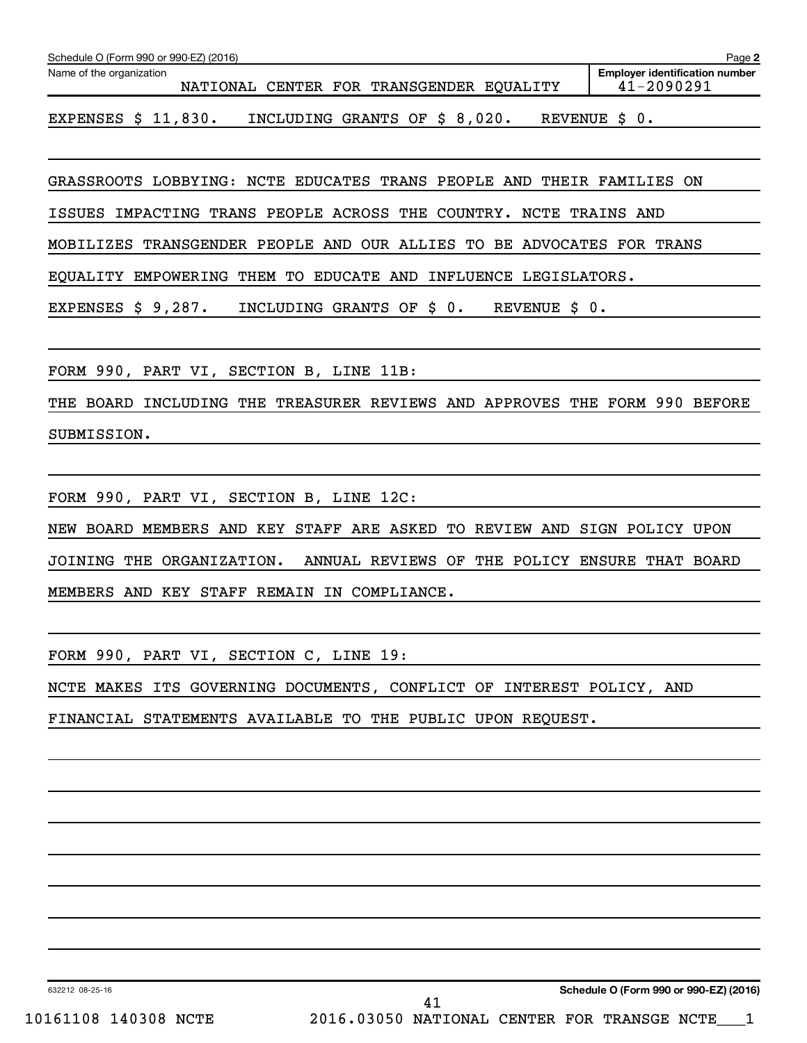Schedule O (Form 990 or 990-EZ) (2016) Page **2**

Name of the organization: NATIONAL CENTER FOR TRANSGENDER EQUALITY

**Employer identification number** 41-2090291

EXPENSES $ 11,830. INCLUDING GRANTS OF $ 8,020. REVENUE $ 0.

GRASSROOTS LOBBYING: NCTE EDUCATES TRANS PEOPLE AND THEIR FAMILIES ON ISSUES IMPACTING TRANS PEOPLE ACROSS THE COUNTRY. NCTE TRAINS AND MOBILIZES TRANSGENDER PEOPLE AND OUR ALLIES TO BE ADVOCATES FOR TRANS EQUALITY EMPOWERING THEM TO EDUCATE AND INFLUENCE LEGISLATORS.

EXPENSES $ 9,287. INCLUDING GRANTS OF $ 0. REVENUE $ 0.

FORM 990, PART VI, SECTION B, LINE 11B:

THE BOARD INCLUDING THE TREASURER REVIEWS AND APPROVES THE FORM 990 BEFORE SUBMISSION.

FORM 990, PART VI, SECTION B, LINE 12C:

NEW BOARD MEMBERS AND KEY STAFF ARE ASKED TO REVIEW AND SIGN POLICY UPON JOINING THE ORGANIZATION. ANNUAL REVIEWS OF THE POLICY ENSURE THAT BOARD MEMBERS AND KEY STAFF REMAIN IN COMPLIANCE.

FORM 990, PART VI, SECTION C, LINE 19:

NCTE MAKES ITS GOVERNING DOCUMENTS, CONFLICT OF INTEREST POLICY, AND FINANCIAL STATEMENTS AVAILABLE TO THE PUBLIC UPON REQUEST.

632212 08-25-16 **Schedule O (Form 990 or 990-EZ) (2016)**

10161108 140308 NCTE 2016.03050 NATIONAL CENTER FOR TRANSGE NCTE___1